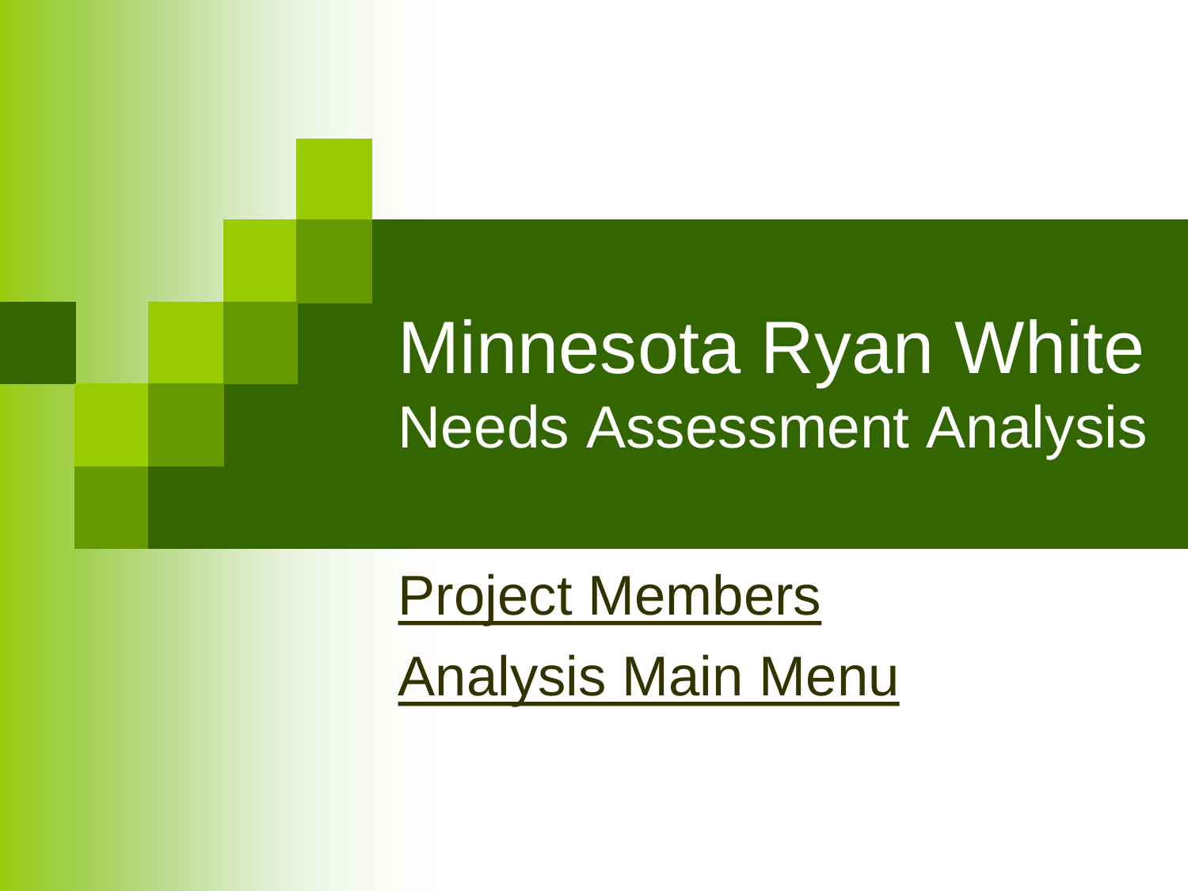# Minnesota Ryan White

## Needs Assessment Analysis

Project Members

Analysis Main Menu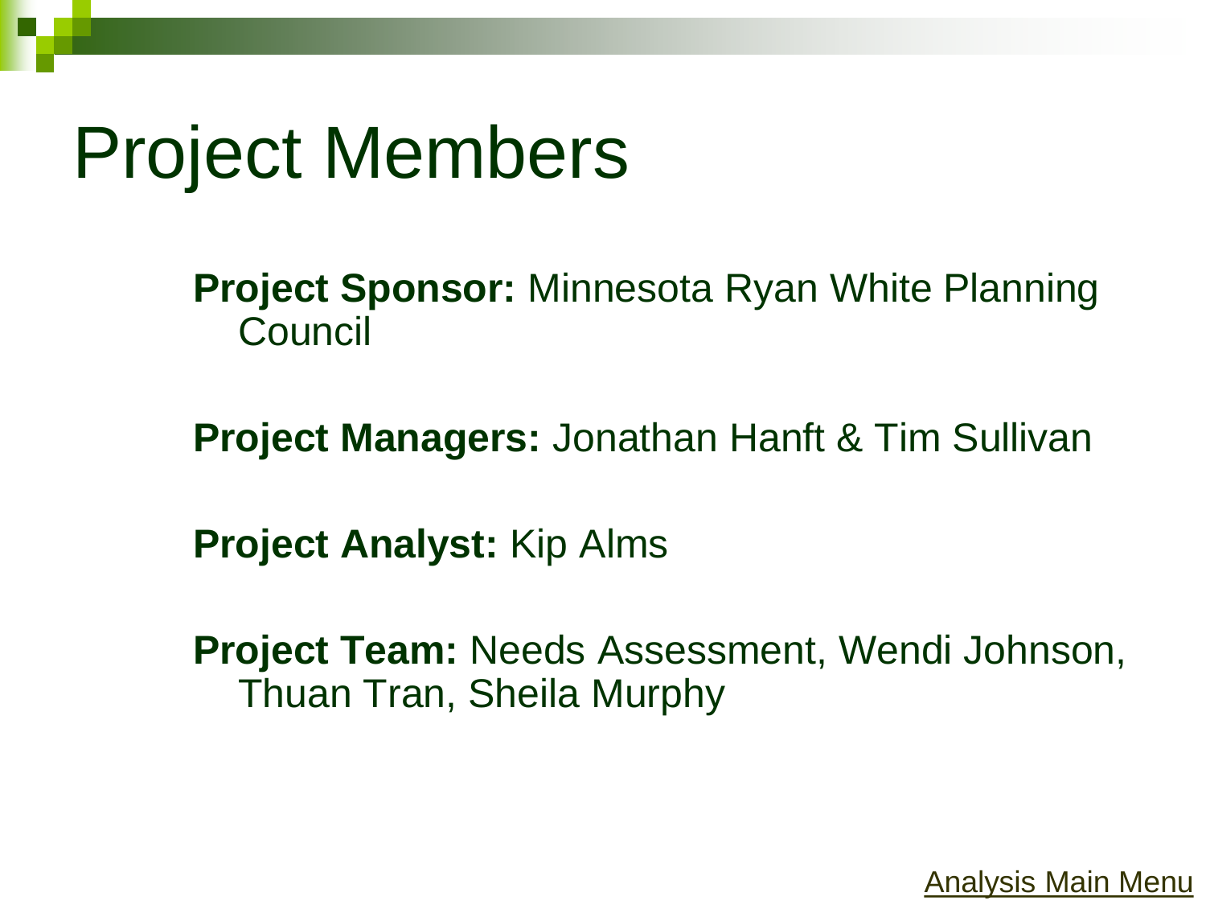# Project Members

**Project Sponsor:** Minnesota Ryan White Planning Council

**Project Managers:** Jonathan Hanft & Tim Sullivan

**Project Analyst:** Kip Alms

**Project Team:** Needs Assessment, Wendi Johnson, Thuan Tran, Sheila Murphy

Analysis Main Menu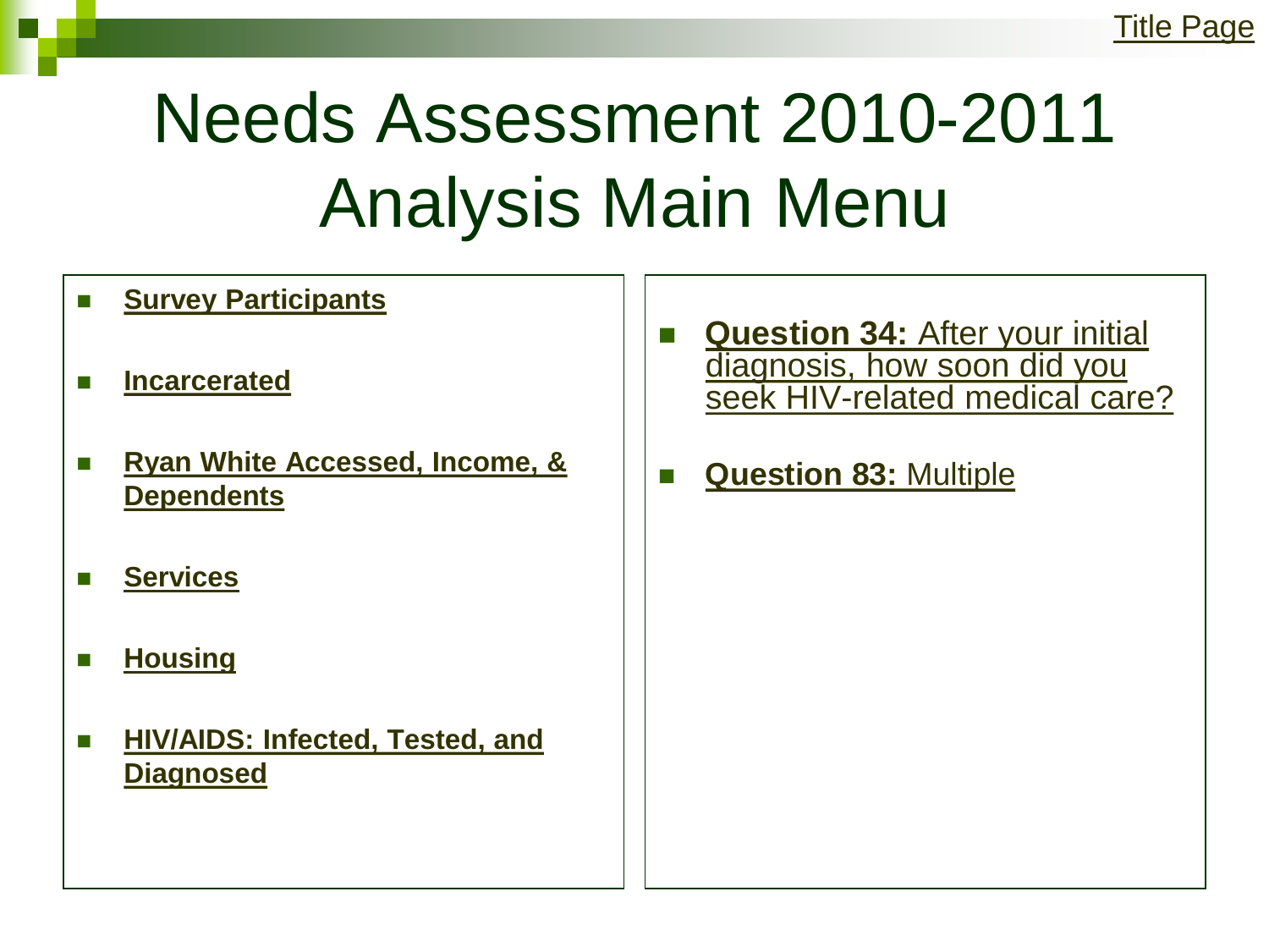Title Page

# Needs Assessment 2010-2011 Analysis Main Menu

- **Survey Participants**
- **Incarcerated**
- **Ryan White Accessed, Income, & Dependents**
- **Services**
- **Housing**
- **HIV/AIDS: Infected, Tested, and Diagnosed**

- **Question 34:** After your initial diagnosis, how soon did you seek HIV-related medical care?
- **Question 83:** Multiple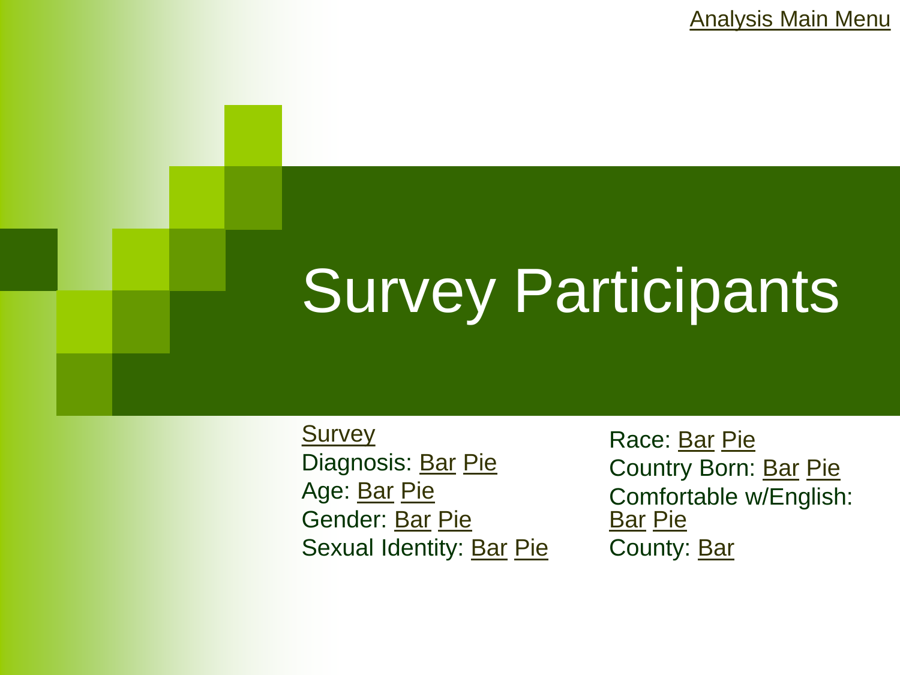Analysis Main Menu

# Survey Participants

Survey
Diagnosis: Bar Pie
Age: Bar Pie
Gender: Bar Pie
Sexual Identity: Bar Pie

Race: Bar Pie
Country Born: Bar Pie
Comfortable w/English: Bar Pie
County: Bar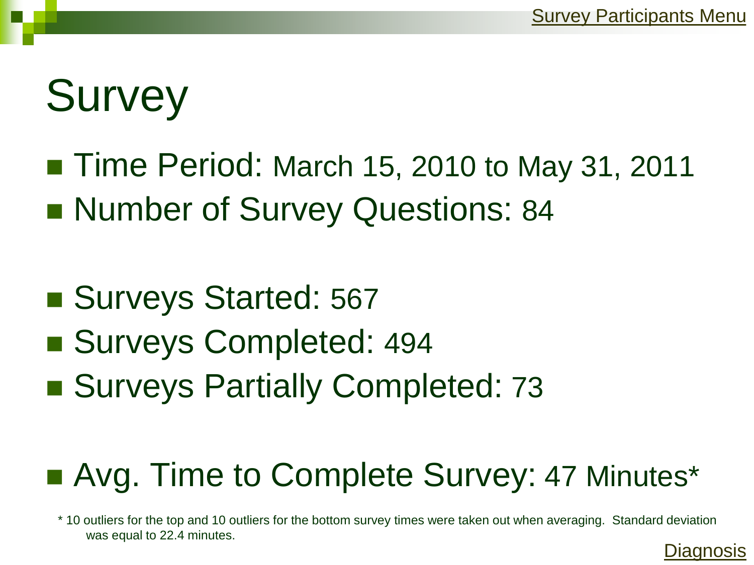# Survey

- Time Period: March 15, 2010 to May 31, 2011
- Number of Survey Questions: 84

- Surveys Started: 567
- Surveys Completed: 494
- Surveys Partially Completed: 73

- Avg. Time to Complete Survey: 47 Minutes*

\* 10 outliers for the top and 10 outliers for the bottom survey times were taken out when averaging. Standard deviation was equal to 22.4 minutes.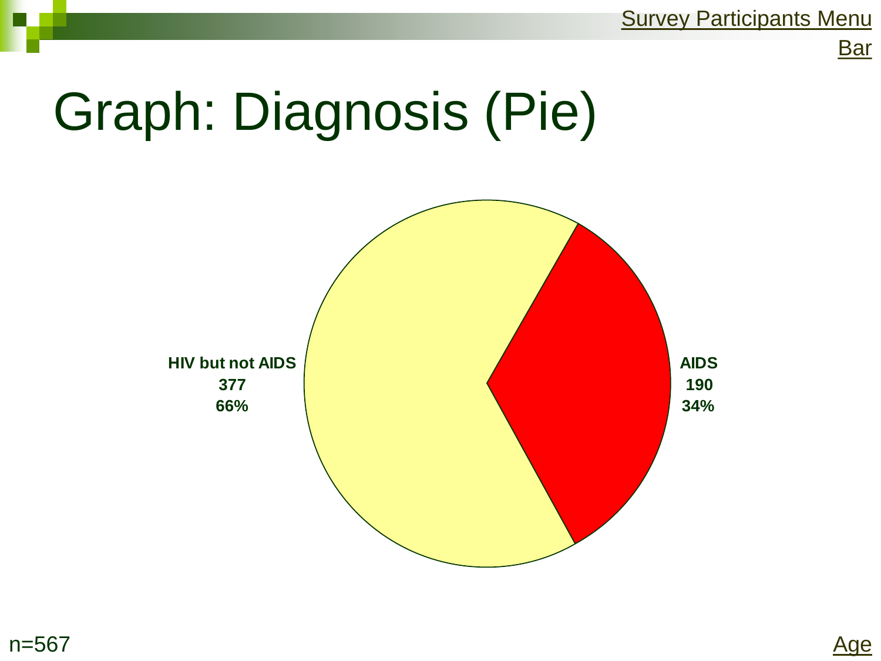Survey Participants Menu

Bar

# Graph: Diagnosis (Pie)

HIV but not AIDS
377
66%

AIDS
190
34%

n=567

Age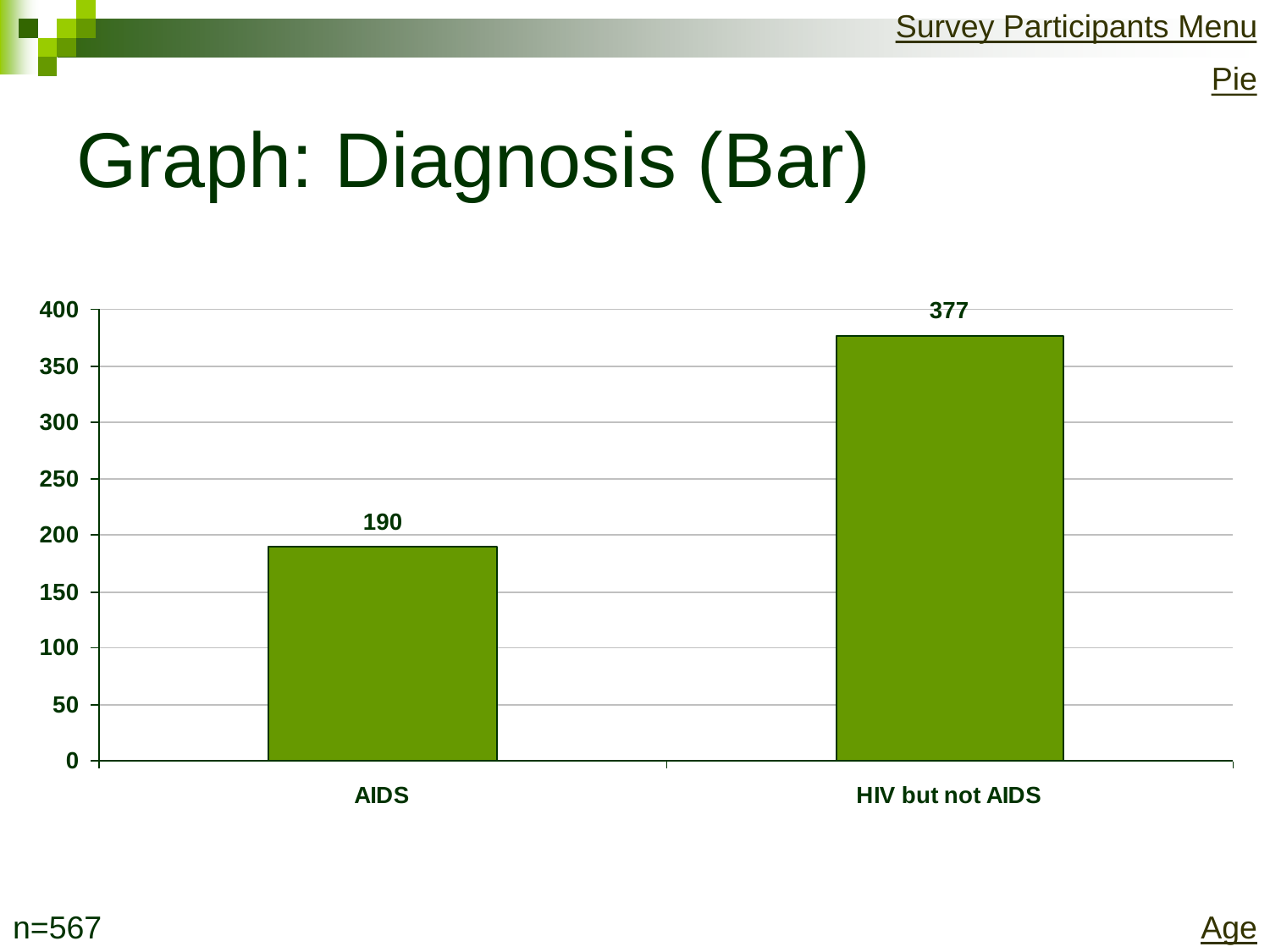Survey Participants Menu

Pie

# Graph: Diagnosis (Bar)

| Diagnosis | Count |
| --- | --- |
| AIDS | 190 |
| HIV but not AIDS | 377 |

n=567

Age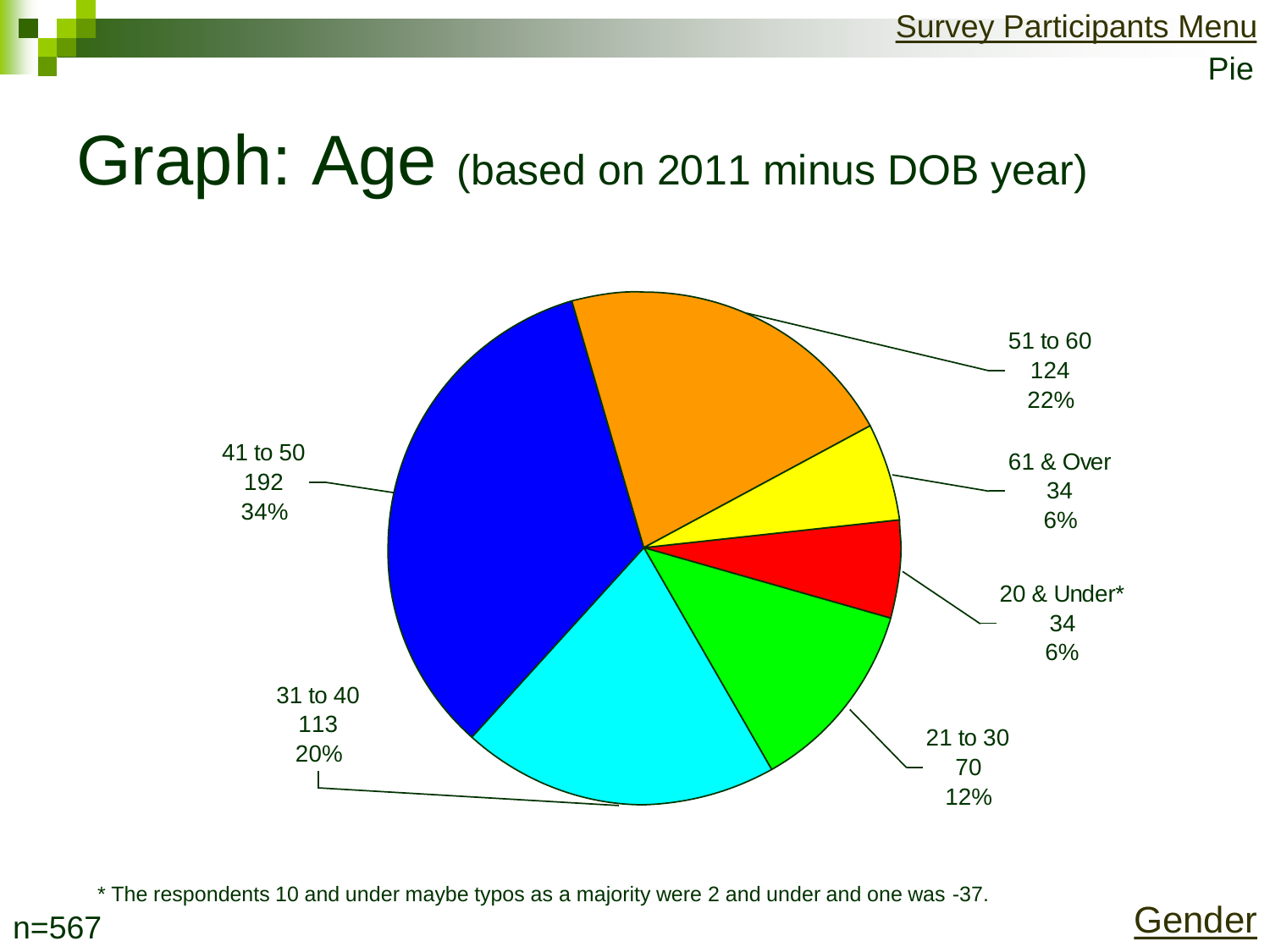Survey Participants Menu

Pie

# Graph: Age (based on 2011 minus DOB year)

| Age | Count | Percent |
| --- | --- | --- |
| 51 to 60 | 124 | 22% |
| 61 & Over | 34 | 6% |
| 20 & Under* | 34 | 6% |
| 21 to 30 | 70 | 12% |
| 31 to 40 | 113 | 20% |
| 41 to 50 | 192 | 34% |

* The respondents 10 and under maybe typos as a majority were 2 and under and one was -37.

n=567

Gender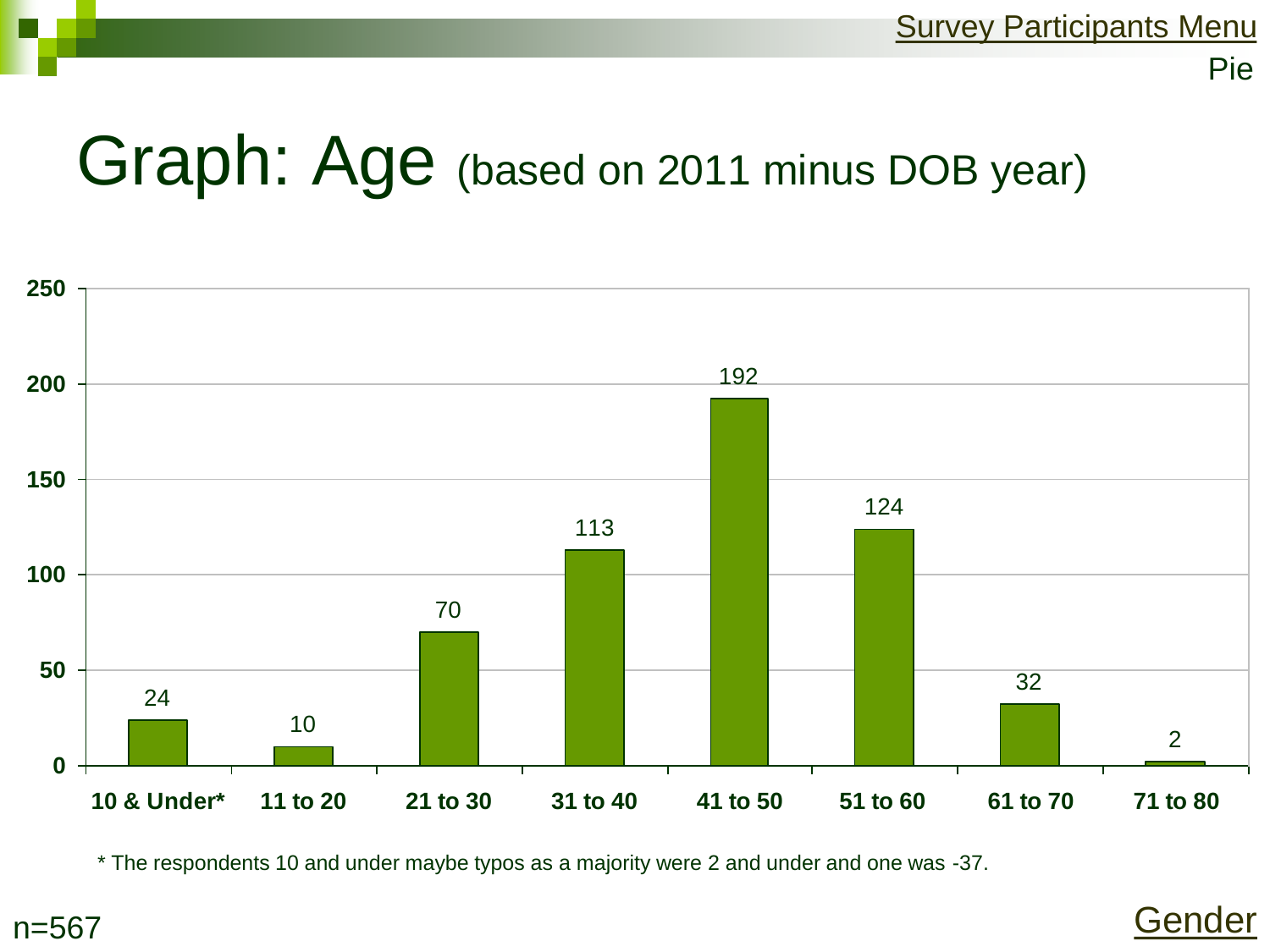Survey Participants Menu

Pie

# Graph: Age (based on 2011 minus DOB year)

| Age | Count |
|---|---|
| 10 & Under* | 24 |
| 11 to 20 | 10 |
| 21 to 30 | 70 |
| 31 to 40 | 113 |
| 41 to 50 | 192 |
| 51 to 60 | 124 |
| 61 to 70 | 32 |
| 71 to 80 | 2 |

* The respondents 10 and under maybe typos as a majority were 2 and under and one was -37.

n=567

Gender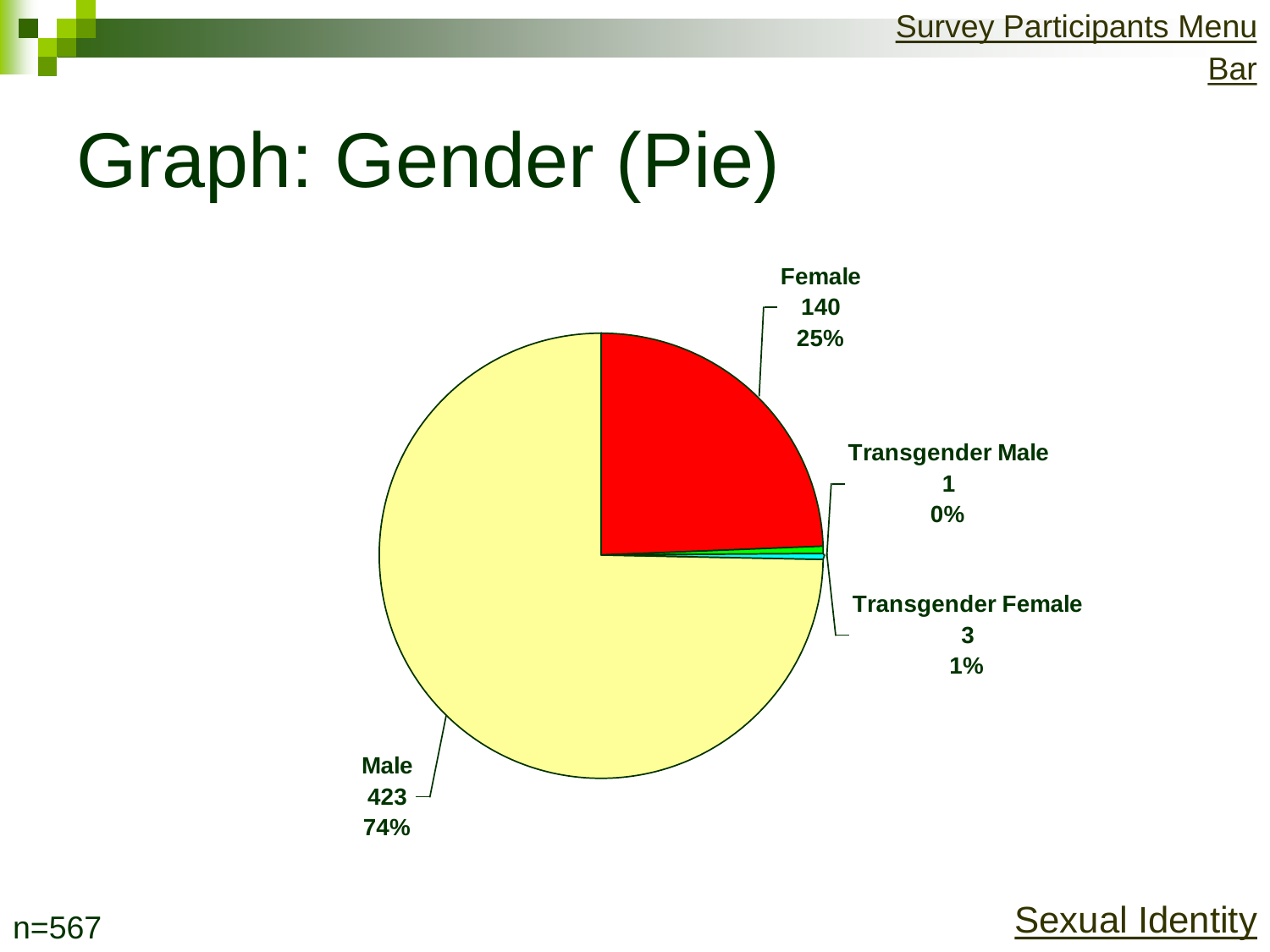Survey Participants Menu Bar

# Graph: Gender (Pie)

Female
140
25%

Transgender Male
1
0%

Transgender Female
3
1%

Male
423
74%

n=567

Sexual Identity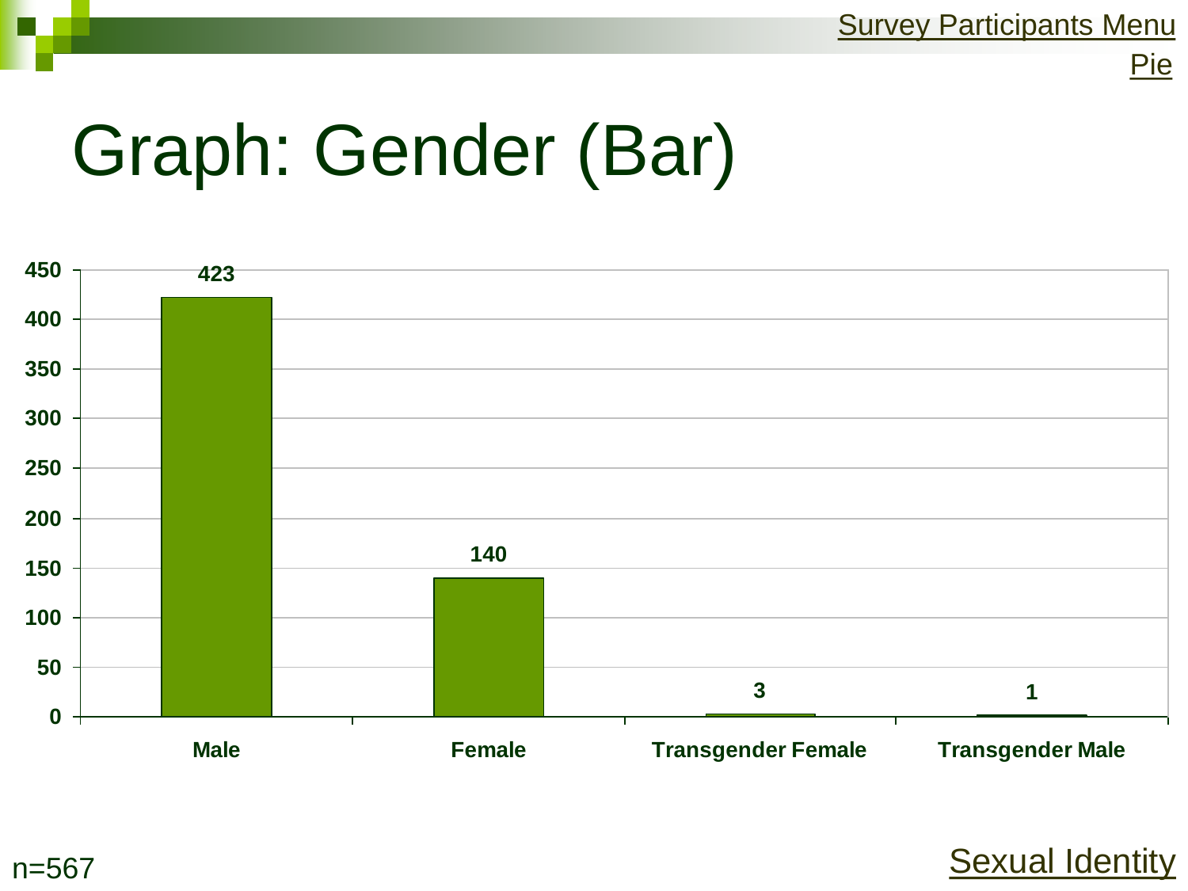Survey Participants Menu

Pie

# Graph: Gender (Bar)

| Gender | Count |
|---|---|
| Male | 423 |
| Female | 140 |
| Transgender Female | 3 |
| Transgender Male | 1 |

n=567

Sexual Identity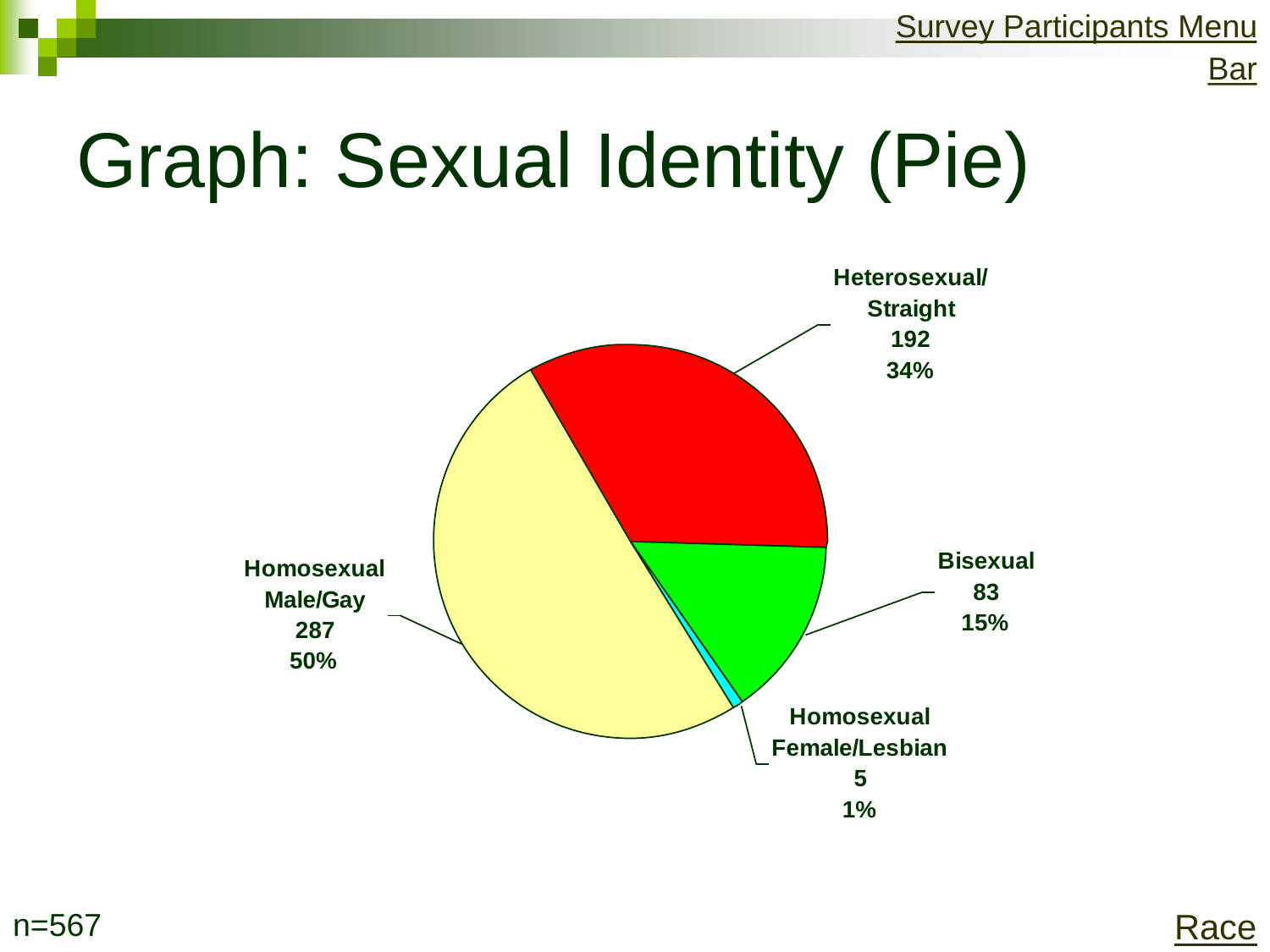Survey Participants Menu Bar

# Graph: Sexual Identity (Pie)

Heterosexual/ Straight 192 34%

Bisexual 83 15%

Homosexual Female/Lesbian 5 1%

Homosexual Male/Gay 287 50%

n=567

Race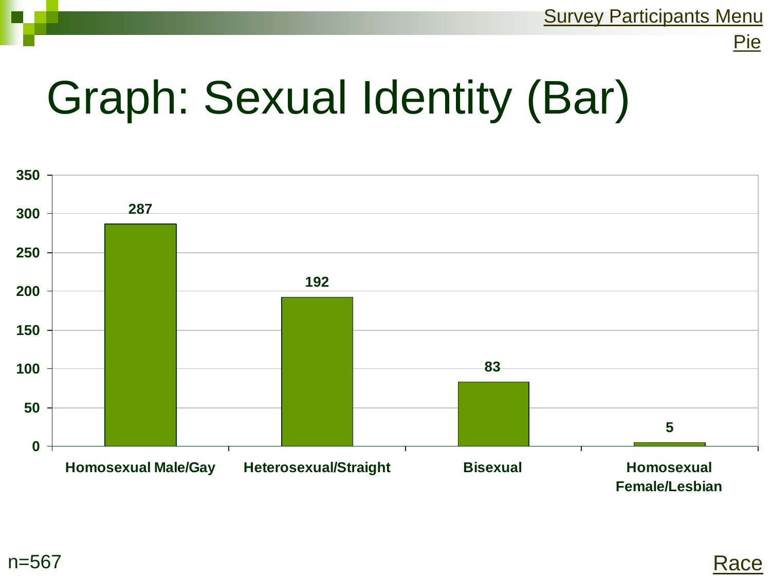Survey Participants Menu

Pie

# Graph: Sexual Identity (Bar)

| Sexual Identity | Count |
|---|---|
| Homosexual Male/Gay | 287 |
| Heterosexual/Straight | 192 |
| Bisexual | 83 |
| Homosexual Female/Lesbian | 5 |

n=567

Race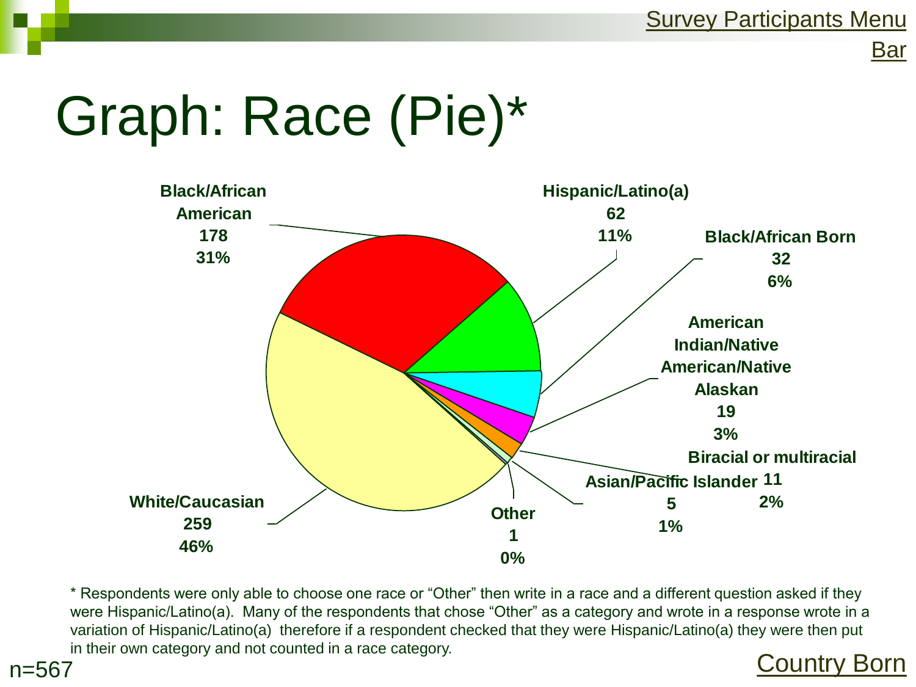Survey Participants Menu

Bar

# Graph: Race (Pie)*

Black/African American 178 31%

Hispanic/Latino(a) 62 11%

Black/African Born 32 6%

American Indian/Native American/Native Alaskan 19 3%

Biracial or multiracial 11 2%

Asian/Pacific Islander 5 1%

Other 1 0%

White/Caucasian 259 46%

* Respondents were only able to choose one race or "Other" then write in a race and a different question asked if they were Hispanic/Latino(a). Many of the respondents that chose "Other" as a category and wrote in a response wrote in a variation of Hispanic/Latino(a) therefore if a respondent checked that they were Hispanic/Latino(a) they were then put in their own category and not counted in a race category.

n=567

Country Born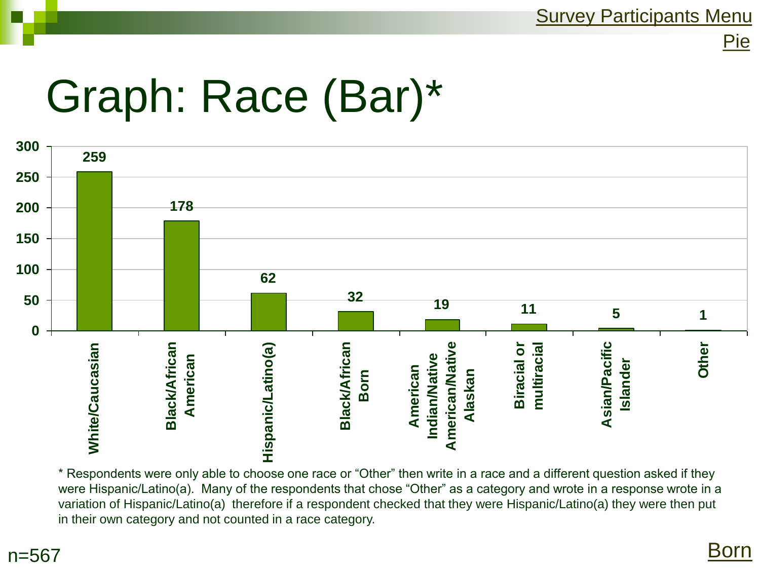[Survey Participants Menu](#)

[Pie](#)

# Graph: Race (Bar)*

| Race | Count |
|---|---|
| White/Caucasian | 259 |
| Black/African American | 178 |
| Hispanic/Latino(a) | 62 |
| Black/African Born | 32 |
| American Indian/Native American/Native Alaskan | 19 |
| Biracial or multiracial | 11 |
| Asian/Pacific Islander | 5 |
| Other | 1 |

* Respondents were only able to choose one race or "Other" then write in a race and a different question asked if they were Hispanic/Latino(a). Many of the respondents that chose "Other" as a category and wrote in a response wrote in a variation of Hispanic/Latino(a) therefore if a respondent checked that they were Hispanic/Latino(a) they were then put in their own category and not counted in a race category.

n=567

[Born](#)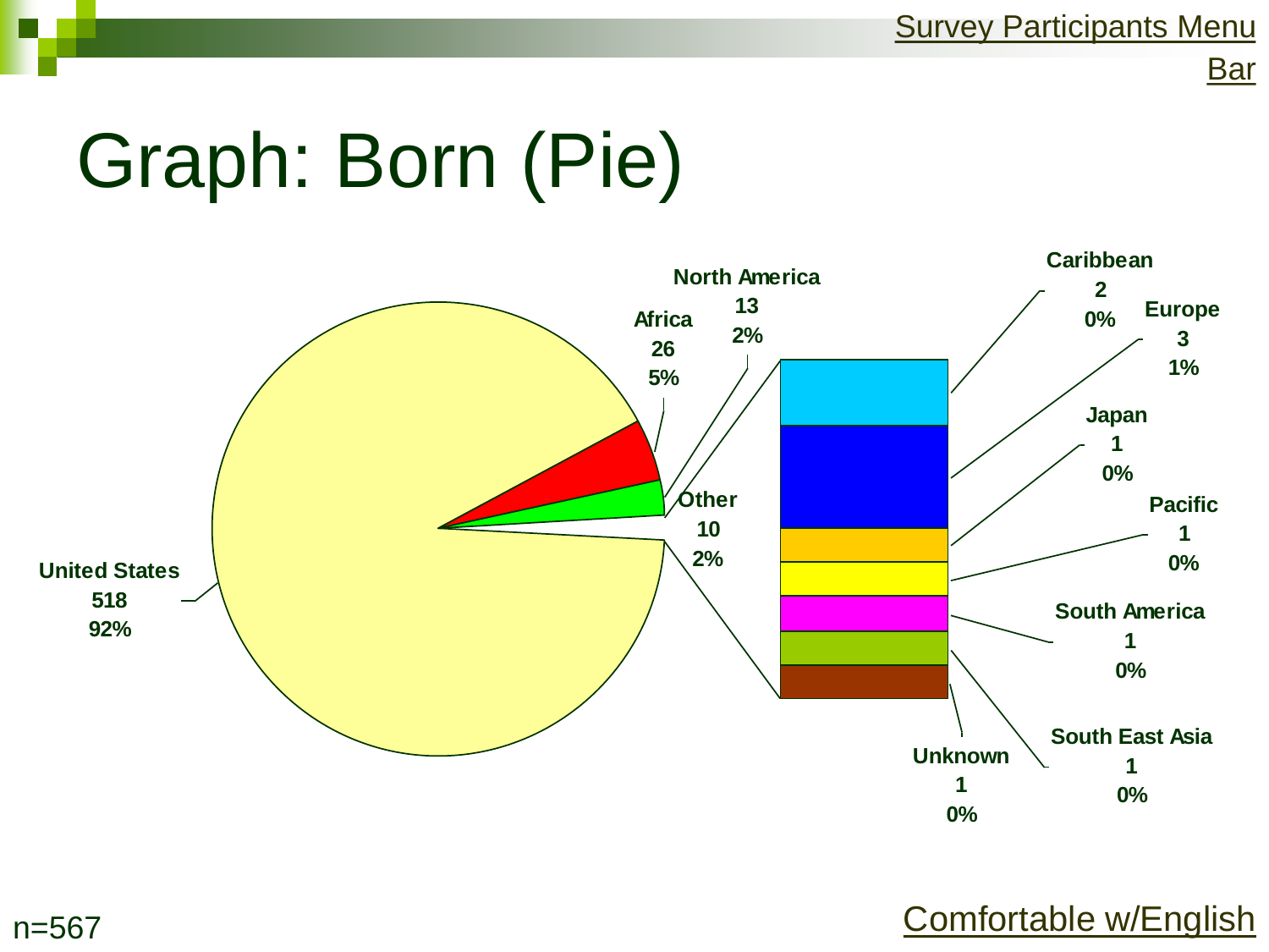Survey Participants Menu Bar

# Graph: Born (Pie)

| Born | Count | Percent |
|---|---|---|
| United States | 518 | 92% |
| Africa | 26 | 5% |
| North America | 13 | 2% |
| Other | 10 | 2% |

Other breakdown:

| Born | Count | Percent |
|---|---|---|
| Caribbean | 2 | 0% |
| Europe | 3 | 1% |
| Japan | 1 | 0% |
| Pacific | 1 | 0% |
| South America | 1 | 0% |
| South East Asia | 1 | 0% |
| Unknown | 1 | 0% |

n=567

Comfortable w/English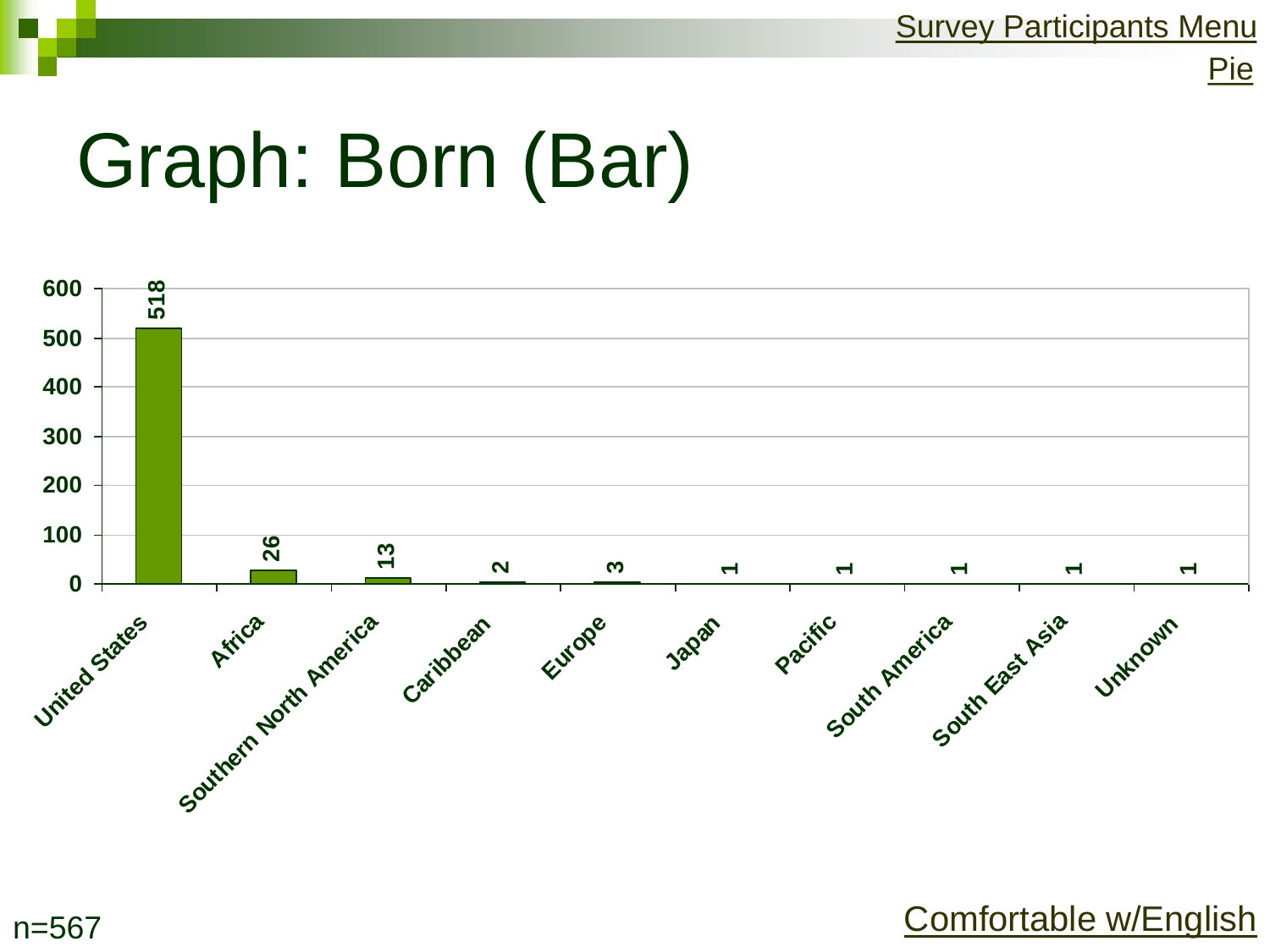Survey Participants Menu

Pie

# Graph: Born (Bar)

| Born | Count |
| --- | --- |
| United States | 518 |
| Africa | 26 |
| Southern North America | 13 |
| Caribbean | 2 |
| Europe | 3 |
| Japan | 1 |
| Pacific | 1 |
| South America | 1 |
| South East Asia | 1 |
| Unknown | 1 |

n=567

Comfortable w/English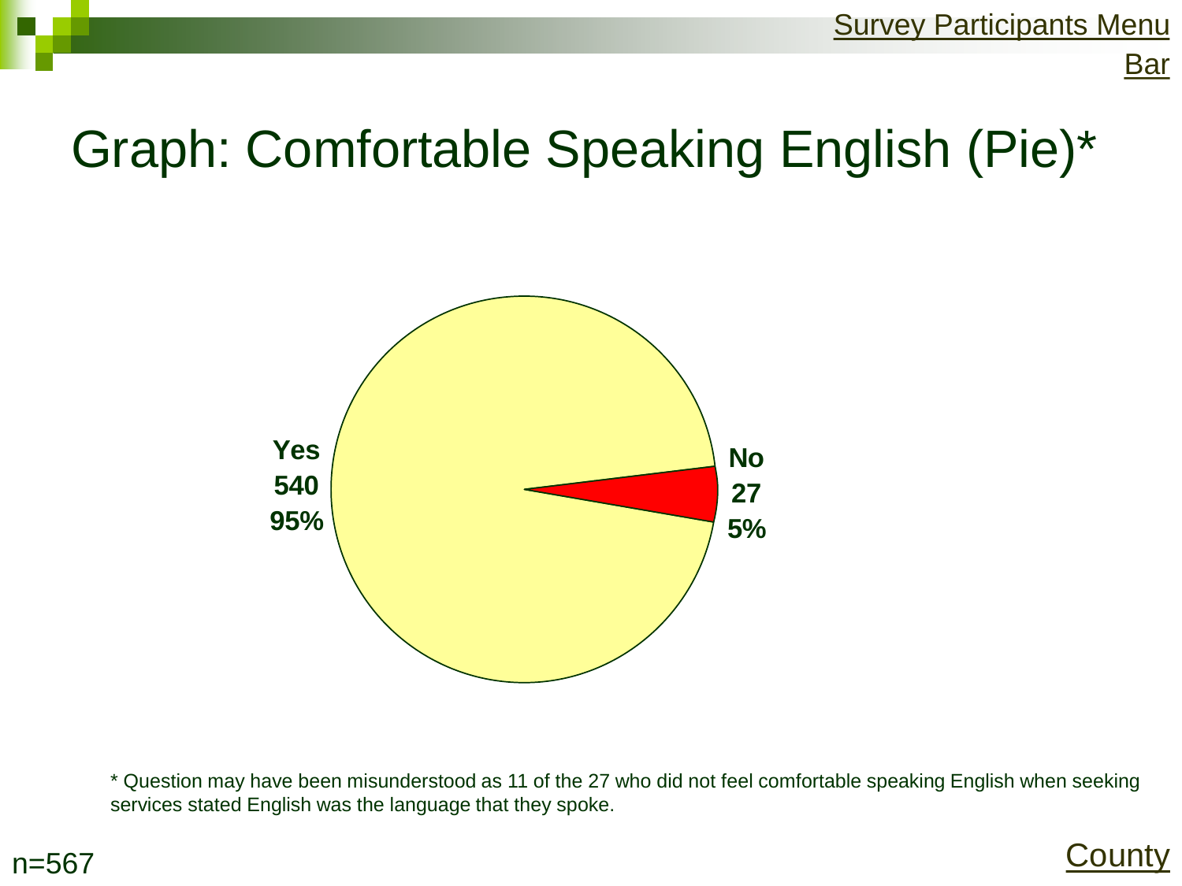Survey Participants Menu

Bar

# Graph: Comfortable Speaking English (Pie)*

Yes
540
95%

No
27
5%

\* Question may have been misunderstood as 11 of the 27 who did not feel comfortable speaking English when seeking services stated English was the language that they spoke.

n=567

County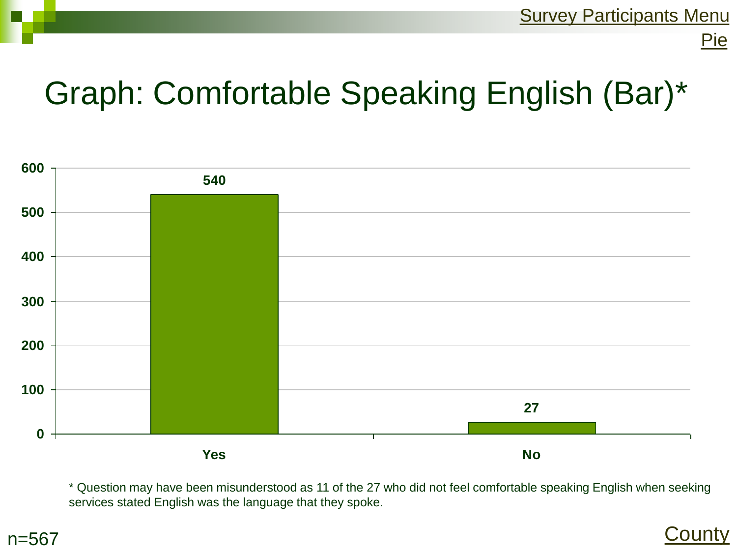Survey Participants Menu

Pie

# Graph: Comfortable Speaking English (Bar)*

| Response | Count |
| --- | --- |
| Yes | 540 |
| No | 27 |

* Question may have been misunderstood as 11 of the 27 who did not feel comfortable speaking English when seeking services stated English was the language that they spoke.

n=567

County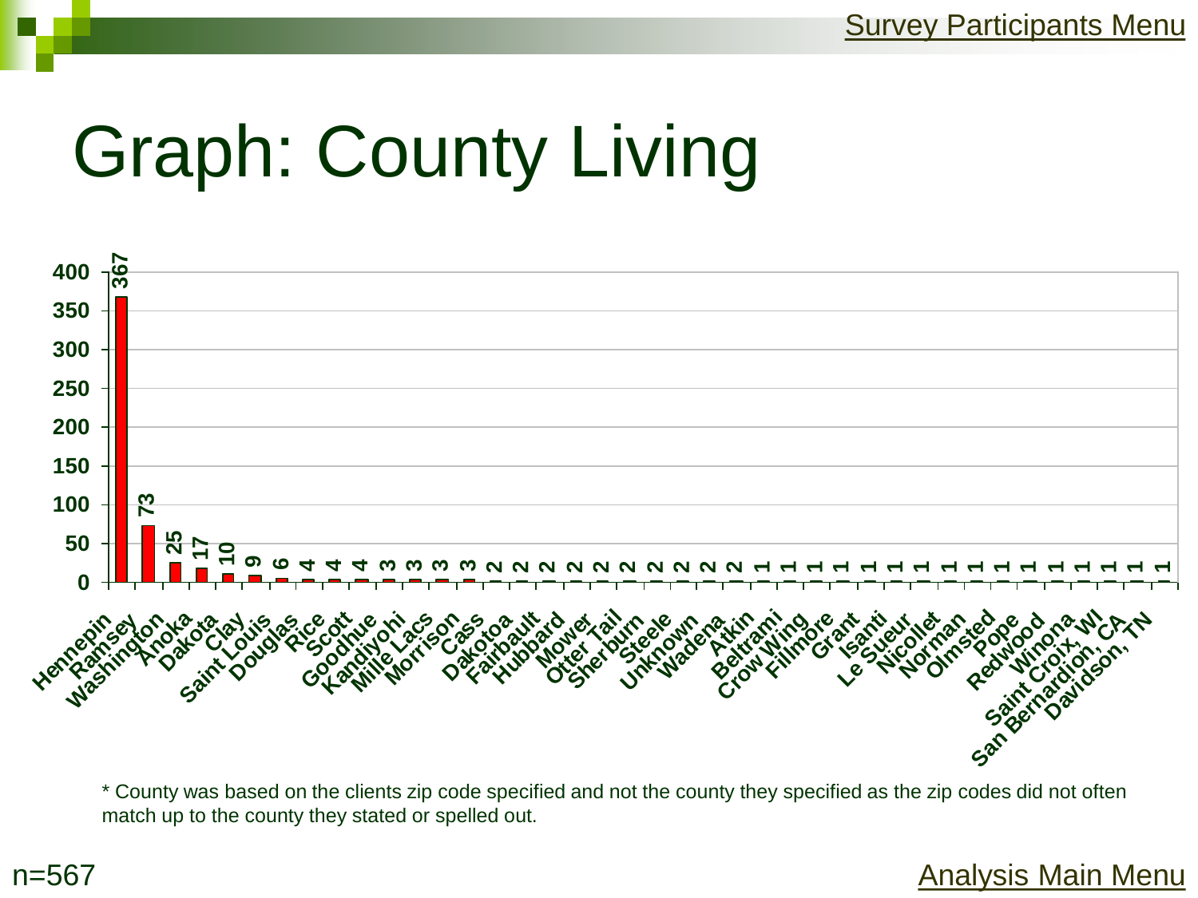Survey Participants Menu

# Graph: County Living

| County | Count |
|---|---|
| Hennepin | 367 |
| Ramsey | 73 |
| Washington | 25 |
| Anoka | 17 |
| Dakota | 10 |
| Clay | 9 |
| Saint Louis | 6 |
| Douglas | 4 |
| Rice | 4 |
| Scott | 4 |
| Goodhue | 3 |
| Kandiyohi | 3 |
| Mille Lacs | 3 |
| Morrison | 3 |
| Cass | 2 |
| Dakotoa | 2 |
| Fairbault | 2 |
| Hubbard | 2 |
| Mower | 2 |
| Otter Tail | 2 |
| Sherburn | 2 |
| Steele | 2 |
| Unknown | 2 |
| Wadena | 2 |
| Atkin | 1 |
| Beltrami | 1 |
| Crow Wing | 1 |
| Fillmore | 1 |
| Grant | 1 |
| Isanti | 1 |
| Le Sueur | 1 |
| Nicollet | 1 |
| Norman | 1 |
| Olmsted | 1 |
| Pope | 1 |
| Redwood | 1 |
| Winona | 1 |
| Saint Croix, WI | 1 |
| San Bernardion, CA | 1 |
| Davidson, TN | 1 |

* County was based on the clients zip code specified and not the county they specified as the zip codes did not often match up to the county they stated or spelled out.

n=567

Analysis Main Menu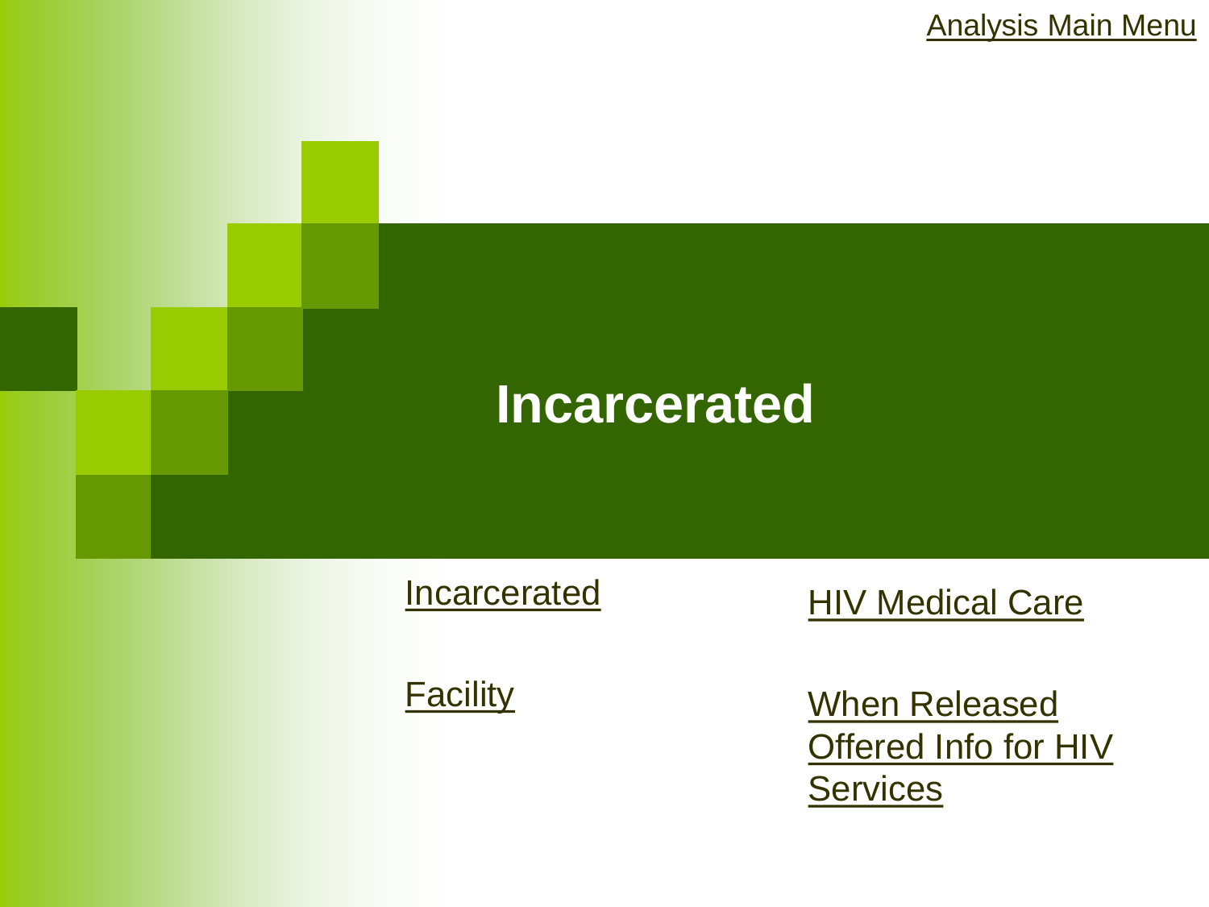Analysis Main Menu

# Incarcerated

- Incarcerated
- Facility
- HIV Medical Care
- When Released Offered Info for HIV Services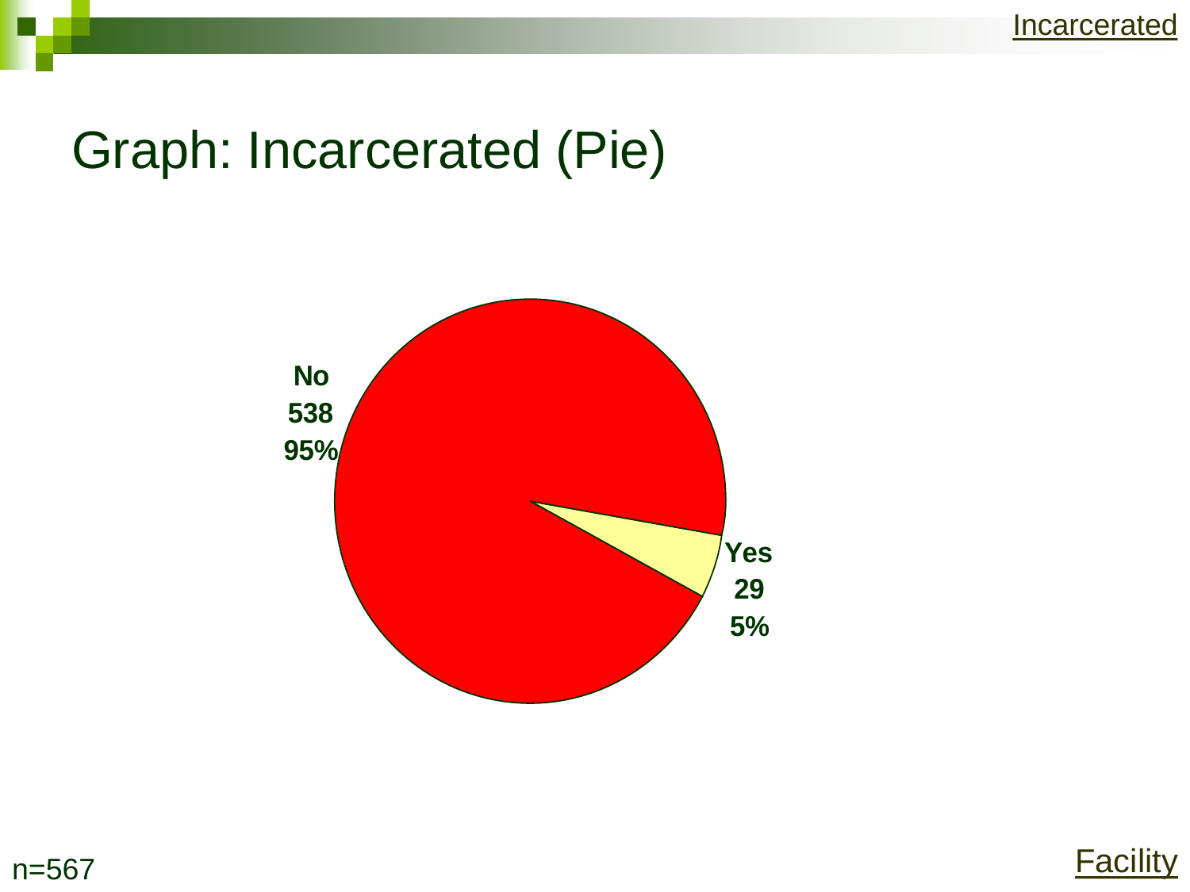# Graph: Incarcerated (Pie)

No
538
95%

Yes
29
5%

n=567

Facility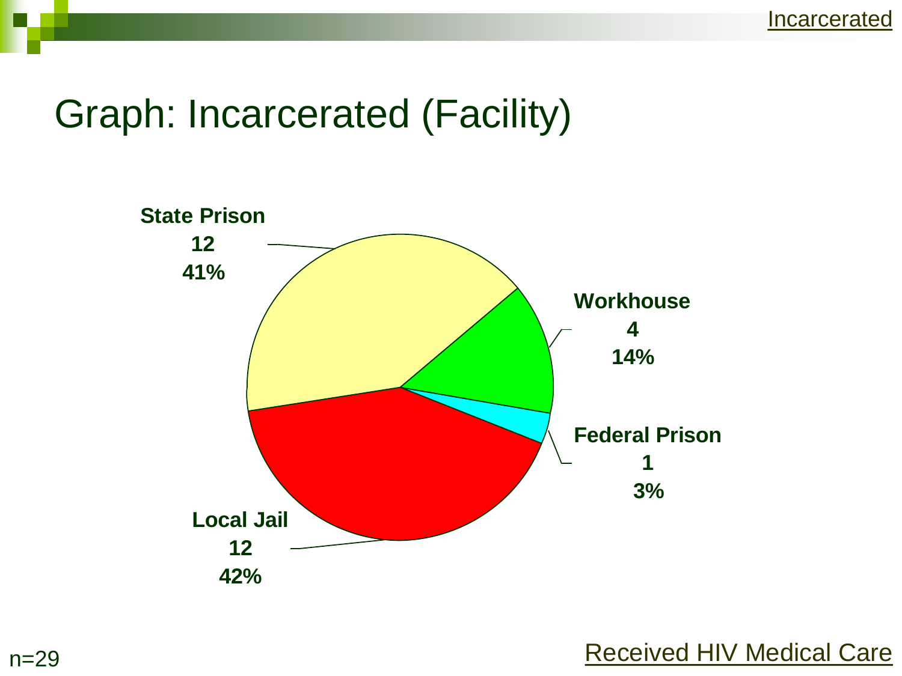# Graph: Incarcerated (Facility)

| Facility | Count | Percent |
|---|---|---|
| State Prison | 12 | 41% |
| Workhouse | 4 | 14% |
| Federal Prison | 1 | 3% |
| Local Jail | 12 | 42% |

n=29

Received HIV Medical Care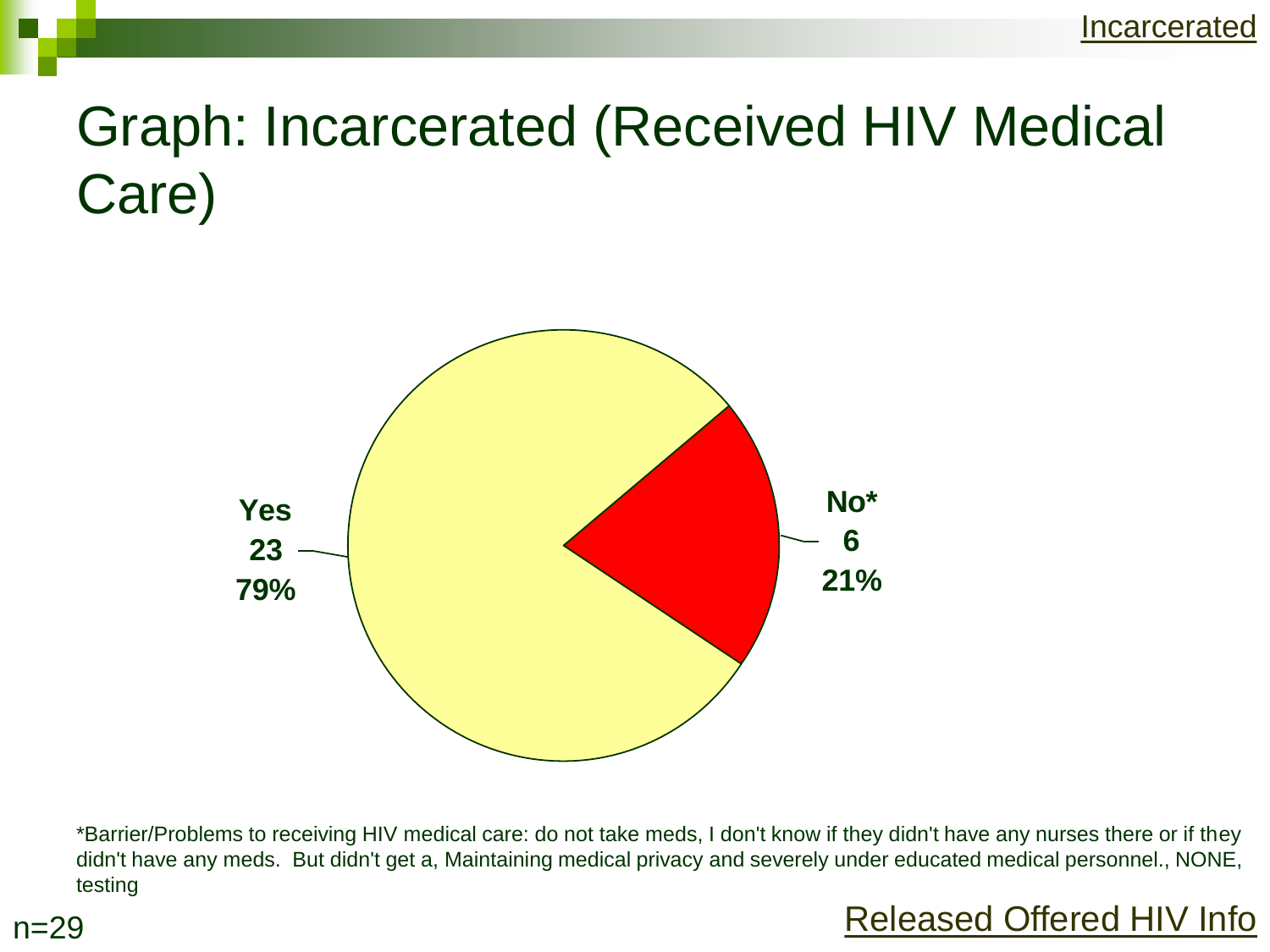# Graph: Incarcerated (Received HIV Medical Care)

| Response | Count | Percent |
|---|---|---|
| Yes | 23 | 79% |
| No* | 6 | 21% |

*Barrier/Problems to receiving HIV medical care: do not take meds, I don't know if they didn't have any nurses there or if they didn't have any meds. But didn't get a, Maintaining medical privacy and severely under educated medical personnel., NONE, testing

n=29

Released Offered HIV Info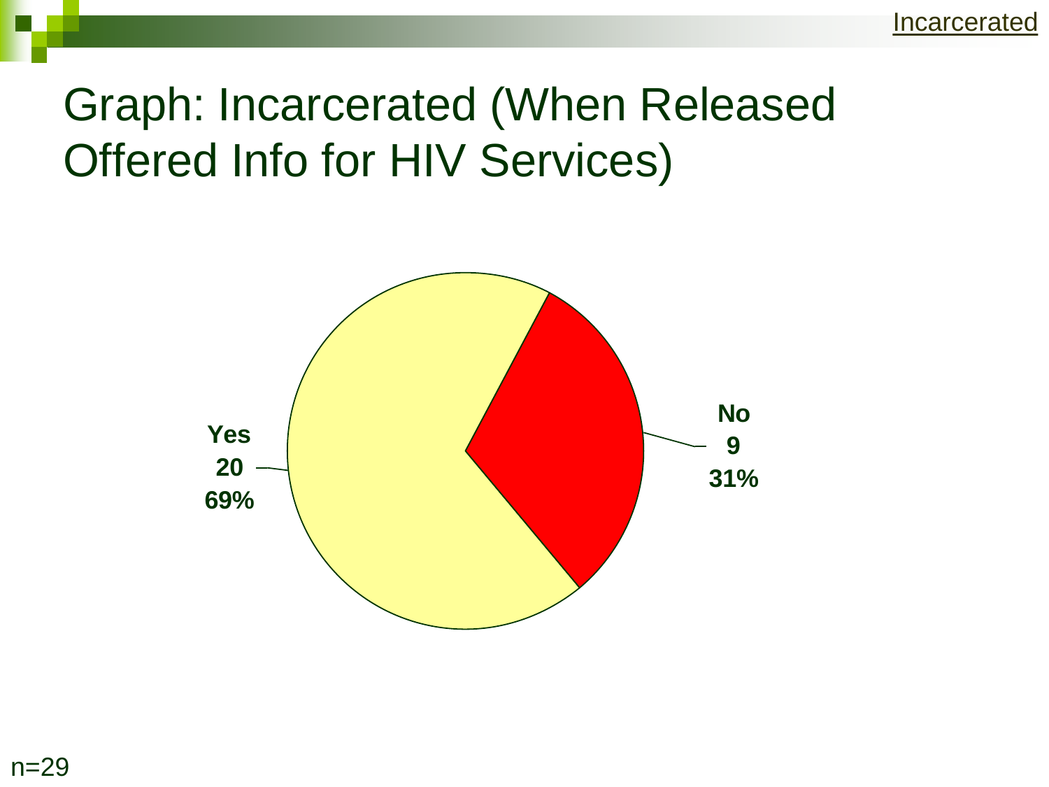# Graph: Incarcerated (When Released Offered Info for HIV Services)

Yes
20
69%

No
9
31%

n=29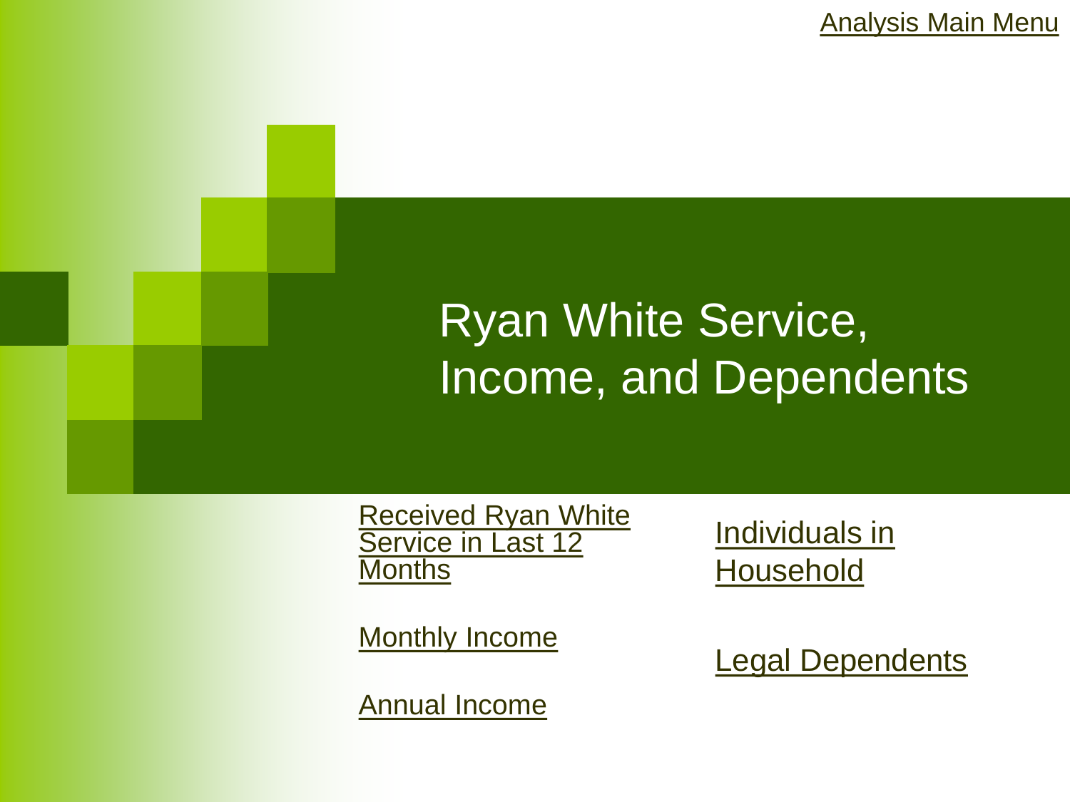Analysis Main Menu

# Ryan White Service, Income, and Dependents

- Received Ryan White Service in Last 12 Months
- Monthly Income
- Annual Income
- Individuals in Household
- Legal Dependents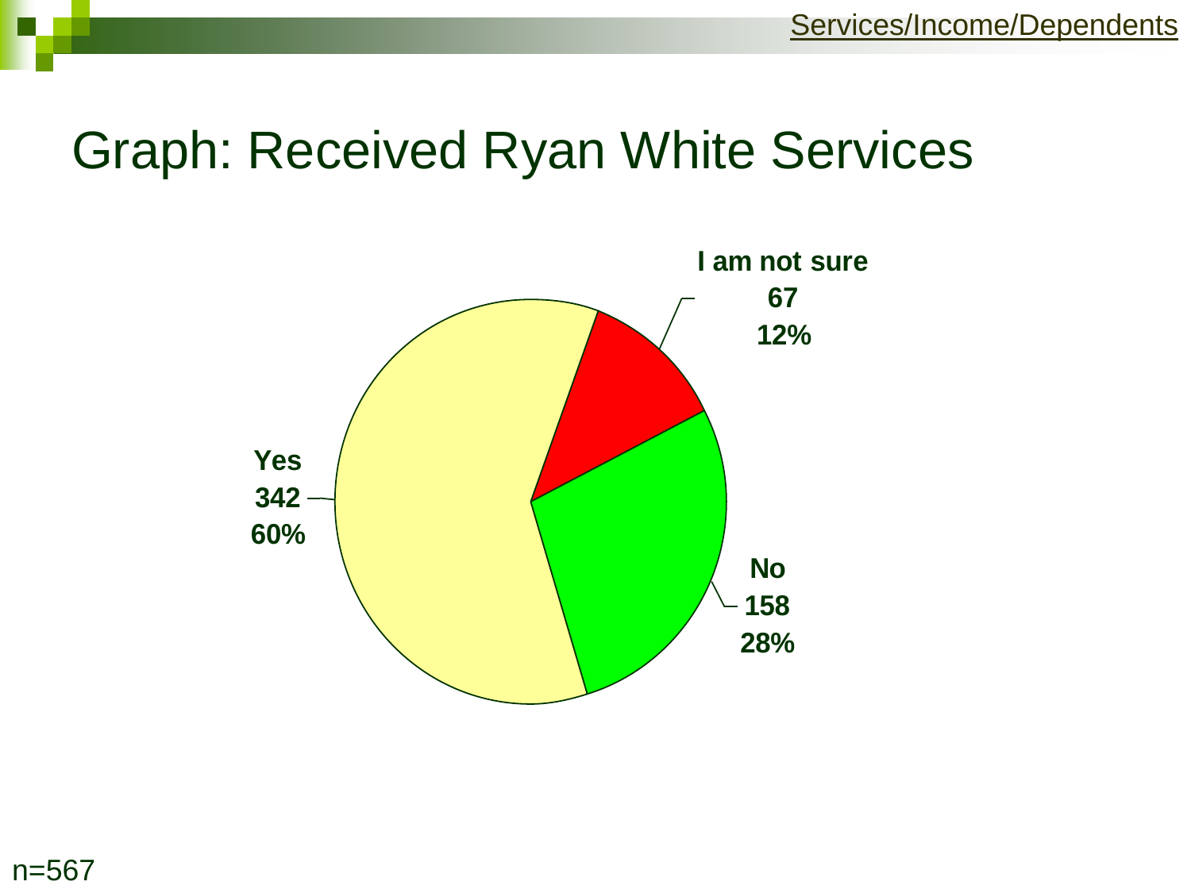# Graph: Received Ryan White Services

I am not sure
67
12%

Yes
342
60%

No
158
28%

n=567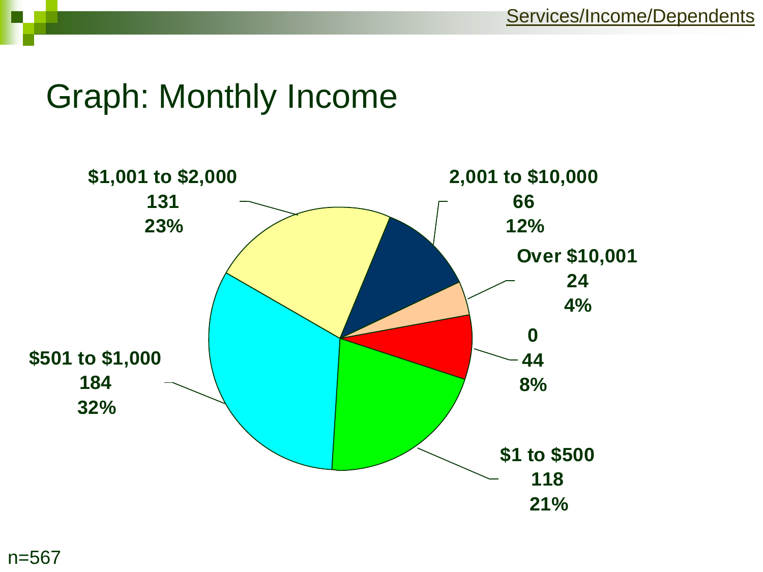# Graph: Monthly Income

| Monthly Income | Count | Percent |
| --- | --- | --- |
| $1,001 to $2,000 | 131 | 23% |
| 2,001 to $10,000 | 66 | 12% |
| Over $10,001 | 24 | 4% |
| 0 | 44 | 8% |
| $1 to $500 | 118 | 21% |
| $501 to $1,000 | 184 | 32% |

n=567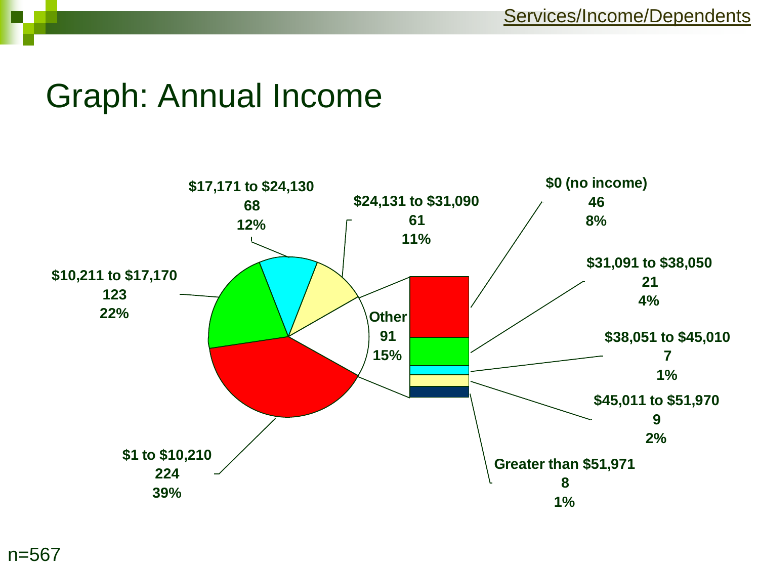# Graph: Annual Income

| Annual Income | Count | Percent |
|---|---|---|
| $1 to $10,210 | 224 | 39% |
| $10,211 to $17,170 | 123 | 22% |
| $17,171 to $24,130 | 68 | 12% |
| $24,131 to $31,090 | 61 | 11% |
| Other | 91 | 15% |

Other:

| Annual Income | Count | Percent |
|---|---|---|
| $0 (no income) | 46 | 8% |
| $31,091 to $38,050 | 21 | 4% |
| $38,051 to $45,010 | 7 | 1% |
| $45,011 to $51,970 | 9 | 2% |
| Greater than $51,971 | 8 | 1% |

n=567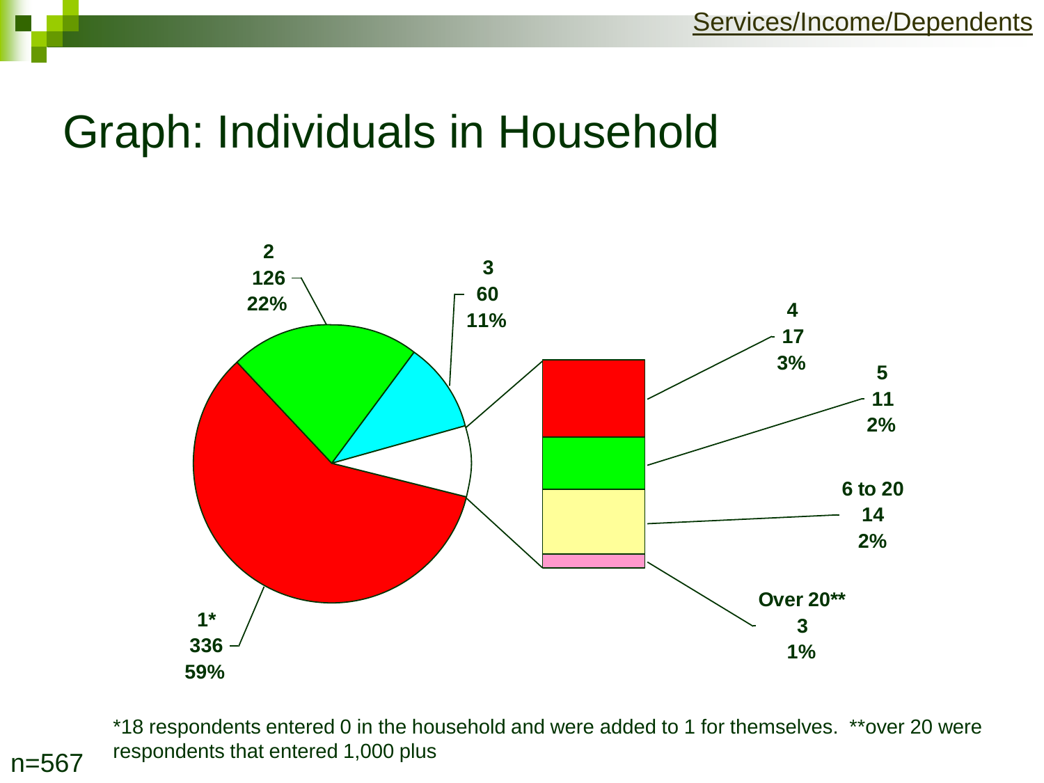# Graph: Individuals in Household

| Individuals in Household | Count | Percent |
|---|---|---|
| 1* | 336 | 59% |
| 2 | 126 | 22% |
| 3 | 60 | 11% |
| 4 | 17 | 3% |
| 5 | 11 | 2% |
| 6 to 20 | 14 | 2% |
| Over 20** | 3 | 1% |

*18 respondents entered 0 in the household and were added to 1 for themselves. **over 20 were respondents that entered 1,000 plus

n=567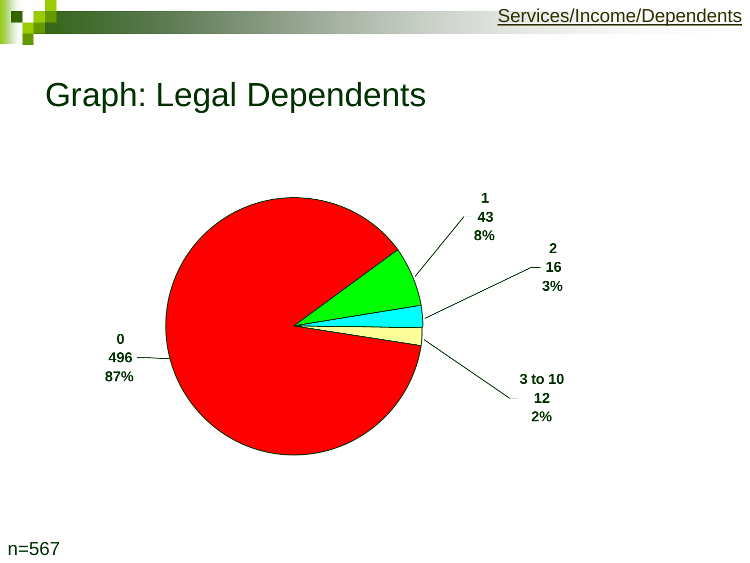# Graph: Legal Dependents

| Legal Dependents | Count | Percent |
|---|---|---|
| 0 | 496 | 87% |
| 1 | 43 | 8% |
| 2 | 16 | 3% |
| 3 to 10 | 12 | 2% |

n=567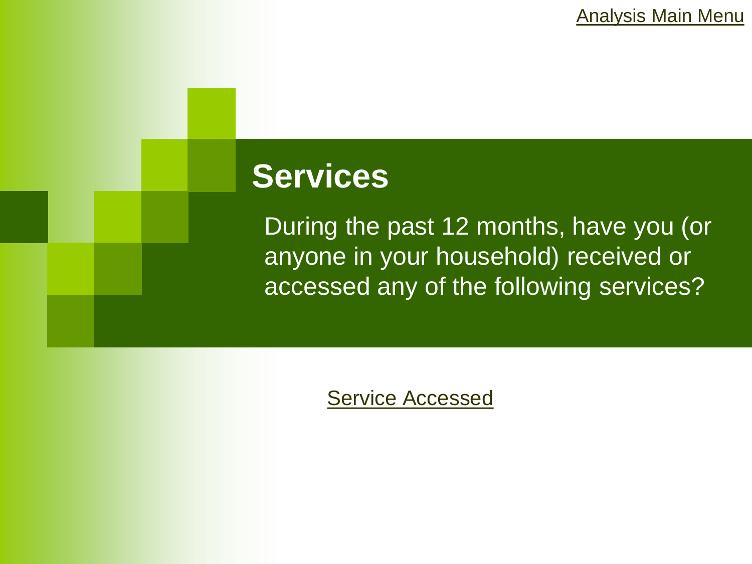Analysis Main Menu

# Services

During the past 12 months, have you (or anyone in your household) received or accessed any of the following services?

Service Accessed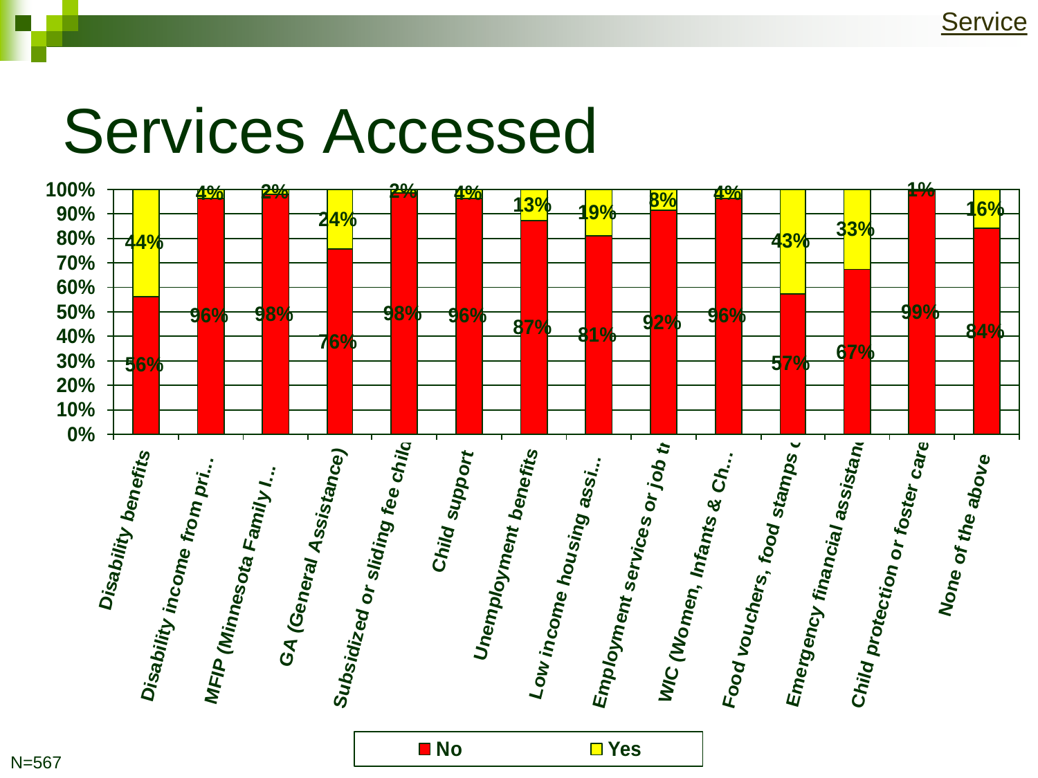# Services Accessed

| Service | No | Yes |
|---|---|---|
| Disability benefits | 56% | 44% |
| Disability income from pri... | 96% | 4% |
| MFIP (Minnesota Family I... | 98% | 2% |
| GA (General Assistance) | 76% | 24% |
| Subsidized or sliding fee child | 98% | 2% |
| Child support | 96% | 4% |
| Unemployment benefits | 87% | 13% |
| Low income housing assi... | 81% | 19% |
| Employment services or job tr | 92% | 8% |
| WIC (Women, Infants & Ch... | 96% | 4% |
| Food vouchers, food stamps c | 57% | 43% |
| Emergency financial assistance | 67% | 33% |
| Child protection or foster care | 99% | 1% |
| None of the above | 84% | 16% |

N=567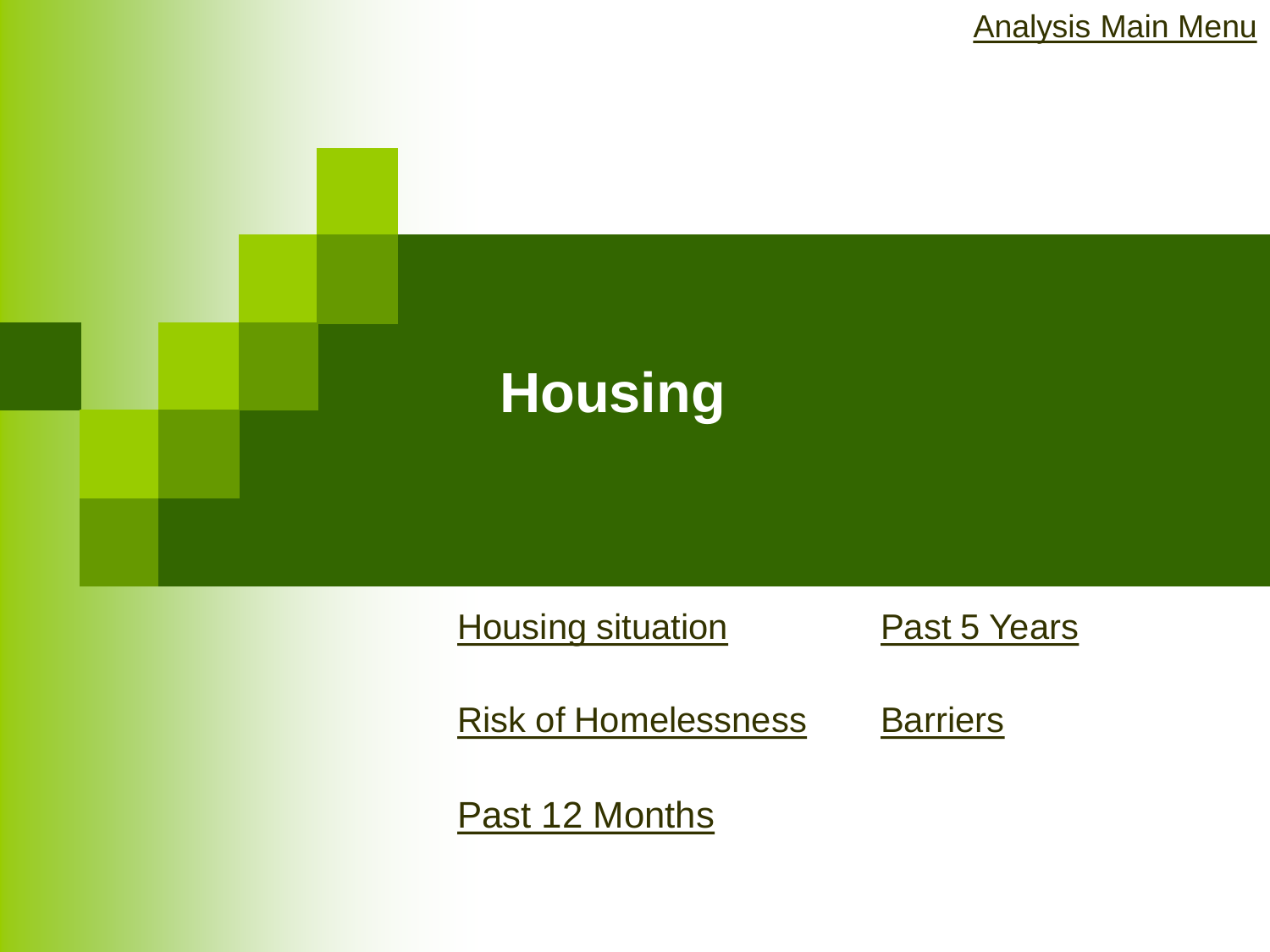Analysis Main Menu

# Housing

- Housing situation
- Past 5 Years
- Risk of Homelessness
- Barriers
- Past 12 Months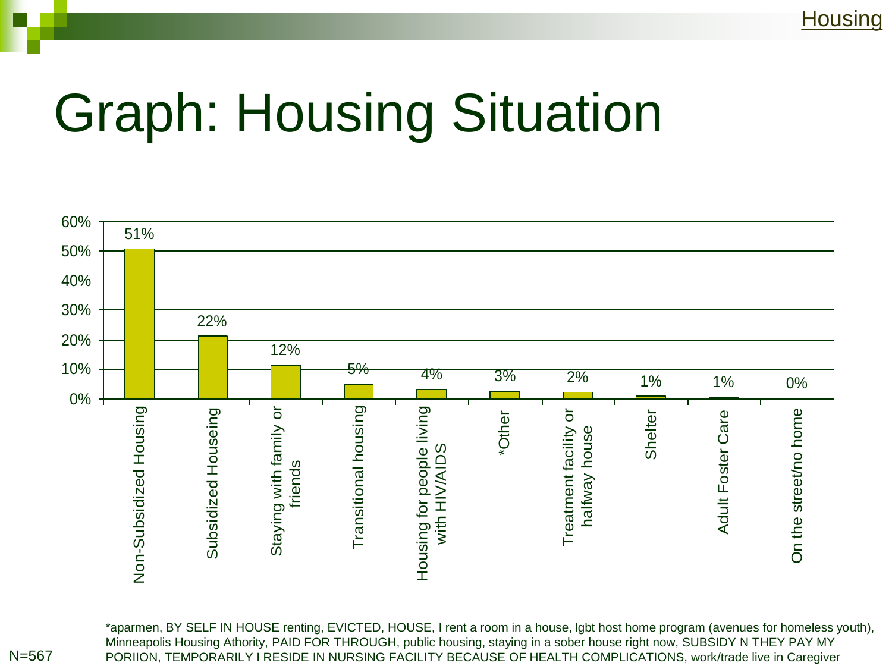# Graph: Housing Situation

| Housing Situation | Percent |
|---|---|
| Non-Subsidized Housing | 51% |
| Subsidized Houseing | 22% |
| Staying with family or friends | 12% |
| Transitional housing | 5% |
| Housing for people living with HIV/AIDS | 4% |
| *Other | 3% |
| Treatment facility or halfway house | 2% |
| Shelter | 1% |
| Adult Foster Care | 1% |
| On the street/no home | 0% |

N=567

*aparmen, BY SELF IN HOUSE renting, EVICTED, HOUSE, I rent a room in a house, lgbt host home program (avenues for homeless youth), Minneapolis Housing Athority, PAID FOR THROUGH, public housing, staying in a sober house right now, SUBSIDY N THEY PAY MY PORIION, TEMPORARILY I RESIDE IN NURSING FACILITY BECAUSE OF HEALTH COMPLICATIONS, work/trade live in Caregiver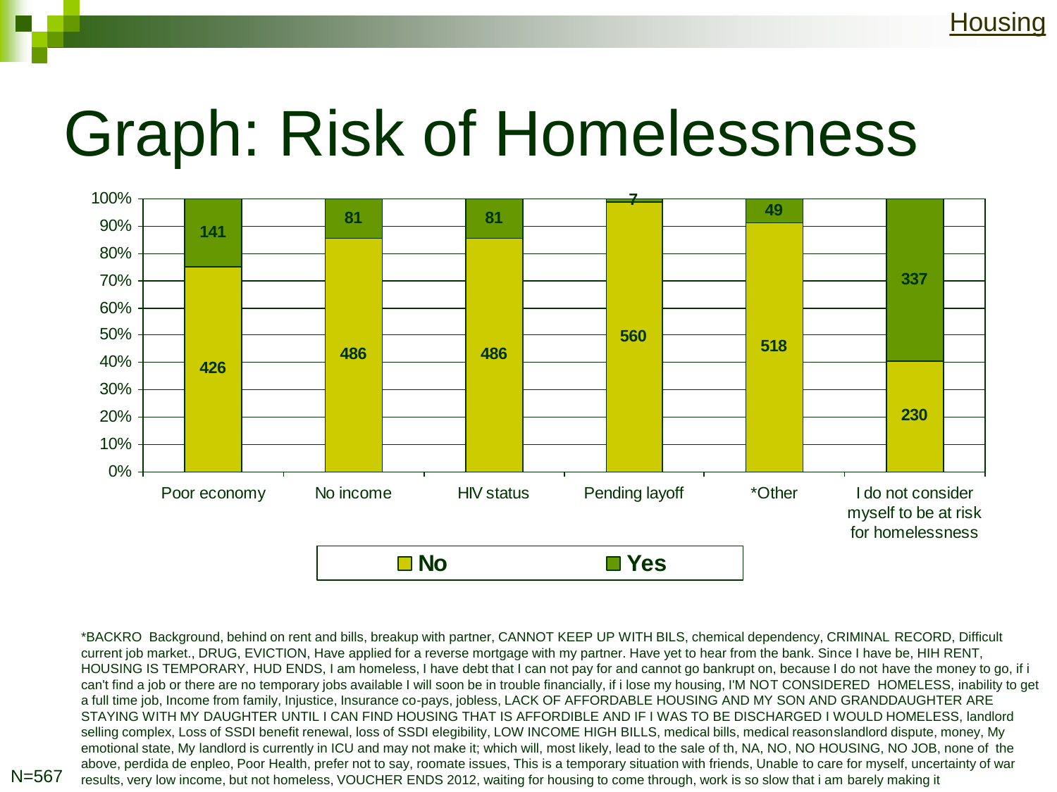# Graph: Risk of Homelessness

| | Poor economy | No income | HIV status | Pending layoff | *Other | I do not consider myself to be at risk for homelessness |
|---|---|---|---|---|---|---|
| No | 426 | 486 | 486 | 560 | 518 | 230 |
| Yes | 141 | 81 | 81 | 7 | 49 | 337 |

N=567

*BACKRO Background, behind on rent and bills, breakup with partner, CANNOT KEEP UP WITH BILS, chemical dependency, CRIMINAL RECORD, Difficult current job market., DRUG, EVICTION, Have applied for a reverse mortgage with my partner. Have yet to hear from the bank. Since I have be, HIH RENT, HOUSING IS TEMPORARY, HUD ENDS, I am homeless, I have debt that I can not pay for and cannot go bankrupt on, because I do not have the money to go, if i can't find a job or there are no temporary jobs available I will soon be in trouble financially, if i lose my housing, I'M NOT CONSIDERED HOMELESS, inability to get a full time job, Income from family, Injustice, Insurance co-pays, jobless, LACK OF AFFORDABLE HOUSING AND MY SON AND GRANDDAUGHTER ARE STAYING WITH MY DAUGHTER UNTIL I CAN FIND HOUSING THAT IS AFFORDIBLE AND IF I WAS TO BE DISCHARGED I WOULD HOMELESS, landlord selling complex, Loss of SSDI benefit renewal, loss of SSDI elegibility, LOW INCOME HIGH BILLS, medical bills, medical reasonslandlord dispute, money, My emotional state, My landlord is currently in ICU and may not make it; which will, most likely, lead to the sale of th, NA, NO, NO HOUSING, NO JOB, none of the above, perdida de enpleo, Poor Health, prefer not to say, roomate issues, This is a temporary situation with friends, Unable to care for myself, uncertainity of war results, very low income, but not homeless, VOUCHER ENDS 2012, waiting for housing to come through, work is so slow that i am barely making it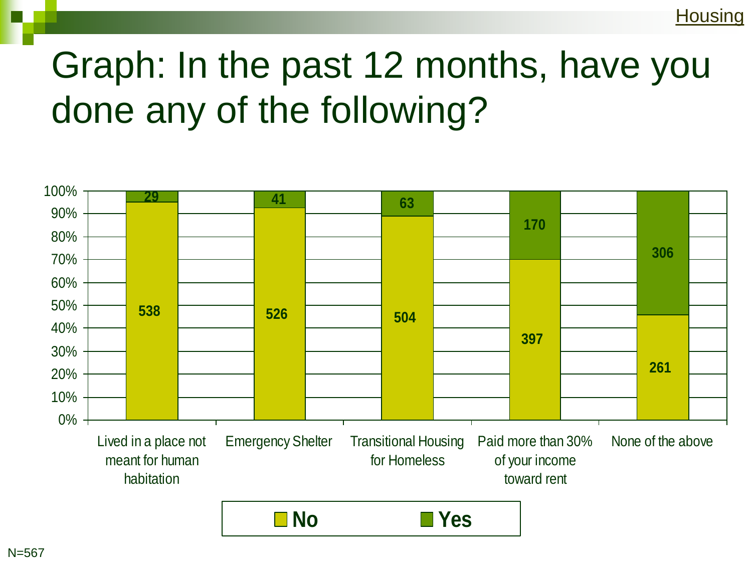# Graph: In the past 12 months, have you done any of the following?

| | No | Yes |
|---|---|---|
| Lived in a place not meant for human habitation | 538 | 29 |
| Emergency Shelter | 526 | 41 |
| Transitional Housing for Homeless | 504 | 63 |
| Paid more than 30% of your income toward rent | 397 | 170 |
| None of the above | 261 | 306 |

N=567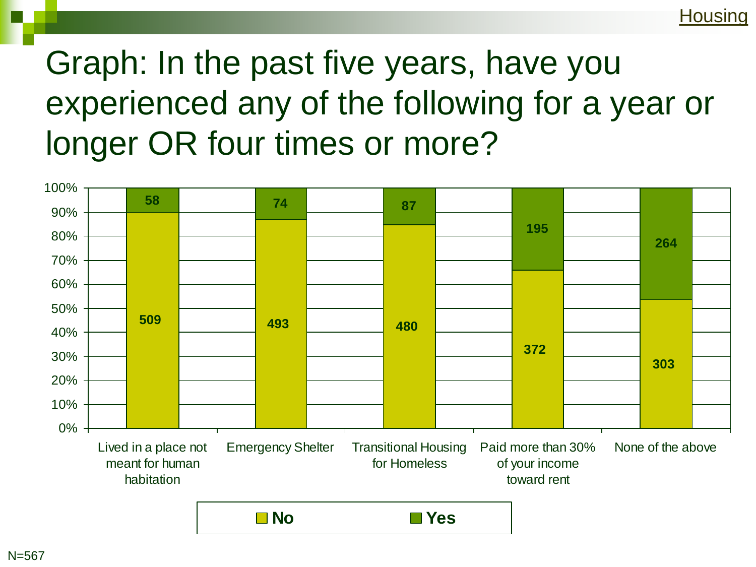# Graph: In the past five years, have you experienced any of the following for a year or longer OR four times or more?

| | No | Yes |
|---|---|---|
| Lived in a place not meant for human habitation | 509 | 58 |
| Emergency Shelter | 493 | 74 |
| Transitional Housing for Homeless | 480 | 87 |
| Paid more than 30% of your income toward rent | 372 | 195 |
| None of the above | 303 | 264 |

N=567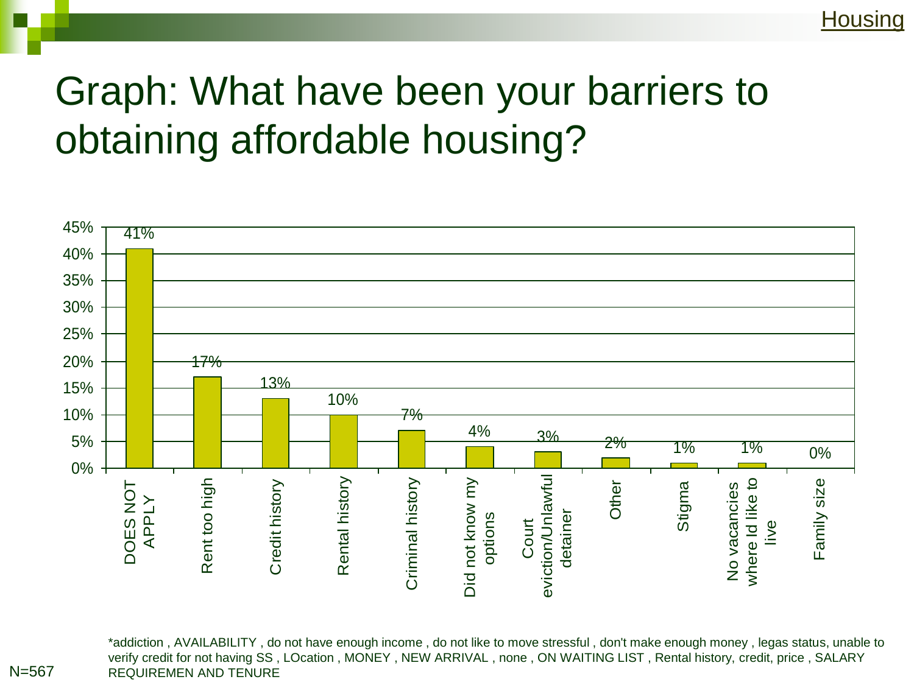# Graph: What have been your barriers to obtaining affordable housing?

| Barrier | Percent |
| --- | --- |
| DOES NOT APPLY | 41% |
| Rent too high | 17% |
| Credit history | 13% |
| Rental history | 10% |
| Criminal history | 7% |
| Did not know my options | 4% |
| Court eviction/Unlawful detainer | 3% |
| Other | 2% |
| Stigma | 1% |
| No vacancies where Id like to live | 1% |
| Family size | 0% |

N=567

*addiction , AVAILABILITY , do not have enough income , do not like to move stressful , don't make enough money , legas status, unable to verify credit for not having SS , LOcation , MONEY , NEW ARRIVAL , none , ON WAITING LIST , Rental history, credit, price , SALARY REQUIREMEN AND TENURE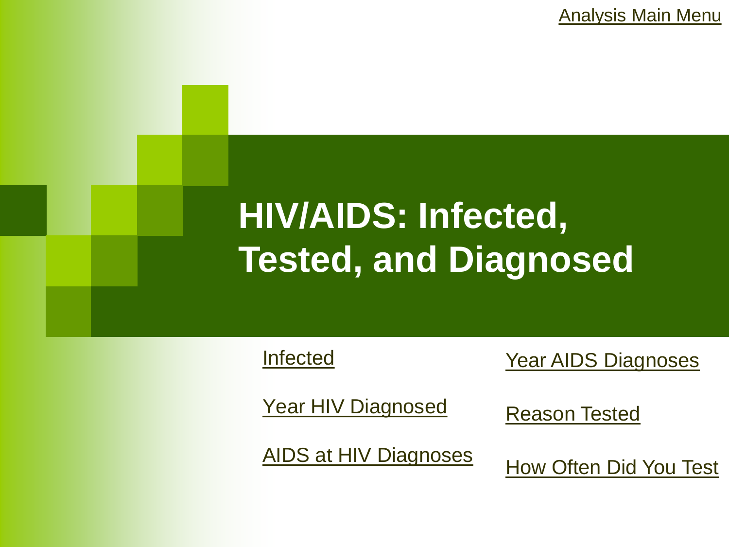Analysis Main Menu

# HIV/AIDS: Infected, Tested, and Diagnosed

- Infected
- Year HIV Diagnosed
- AIDS at HIV Diagnoses
- Year AIDS Diagnoses
- Reason Tested
- How Often Did You Test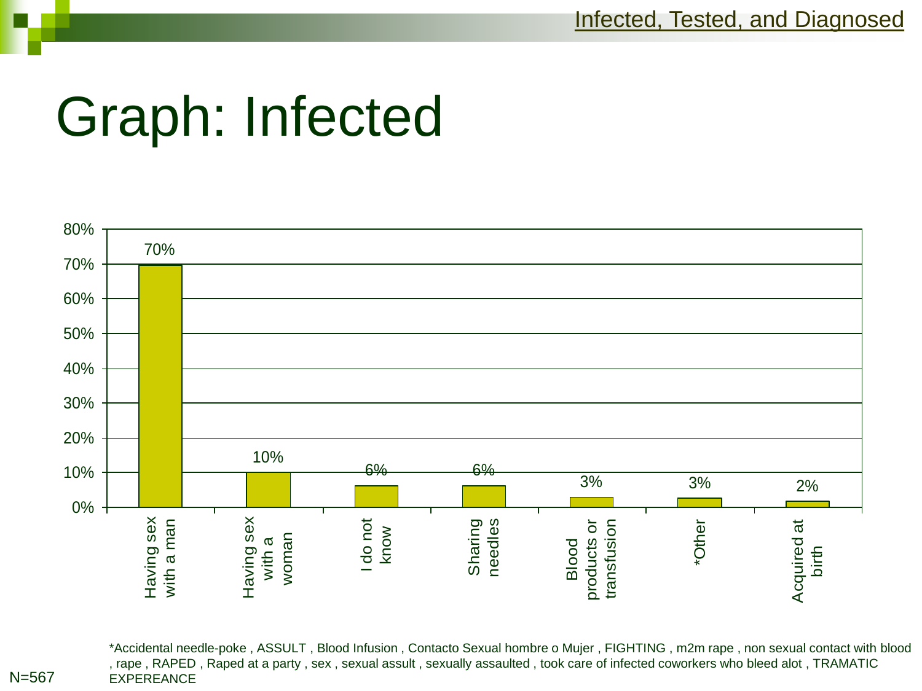# Graph: Infected

| Category | Percentage |
| --- | --- |
| Having sex with a man | 70% |
| Having sex with a woman | 10% |
| I do not know | 6% |
| Sharing needles | 6% |
| Blood products or transfusion | 3% |
| *Other | 3% |
| Acquired at birth | 2% |

*Accidental needle-poke , ASSULT , Blood Infusion , Contacto Sexual hombre o Mujer , FIGHTING , m2m rape , non sexual contact with blood , rape , RAPED , Raped at a party , sex , sexual assult , sexually assaulted , took care of infected coworkers who bleed alot , TRAMATIC EXPEREANCE

N=567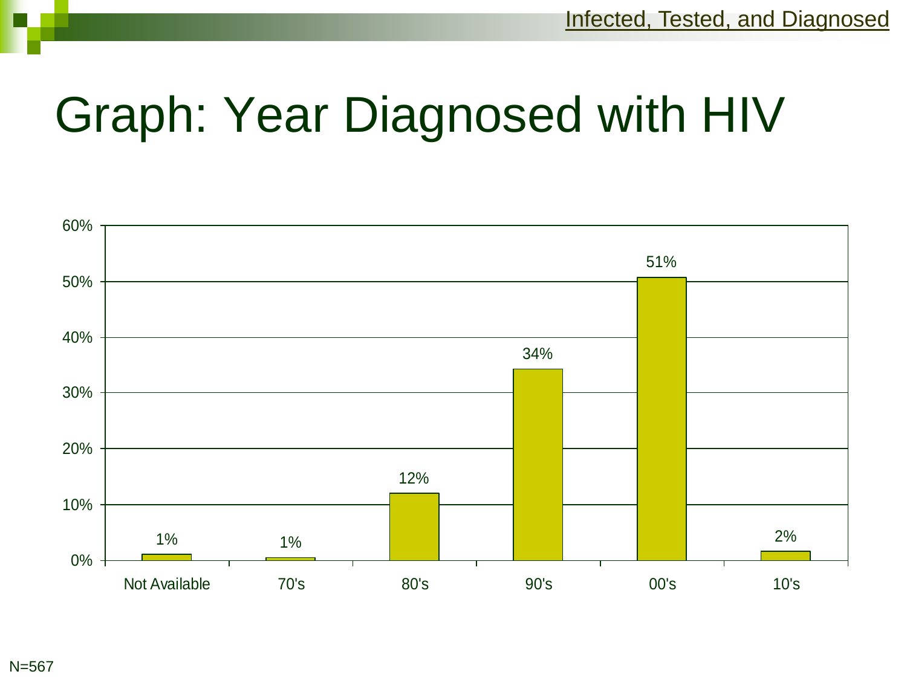# Graph: Year Diagnosed with HIV

| Year Diagnosed | Percent |
|---|---|
| Not Available | 1% |
| 70's | 1% |
| 80's | 12% |
| 90's | 34% |
| 00's | 51% |
| 10's | 2% |

N=567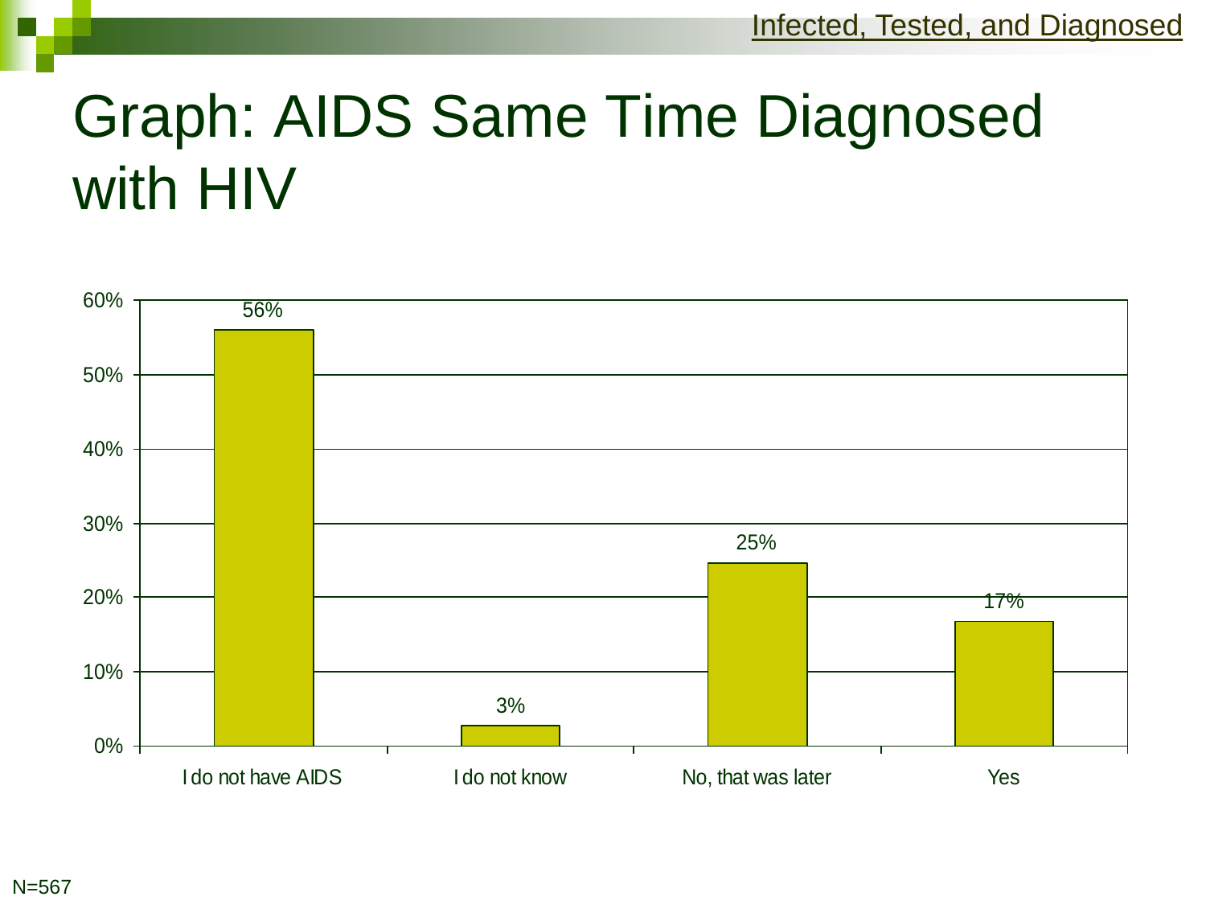# Graph: AIDS Same Time Diagnosed with HIV

| Response | Percent |
|---|---|
| I do not have AIDS | 56% |
| I do not know | 3% |
| No, that was later | 25% |
| Yes | 17% |

N=567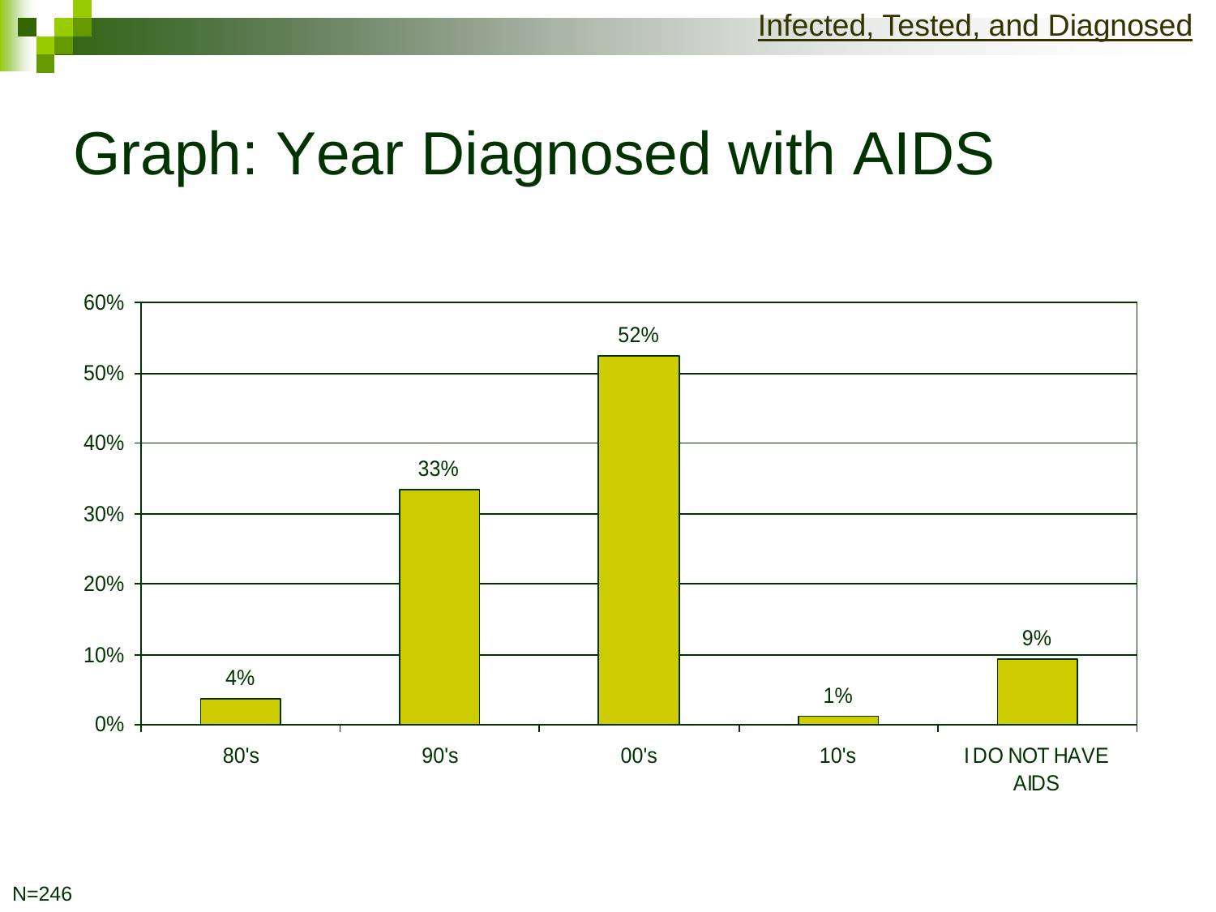# Graph: Year Diagnosed with AIDS

| Year Diagnosed | Percent |
|---|---|
| 80's | 4% |
| 90's | 33% |
| 00's | 52% |
| 10's | 1% |
| I DO NOT HAVE AIDS | 9% |

N=246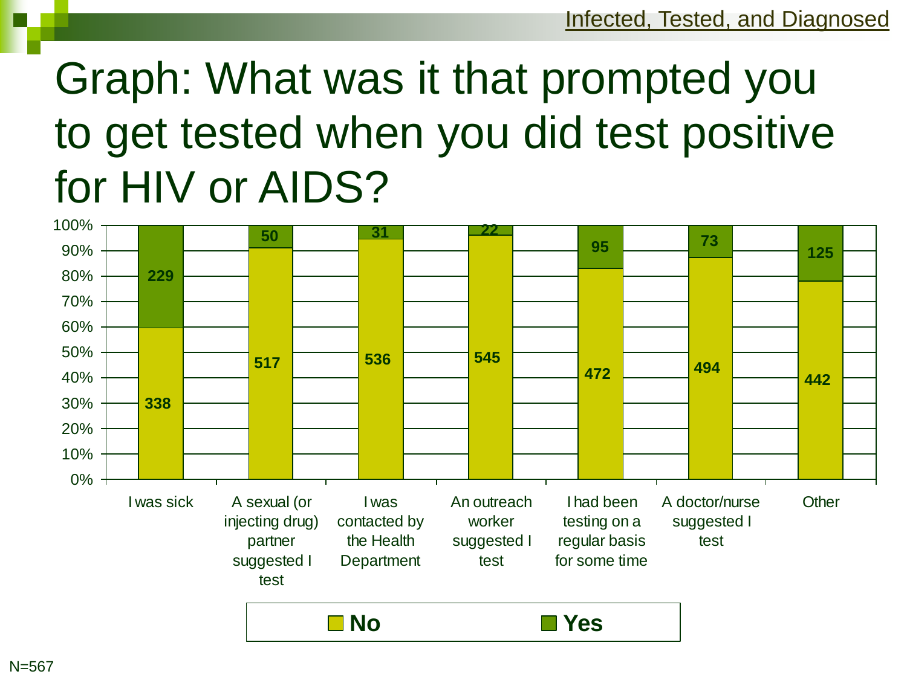# Graph: What was it that prompted you to get tested when you did test positive for HIV or AIDS?

| | I was sick | A sexual (or injecting drug) partner suggested I test | I was contacted by the Health Department | An outreach worker suggested I test | I had been testing on a regular basis for some time | A doctor/nurse suggested I test | Other |
|---|---|---|---|---|---|---|---|
| No | 338 | 517 | 536 | 545 | 472 | 494 | 442 |
| Yes | 229 | 50 | 31 | 22 | 95 | 73 | 125 |

N=567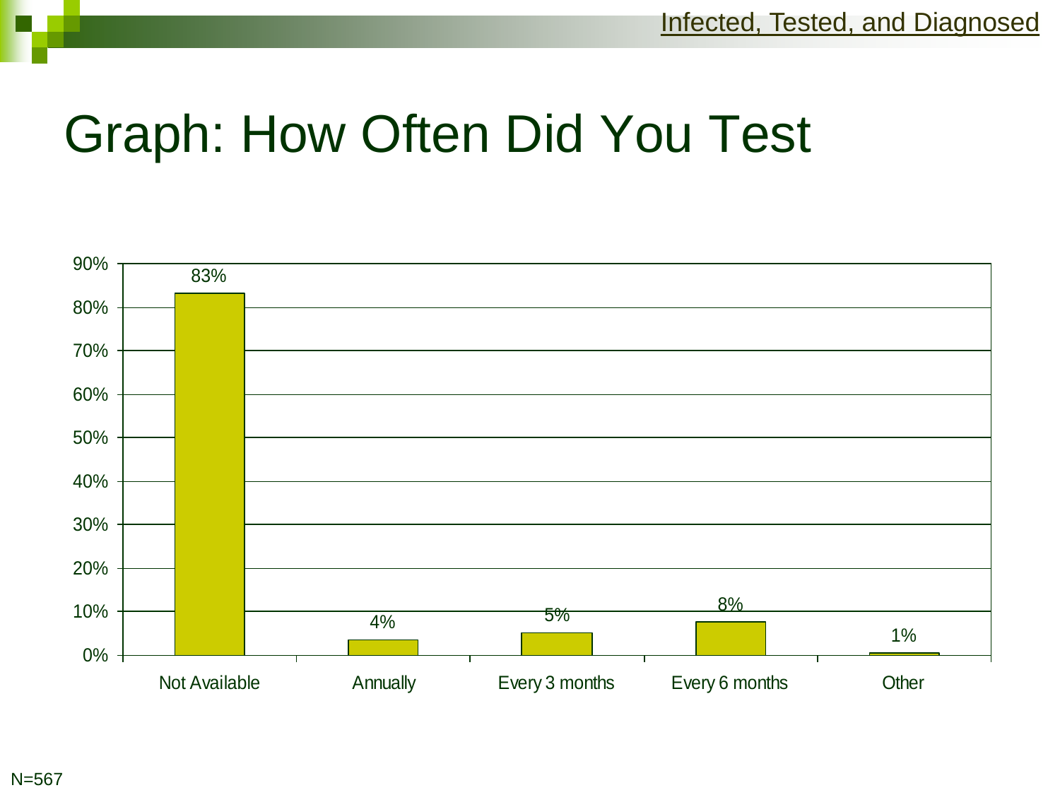# Graph: How Often Did You Test

| Category | Percentage |
| --- | --- |
| Not Available | 83% |
| Annually | 4% |
| Every 3 months | 5% |
| Every 6 months | 8% |
| Other | 1% |

N=567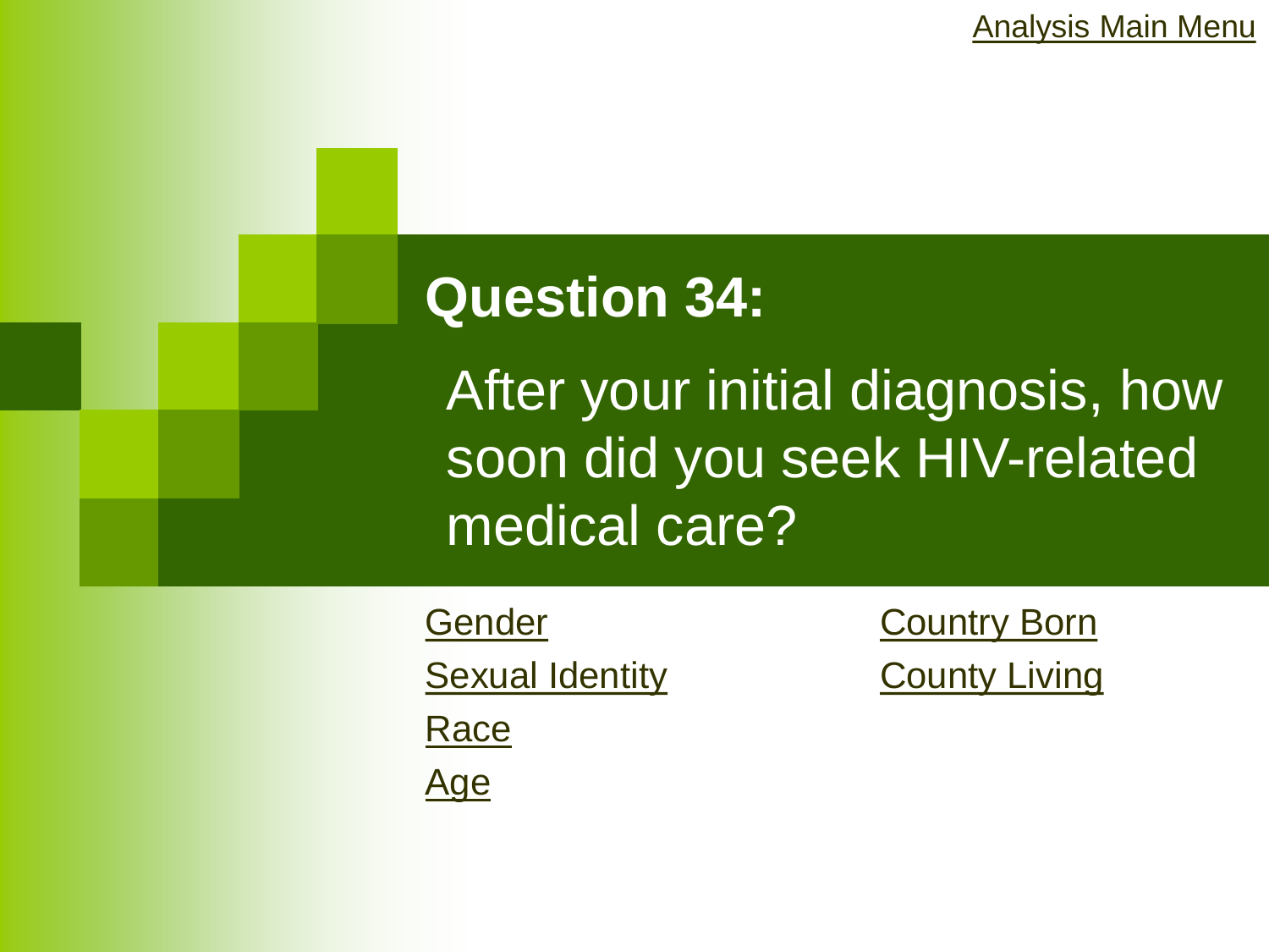Analysis Main Menu

# Question 34:

After your initial diagnosis, how soon did you seek HIV-related medical care?

- Gender
- Sexual Identity
- Race
- Age
- Country Born
- County Living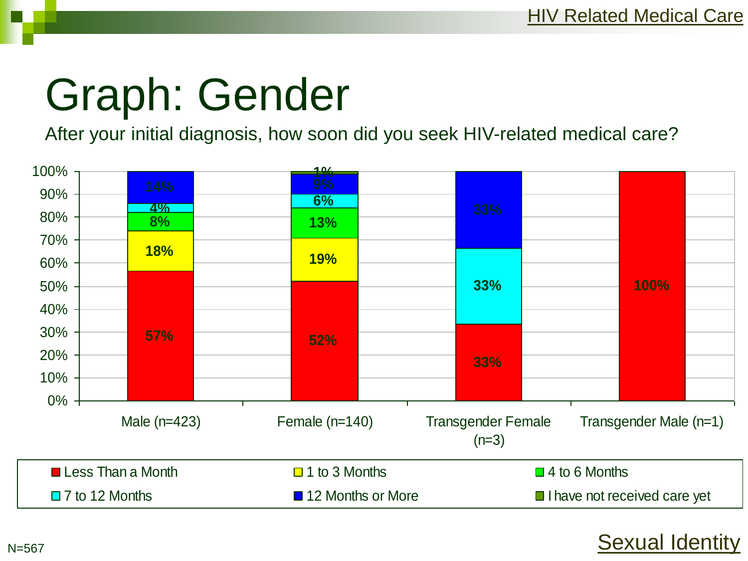# Graph: Gender

After your initial diagnosis, how soon did you seek HIV-related medical care?

| | Male (n=423) | Female (n=140) | Transgender Female (n=3) | Transgender Male (n=1) |
|---|---|---|---|---|
| Less Than a Month | 57% | 52% | 33% | 100% |
| 1 to 3 Months | 18% | 19% | | |
| 4 to 6 Months | 8% | 13% | | |
| 7 to 12 Months | 4% | 6% | 33% | |
| 12 Months or More | 14% | 9% | 33% | |
| I have not received care yet | | 1% | | |

N=567

Sexual Identity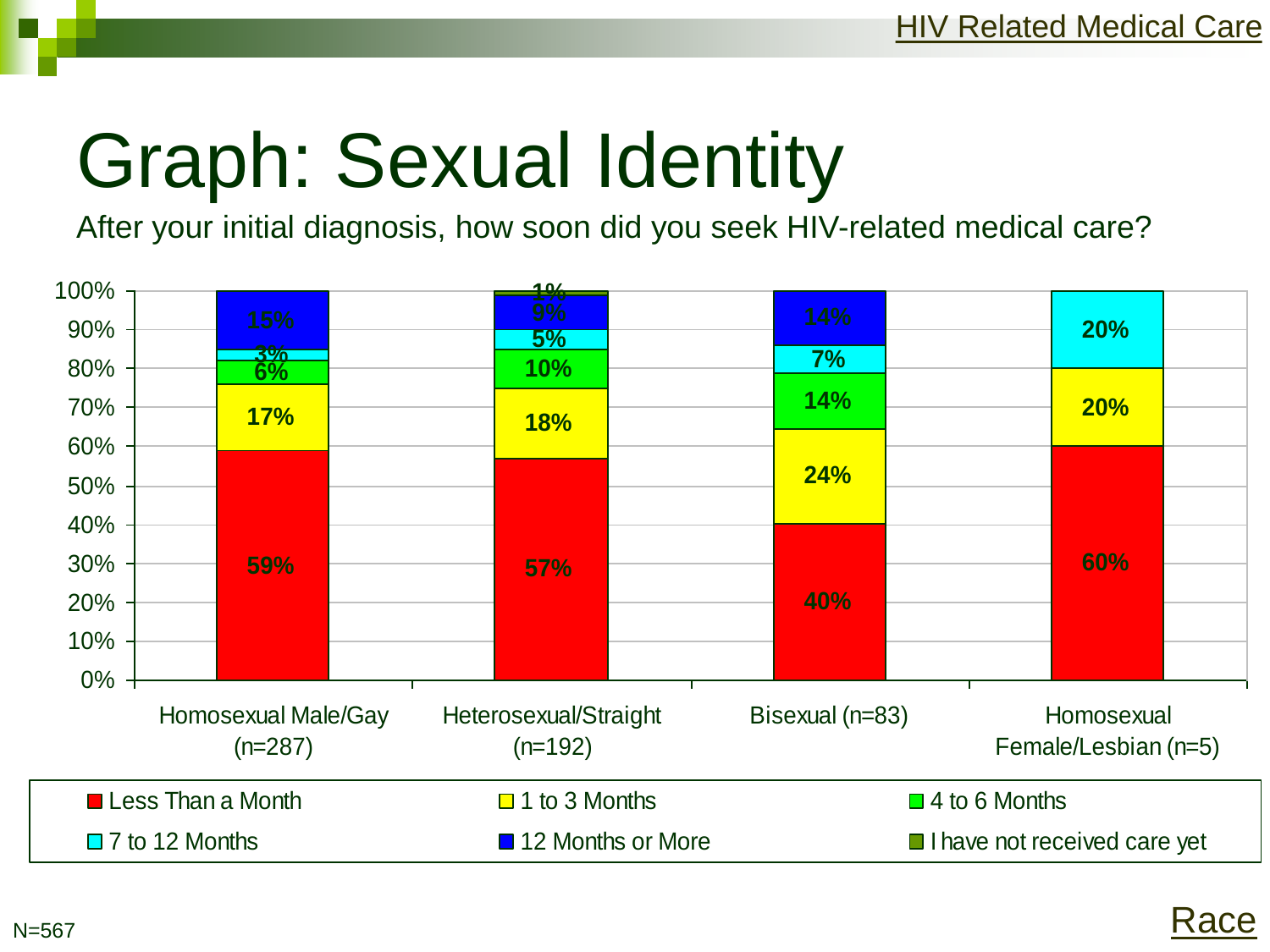# Graph: Sexual Identity

After your initial diagnosis, how soon did you seek HIV-related medical care?

| | Homosexual Male/Gay (n=287) | Heterosexual/Straight (n=192) | Bisexual (n=83) | Homosexual Female/Lesbian (n=5) |
|---|---|---|---|---|
| Less Than a Month | 59% | 57% | 40% | 60% |
| 1 to 3 Months | 17% | 18% | 24% | 20% |
| 4 to 6 Months | 6% | 10% | 14% | |
| 7 to 12 Months | 3% | 5% | 7% | 20% |
| 12 Months or More | 15% | 9% | 14% | |
| I have not received care yet | | 1% | | |

N=567

Race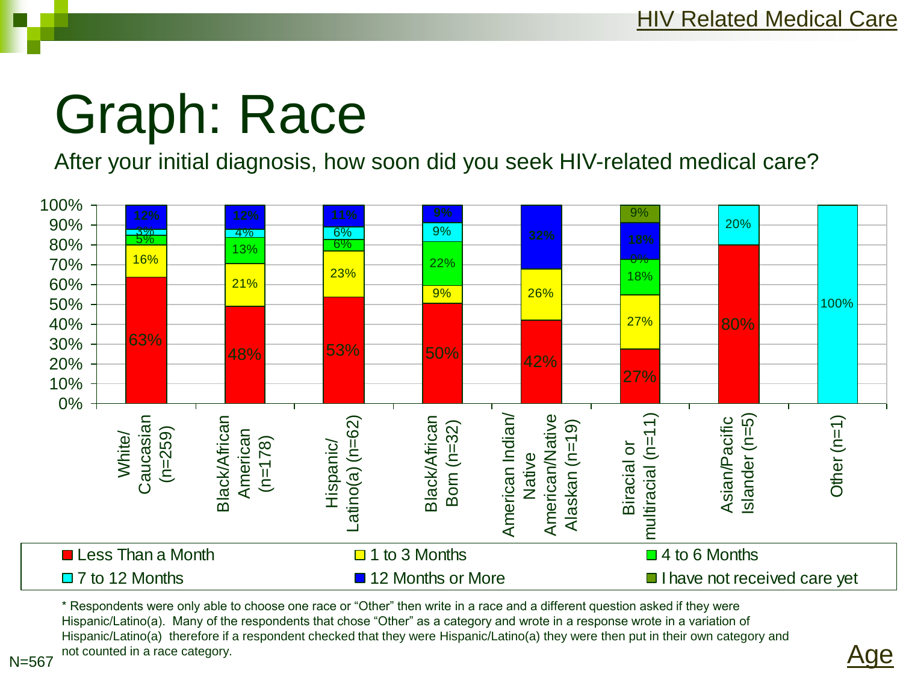# Graph: Race

After your initial diagnosis, how soon did you seek HIV-related medical care?

| Race | Less Than a Month | 1 to 3 Months | 4 to 6 Months | 7 to 12 Months | 12 Months or More | I have not received care yet |
|---|---|---|---|---|---|---|
| White/ Caucasian (n=259) | 63% | 16% | 5% | 3% | 12% | |
| Black/African American (n=178) | 48% | 21% | 13% | 4% | 12% | |
| Hispanic/ Latino(a) (n=62) | 53% | 23% | 6% | 6% | 11% | |
| Black/African Born (n=32) | 50% | 9% | 22% | 9% | 9% | |
| American Indian/ Native American/Native Alaskan (n=19) | 42% | 26% | | | 32% | |
| Biracial or multiracial (n=11) | 27% | 27% | 18% | 0% | 18% | 9% |
| Asian/Pacific Islander (n=5) | 80% | | | 20% | | |
| Other (n=1) | | | | 100% | | |

\* Respondents were only able to choose one race or "Other" then write in a race and a different question asked if they were Hispanic/Latino(a). Many of the respondents that chose "Other" as a category and wrote in a response wrote in a variation of Hispanic/Latino(a) therefore if a respondent checked that they were Hispanic/Latino(a) they were then put in their own category and not counted in a race category.

N=567

Age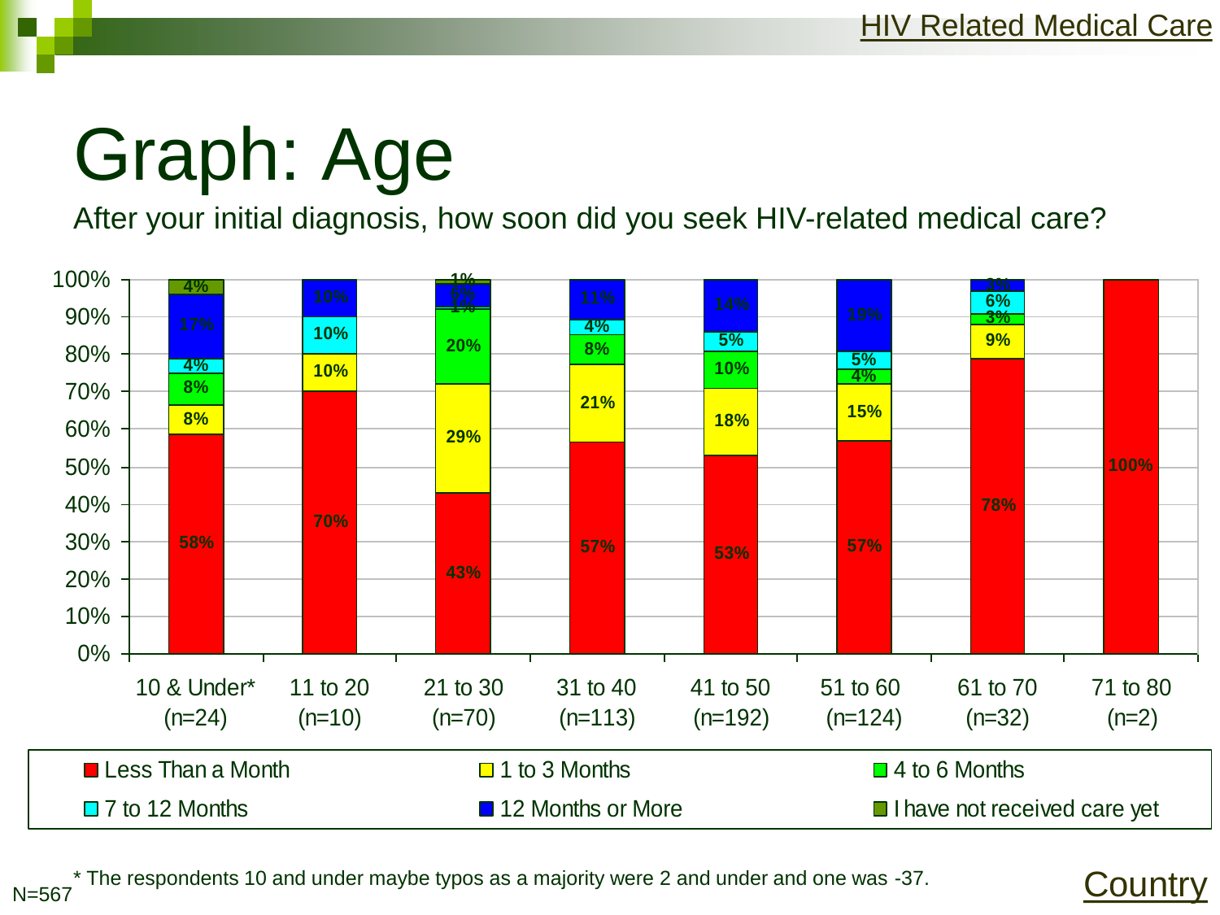# Graph: Age

After your initial diagnosis, how soon did you seek HIV-related medical care?

| Age | Less Than a Month | 1 to 3 Months | 4 to 6 Months | 7 to 12 Months | 12 Months or More | I have not received care yet |
|---|---|---|---|---|---|---|
| 10 & Under* (n=24) | 58% | 8% | 8% | 4% | 17% | 4% |
| 11 to 20 (n=10) | 70% | 10% | | 10% | 10% | |
| 21 to 30 (n=70) | 43% | 29% | 20% | 1% | 6% | 1% |
| 31 to 40 (n=113) | 57% | 21% | 8% | 4% | 11% | |
| 41 to 50 (n=192) | 53% | 18% | 10% | 5% | 14% | |
| 51 to 60 (n=124) | 57% | 15% | 4% | 5% | 19% | |
| 61 to 70 (n=32) | 78% | 9% | 3% | 6% | 3% | |
| 71 to 80 (n=2) | 100% | | | | | |

N=567

* The respondents 10 and under maybe typos as a majority were 2 and under and one was -37.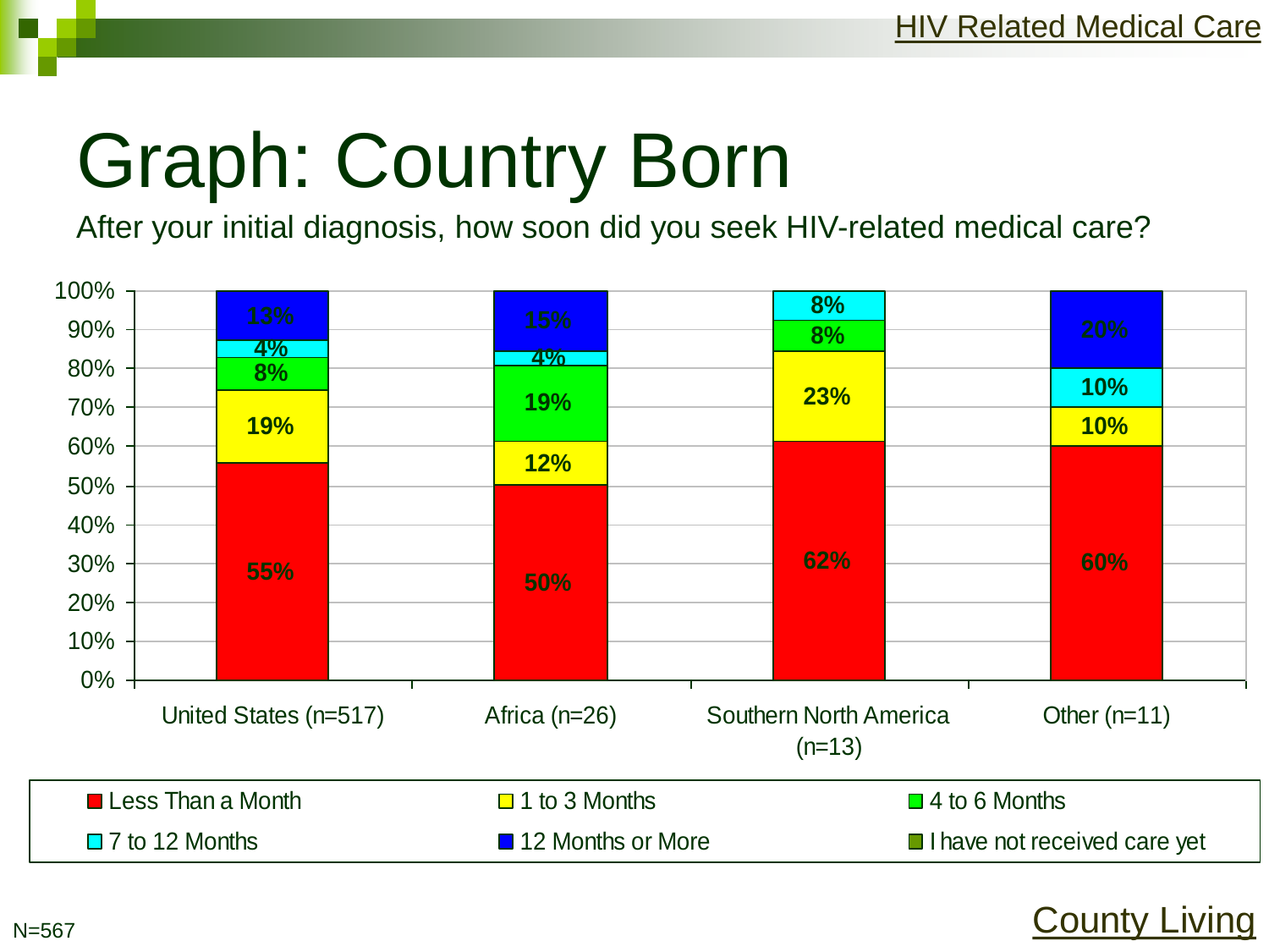# Graph: Country Born

After your initial diagnosis, how soon did you seek HIV-related medical care?

| | United States (n=517) | Africa (n=26) | Southern North America (n=13) | Other (n=11) |
|---|---|---|---|---|
| Less Than a Month | 55% | 50% | 62% | 60% |
| 1 to 3 Months | 19% | 12% | 23% | 10% |
| 4 to 6 Months | 8% | 19% | 8% | |
| 7 to 12 Months | 4% | 4% | 8% | 10% |
| 12 Months or More | 13% | 15% | | 20% |
| I have not received care yet | | | | |

N=567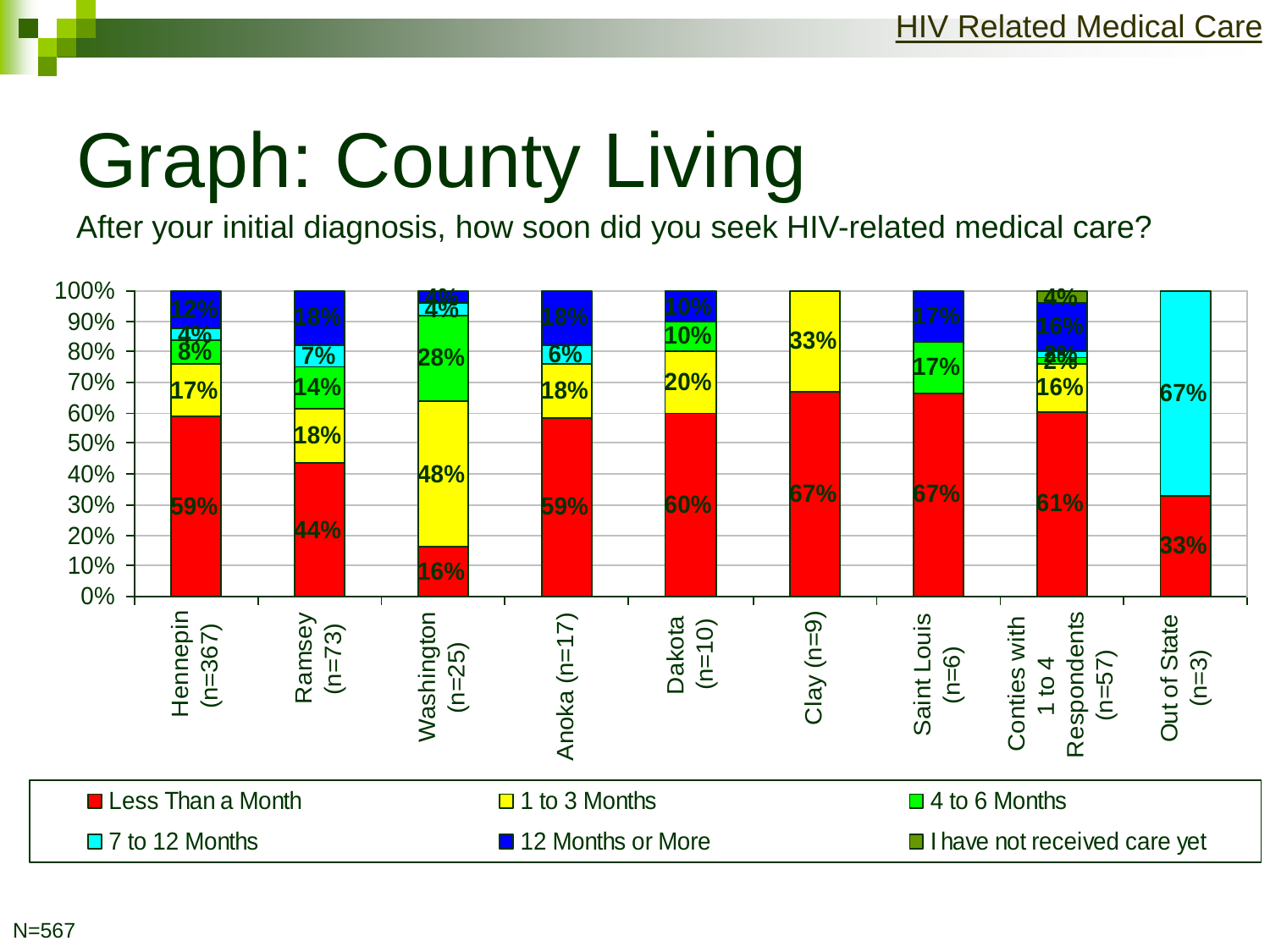# Graph: County Living

After your initial diagnosis, how soon did you seek HIV-related medical care?

| County | Less Than a Month | 1 to 3 Months | 4 to 6 Months | 7 to 12 Months | 12 Months or More | I have not received care yet |
|---|---|---|---|---|---|---|
| Hennepin (n=367) | 59% | 17% | 8% | 4% | 12% | |
| Ramsey (n=73) | 44% | 18% | 14% | 7% | 18% | |
| Washington (n=25) | 16% | 48% | 28% | 4% | 4% | |
| Anoka (n=17) | 59% | 18% | | 6% | 18% | |
| Dakota (n=10) | 60% | 20% | 10% | | 10% | |
| Clay (n=9) | 67% | 33% | | | | |
| Saint Louis (n=6) | 67% | | 17% | | 17% | |
| Conties with 1 to 4 Respondents (n=57) | 61% | 16% | 2% | 2% | 16% | 4% |
| Out of State (n=3) | 33% | | | 67% | | |

N=567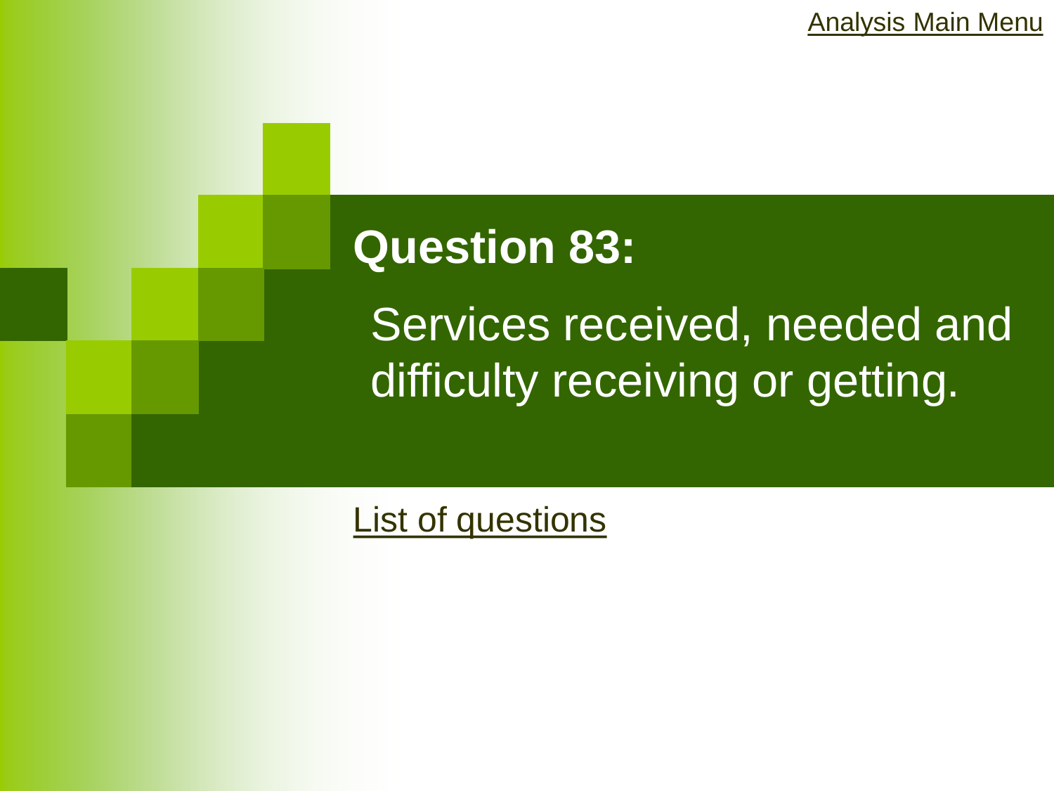Analysis Main Menu

# Question 83:

Services received, needed and difficulty receiving or getting.

List of questions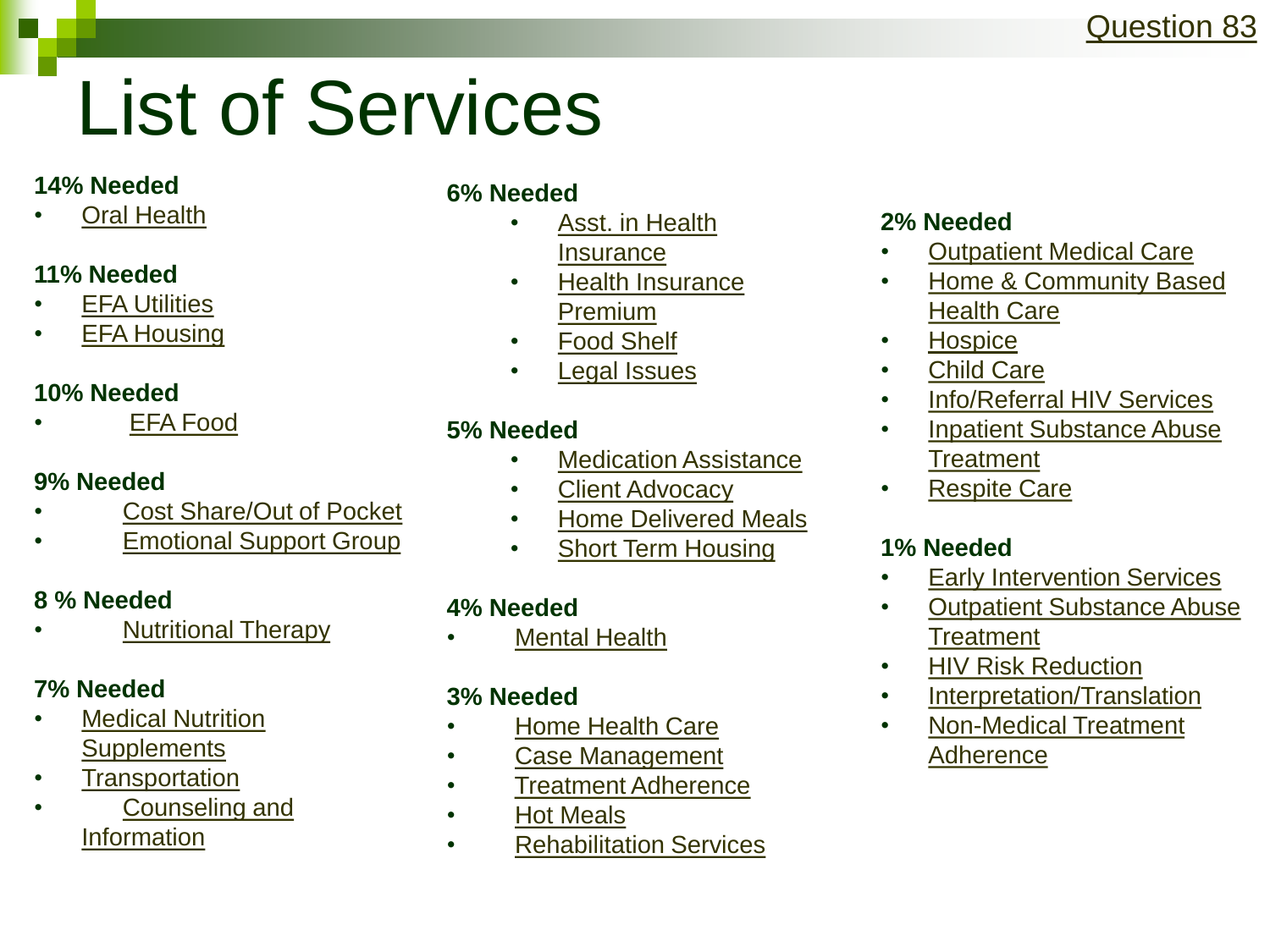Question 83

# List of Services

**14% Needed**
- Oral Health

**11% Needed**
- EFA Utilities
- EFA Housing

**10% Needed**
- EFA Food

**9% Needed**
- Cost Share/Out of Pocket
- Emotional Support Group

**8 % Needed**
- Nutritional Therapy

**7% Needed**
- Medical Nutrition Supplements
- Transportation
- Counseling and Information

**6% Needed**
- Asst. in Health Insurance
- Health Insurance Premium
- Food Shelf
- Legal Issues

**5% Needed**
- Medication Assistance
- Client Advocacy
- Home Delivered Meals
- Short Term Housing

**4% Needed**
- Mental Health

**3% Needed**
- Home Health Care
- Case Management
- Treatment Adherence
- Hot Meals
- Rehabilitation Services

**2% Needed**
- Outpatient Medical Care
- Home & Community Based Health Care
- Hospice
- Child Care
- Info/Referral HIV Services
- Inpatient Substance Abuse Treatment
- Respite Care

**1% Needed**
- Early Intervention Services
- Outpatient Substance Abuse Treatment
- HIV Risk Reduction
- Interpretation/Translation
- Non-Medical Treatment Adherence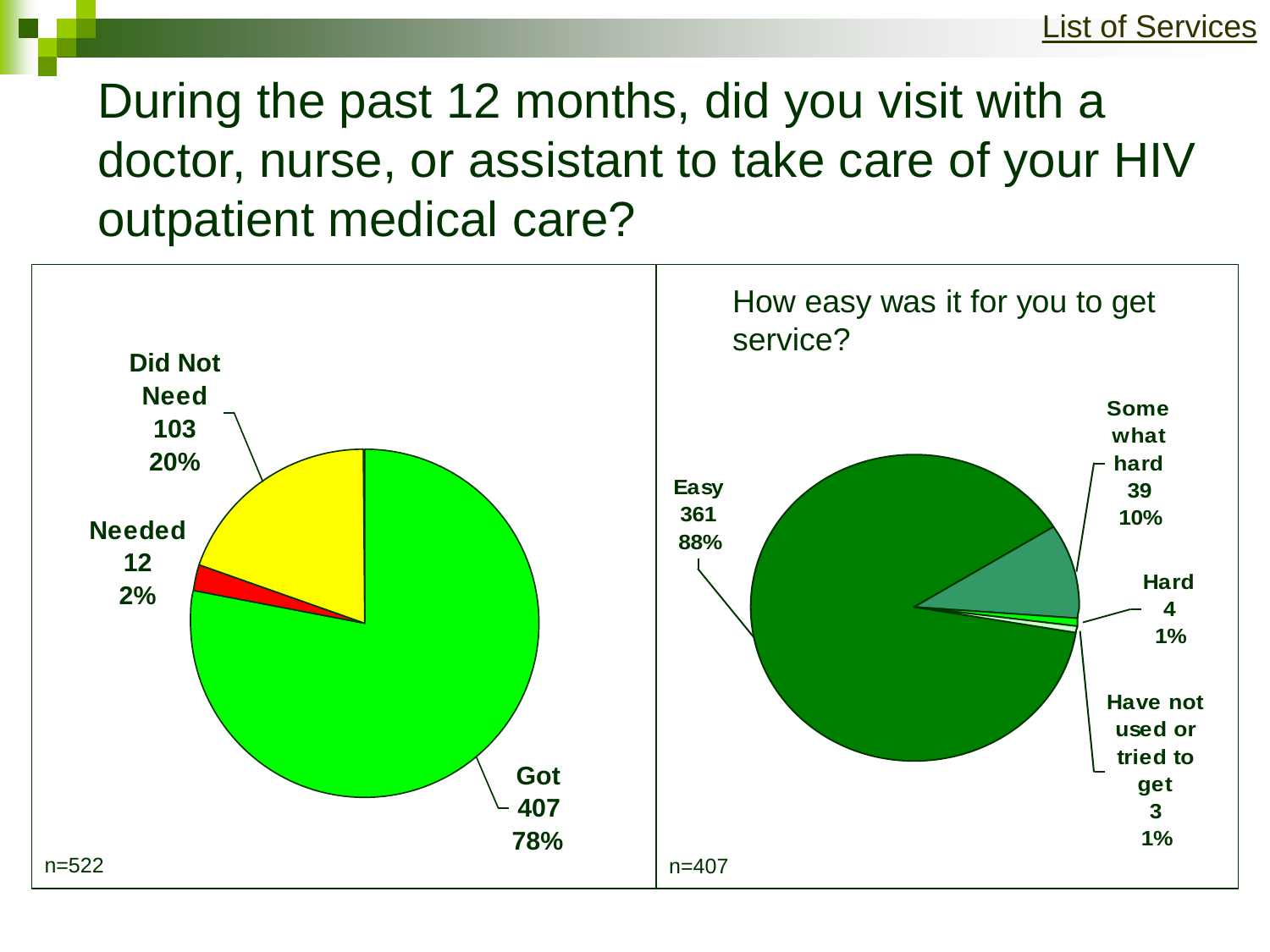List of Services

# During the past 12 months, did you visit with a doctor, nurse, or assistant to take care of your HIV outpatient medical care?

| Response | Count | Percent |
|---|---|---|
| Did Not Need | 103 | 20% |
| Needed | 12 | 2% |
| Got | 407 | 78% |

n=522

**How easy was it for you to get service?**

| Response | Count | Percent |
|---|---|---|
| Easy | 361 | 88% |
| Somewhat hard | 39 | 10% |
| Hard | 4 | 1% |
| Have not used or tried to get | 3 | 1% |

n=407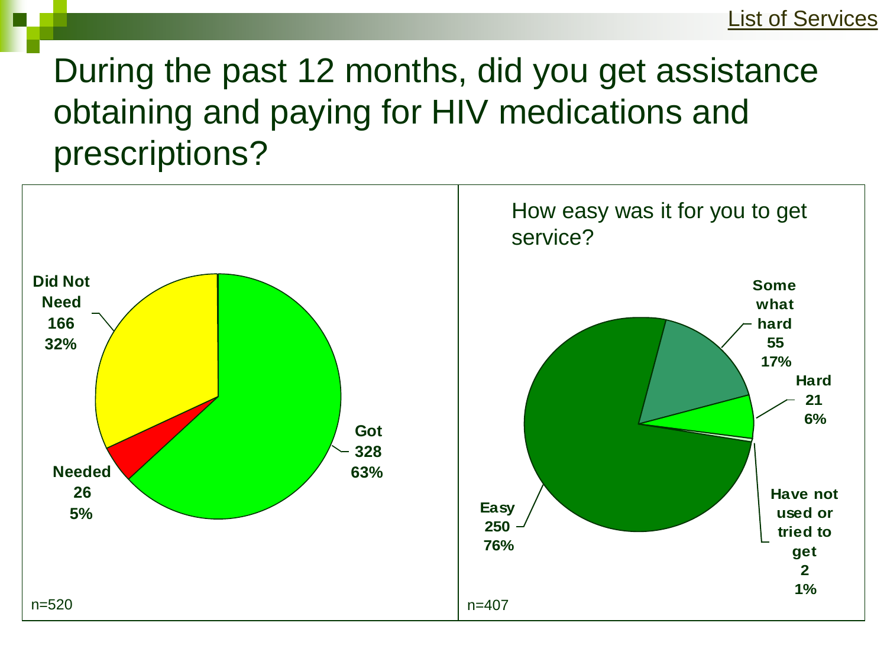List of Services

# During the past 12 months, did you get assistance obtaining and paying for HIV medications and prescriptions?

| Response | Count | Percent |
|---|---|---|
| Got | 328 | 63% |
| Did Not Need | 166 | 32% |
| Needed | 26 | 5% |

n=520

How easy was it for you to get service?

| Response | Count | Percent |
|---|---|---|
| Easy | 250 | 76% |
| Some what hard | 55 | 17% |
| Hard | 21 | 6% |
| Have not used or tried to get | 2 | 1% |

n=407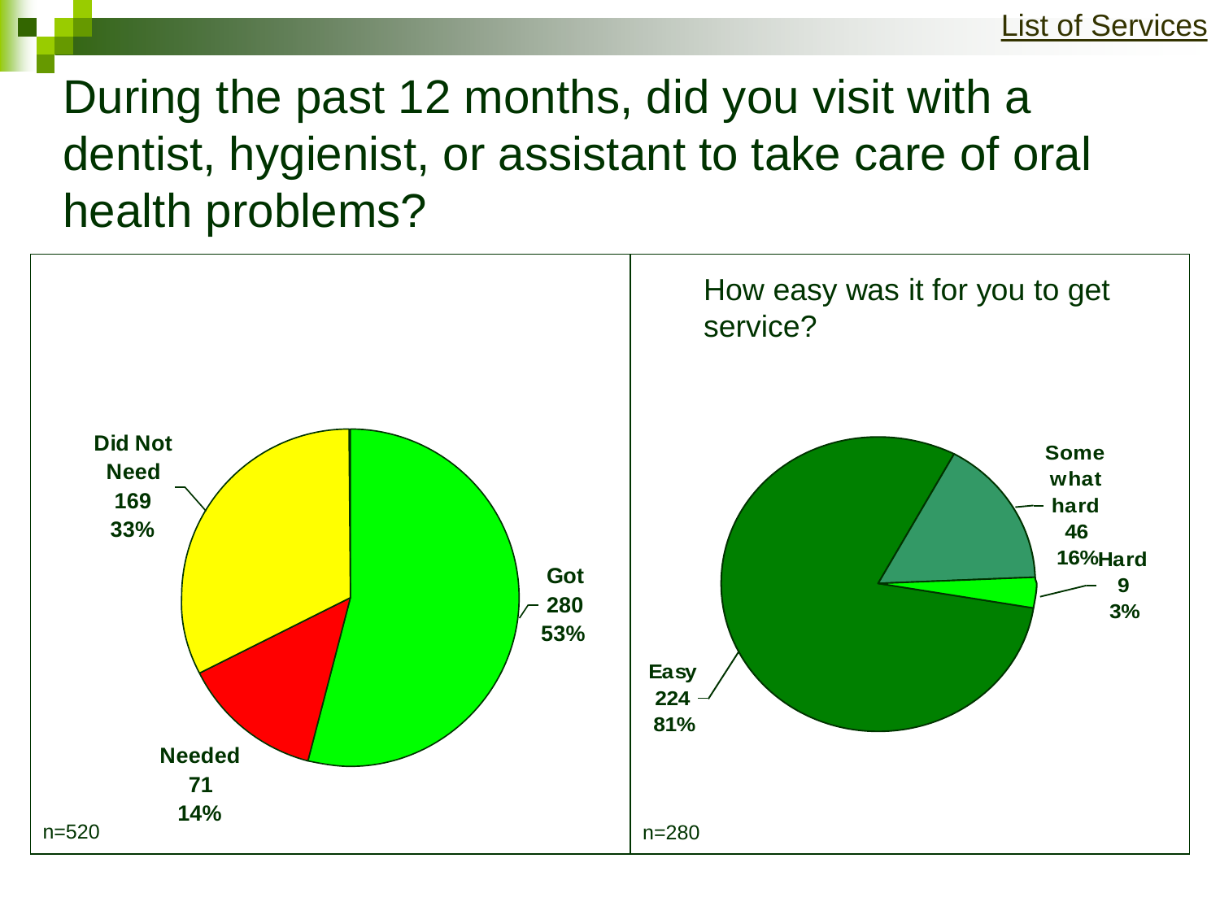List of Services

# During the past 12 months, did you visit with a dentist, hygienist, or assistant to take care of oral health problems?

| Response | Count | Percent |
|---|---|---|
| Got | 280 | 53% |
| Needed | 71 | 14% |
| Did Not Need | 169 | 33% |

n=520

How easy was it for you to get service?

| Response | Count | Percent |
|---|---|---|
| Easy | 224 | 81% |
| Somewhat hard | 46 | 16% |
| Hard | 9 | 3% |

n=280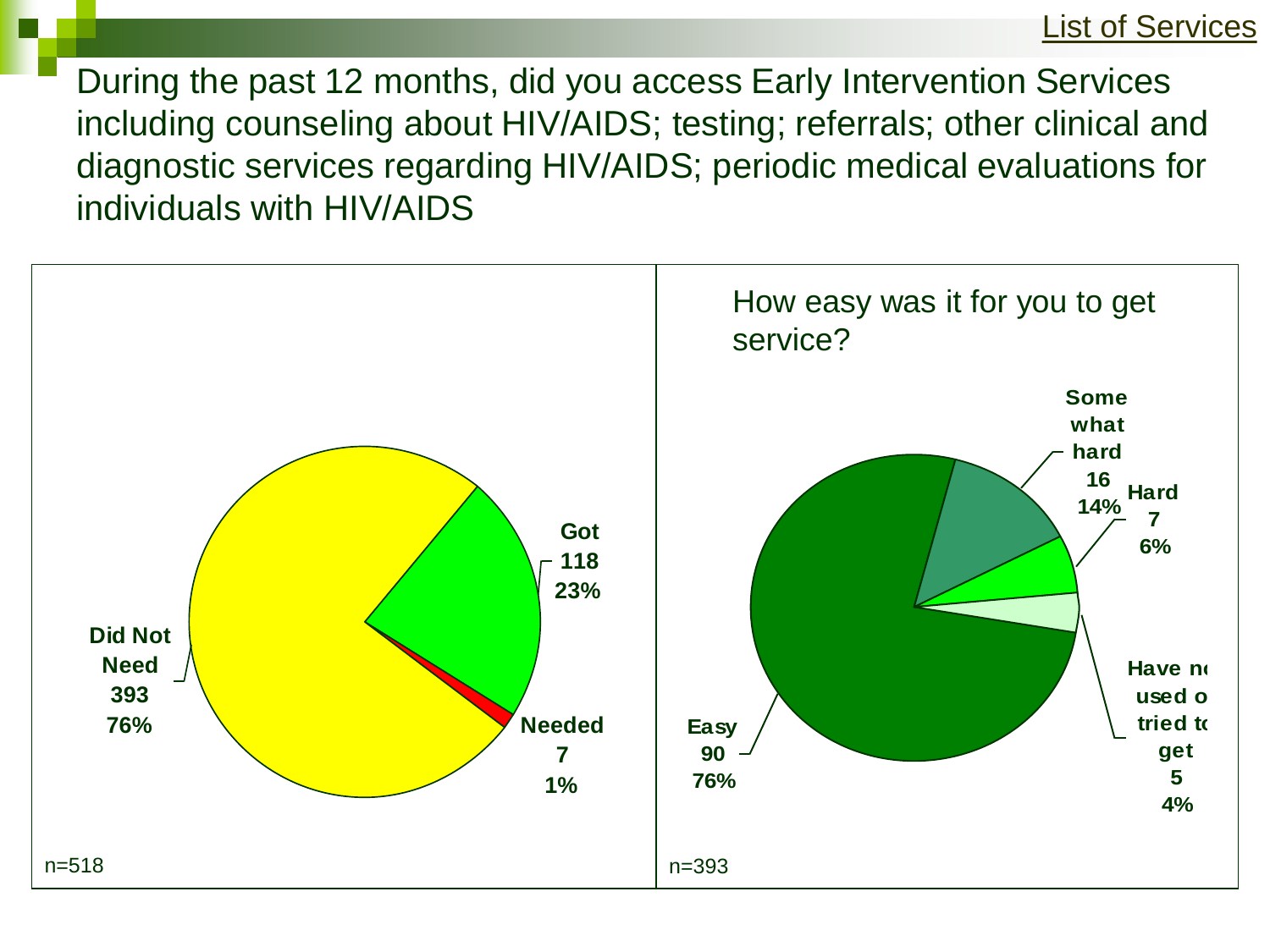List of Services

During the past 12 months, did you access Early Intervention Services including counseling about HIV/AIDS; testing; referrals; other clinical and diagnostic services regarding HIV/AIDS; periodic medical evaluations for individuals with HIV/AIDS

| Response | Count | Percent |
| --- | --- | --- |
| Got | 118 | 23% |
| Needed | 7 | 1% |
| Did Not Need | 393 | 76% |

n=518

How easy was it for you to get service?

| Response | Count | Percent |
| --- | --- | --- |
| Easy | 90 | 76% |
| Some what hard | 16 | 14% |
| Hard | 7 | 6% |
| Have not used or tried to get | 5 | 4% |

n=393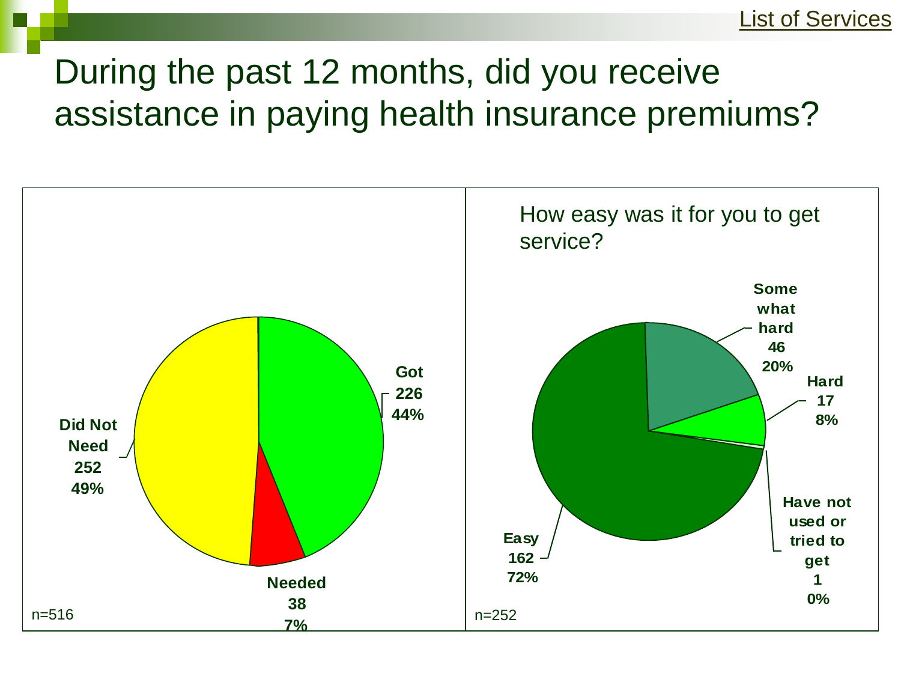List of Services

# During the past 12 months, did you receive assistance in paying health insurance premiums?

| Response | Count | Percent |
|---|---|---|
| Got | 226 | 44% |
| Needed | 38 | 7% |
| Did Not Need | 252 | 49% |

n=516

How easy was it for you to get service?

| Response | Count | Percent |
|---|---|---|
| Easy | 162 | 72% |
| Some what hard | 46 | 20% |
| Hard | 17 | 8% |
| Have not used or tried to get | 1 | 0% |

n=252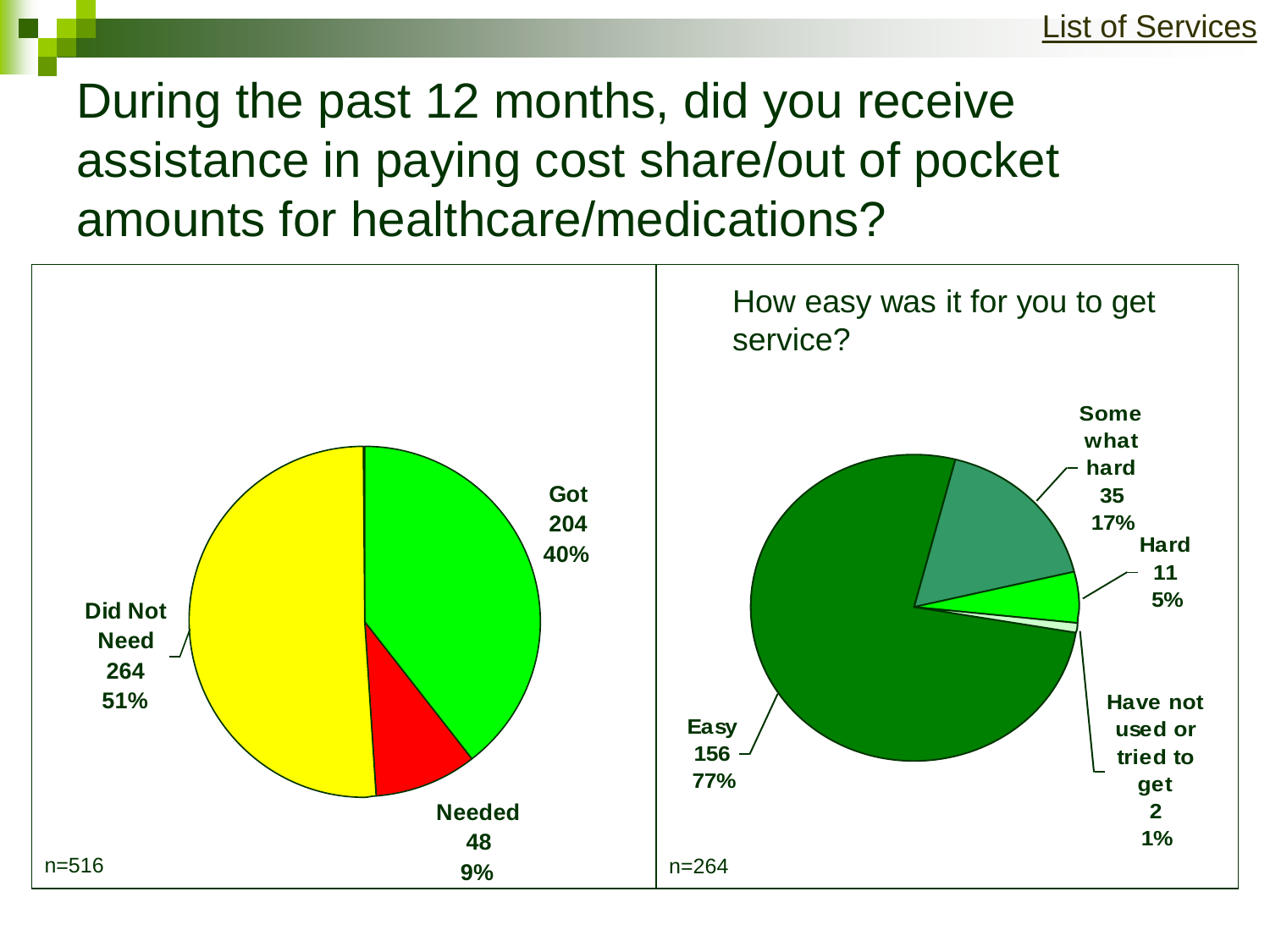List of Services

# During the past 12 months, did you receive assistance in paying cost share/out of pocket amounts for healthcare/medications?

n=516

| Response | Count | Percent |
| --- | --- | --- |
| Got | 204 | 40% |
| Needed | 48 | 9% |
| Did Not Need | 264 | 51% |

How easy was it for you to get service?

n=264

| Response | Count | Percent |
| --- | --- | --- |
| Easy | 156 | 77% |
| Some what hard | 35 | 17% |
| Hard | 11 | 5% |
| Have not used or tried to get | 2 | 1% |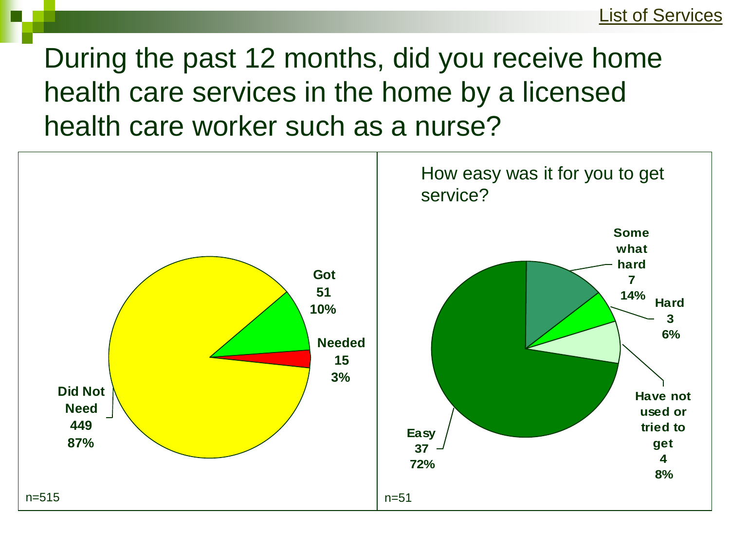List of Services

# During the past 12 months, did you receive home health care services in the home by a licensed health care worker such as a nurse?

| Response | Count | Percent |
|---|---|---|
| Got | 51 | 10% |
| Needed | 15 | 3% |
| Did Not Need | 449 | 87% |

n=515

## How easy was it for you to get service?

| Response | Count | Percent |
|---|---|---|
| Some what hard | 7 | 14% |
| Hard | 3 | 6% |
| Have not used or tried to get | 4 | 8% |
| Easy | 37 | 72% |

n=51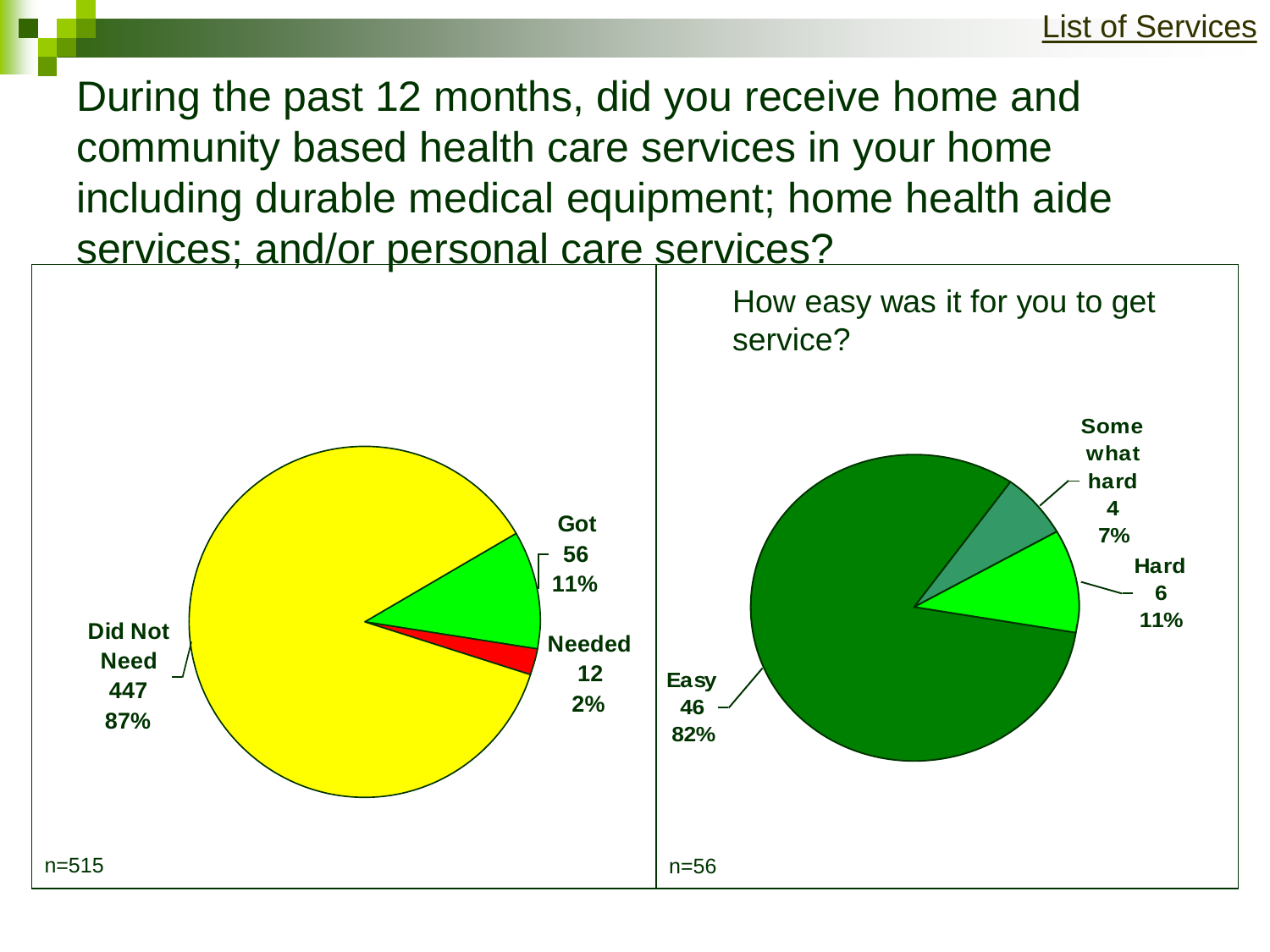List of Services

## During the past 12 months, did you receive home and community based health care services in your home including durable medical equipment; home health aide services; and/or personal care services?

| Response | Count | Percent |
| --- | --- | --- |
| Did Not Need | 447 | 87% |
| Got | 56 | 11% |
| Needed | 12 | 2% |

n=515

How easy was it for you to get service?

| Response | Count | Percent |
| --- | --- | --- |
| Easy | 46 | 82% |
| Some what hard | 4 | 7% |
| Hard | 6 | 11% |

n=56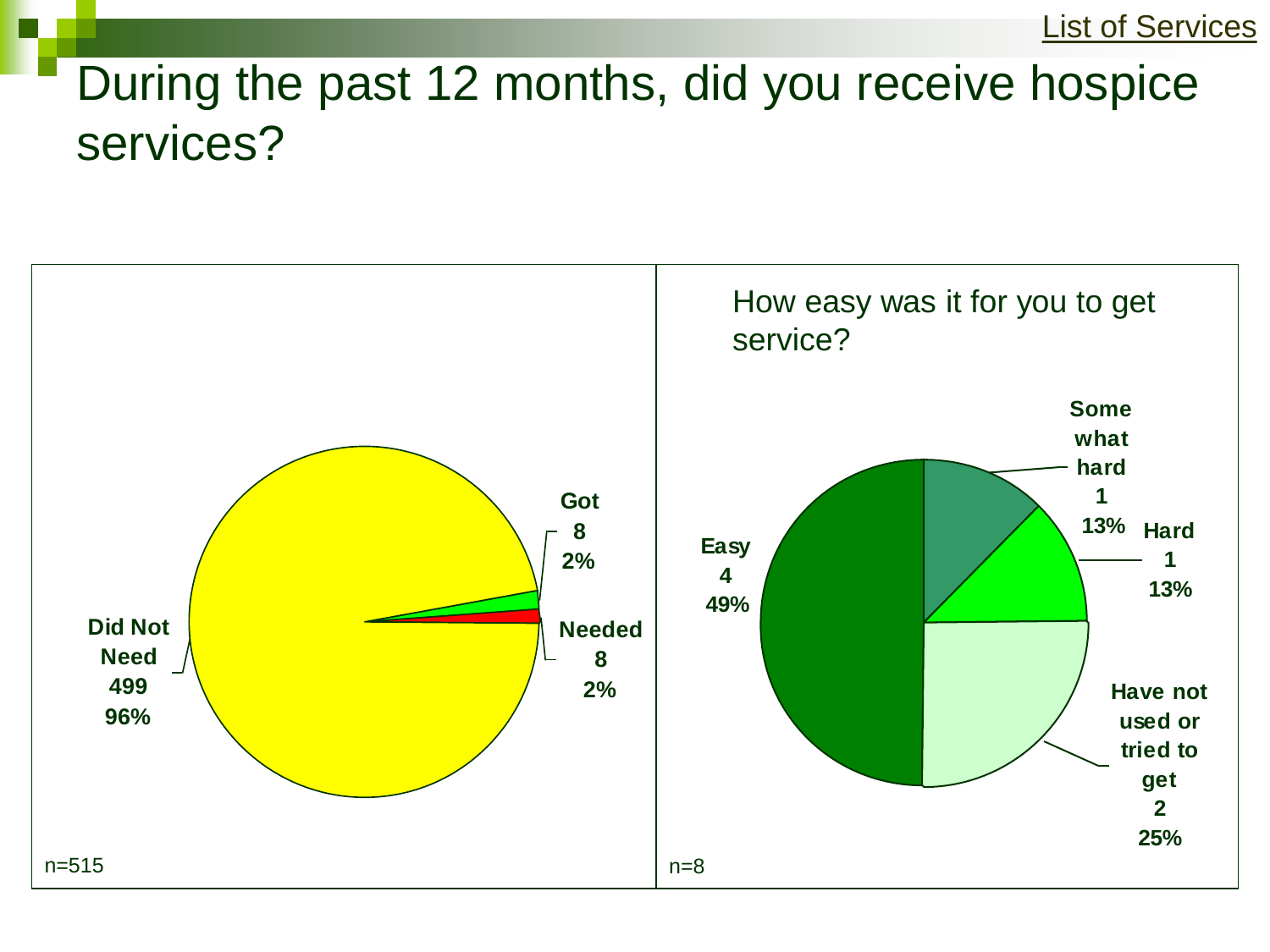List of Services

# During the past 12 months, did you receive hospice services?

| Response | Count | Percent |
|---|---|---|
| Did Not Need | 499 | 96% |
| Got | 8 | 2% |
| Needed | 8 | 2% |

n=515

How easy was it for you to get service?

| Response | Count | Percent |
|---|---|---|
| Easy | 4 | 49% |
| Some what hard | 1 | 13% |
| Hard | 1 | 13% |
| Have not used or tried to get | 2 | 25% |

n=8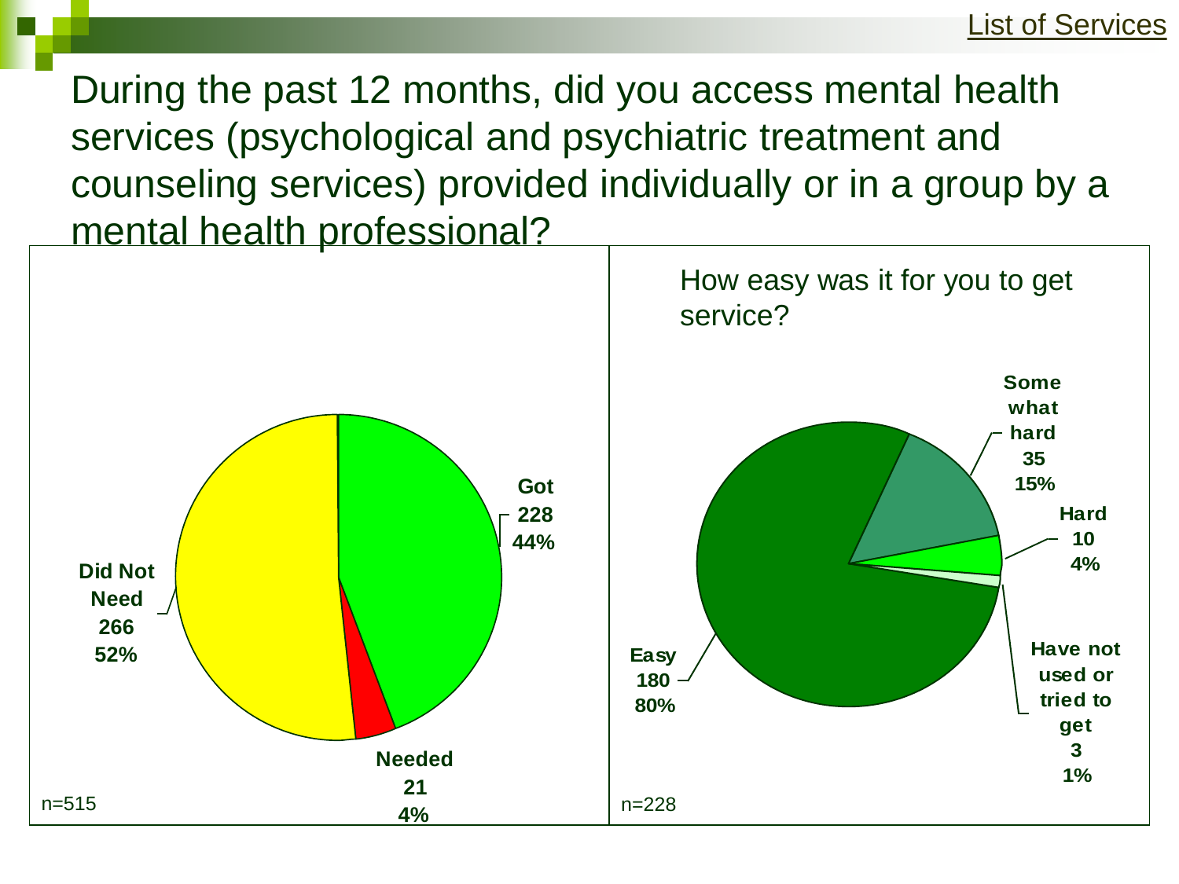List of Services

## During the past 12 months, did you access mental health services (psychological and psychiatric treatment and counseling services) provided individually or in a group by a mental health professional?

| Response | Count | Percent |
| --- | --- | --- |
| Got | 228 | 44% |
| Needed | 21 | 4% |
| Did Not Need | 266 | 52% |

n=515

### How easy was it for you to get service?

| Response | Count | Percent |
| --- | --- | --- |
| Easy | 180 | 80% |
| Some what hard | 35 | 15% |
| Hard | 10 | 4% |
| Have not used or tried to get | 3 | 1% |

n=228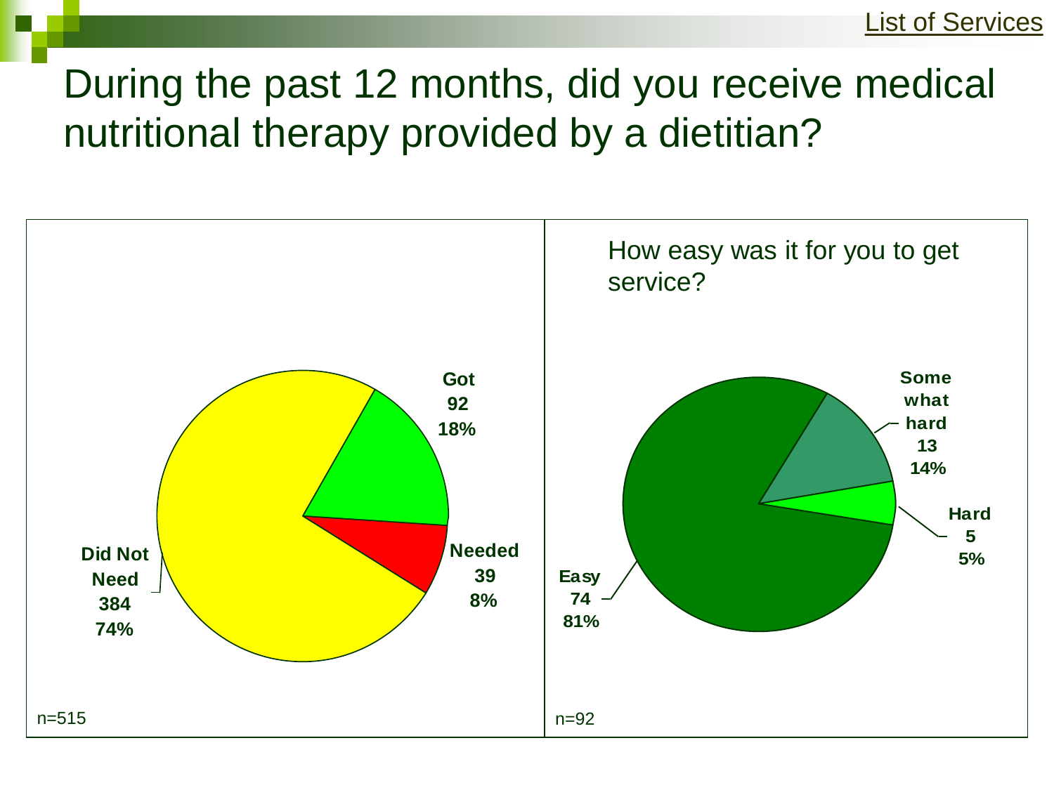List of Services

# During the past 12 months, did you receive medical nutritional therapy provided by a dietitian?

| Response | Count | Percent |
|---|---|---|
| Got | 92 | 18% |
| Needed | 39 | 8% |
| Did Not Need | 384 | 74% |

n=515

How easy was it for you to get service?

| Response | Count | Percent |
|---|---|---|
| Easy | 74 | 81% |
| Some what hard | 13 | 14% |
| Hard | 5 | 5% |

n=92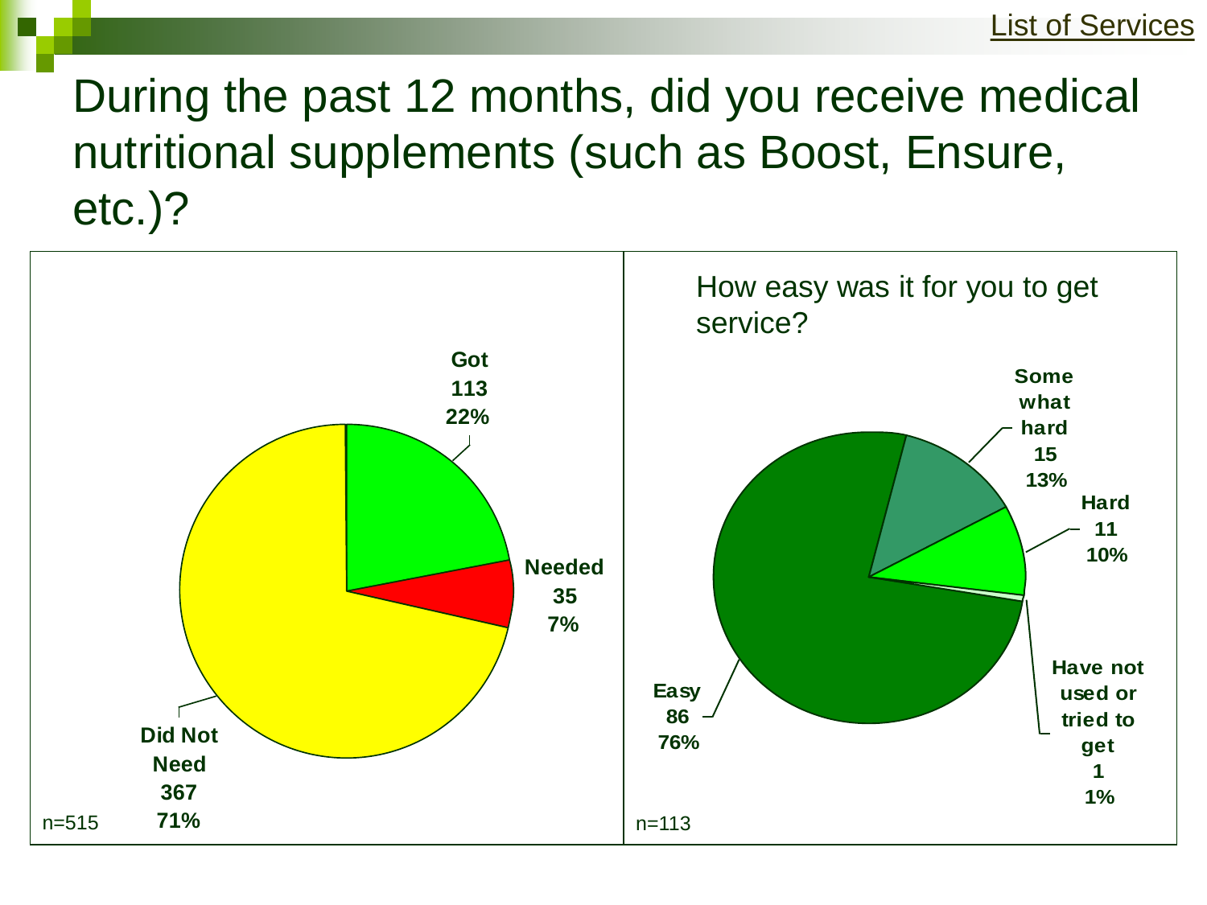List of Services

# During the past 12 months, did you receive medical nutritional supplements (such as Boost, Ensure, etc.)?

| Response | Count | Percent |
| --- | --- | --- |
| Got | 113 | 22% |
| Needed | 35 | 7% |
| Did Not Need | 367 | 71% |

n=515

## How easy was it for you to get service?

| Response | Count | Percent |
| --- | --- | --- |
| Easy | 86 | 76% |
| Some what hard | 15 | 13% |
| Hard | 11 | 10% |
| Have not used or tried to get | 1 | 1% |

n=113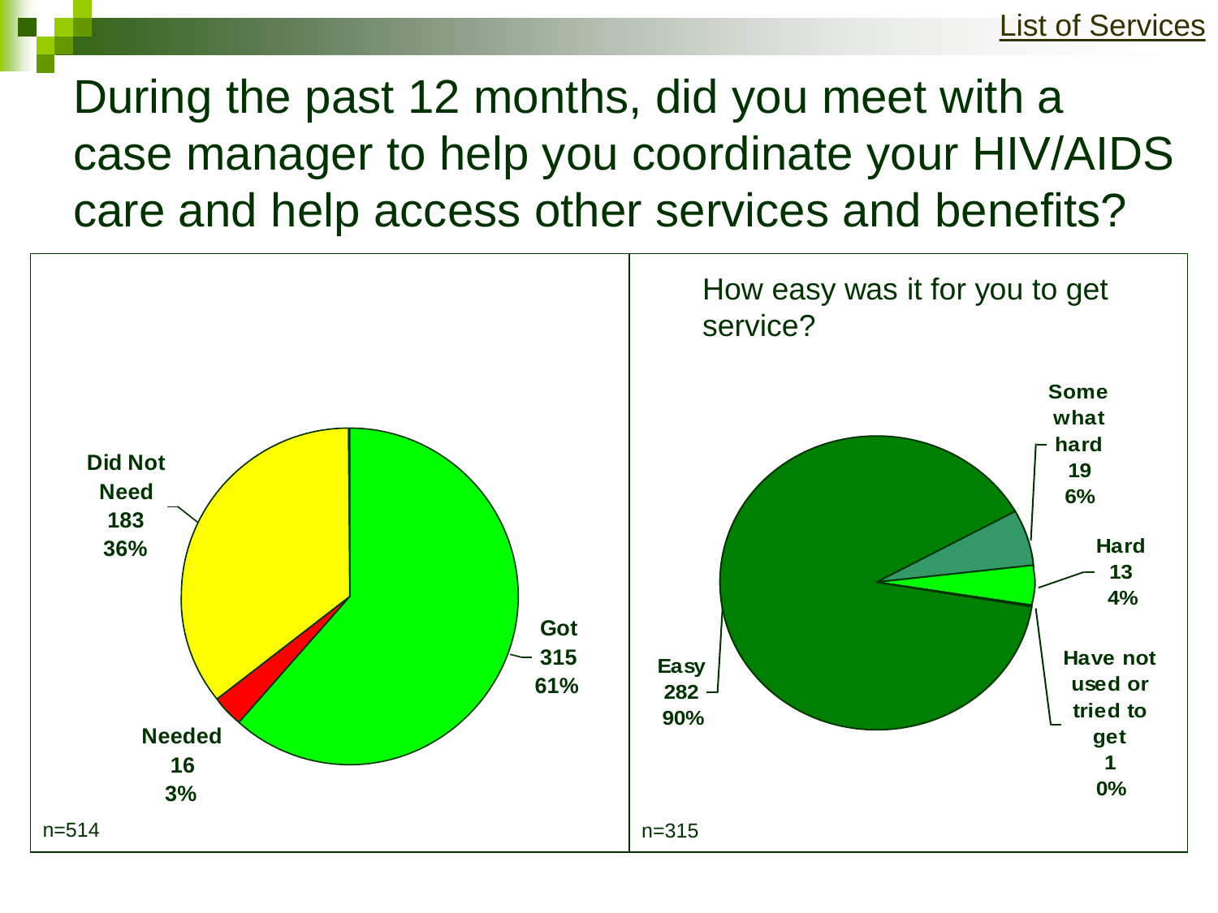List of Services

# During the past 12 months, did you meet with a case manager to help you coordinate your HIV/AIDS care and help access other services and benefits?

| Response | Count | Percent |
|---|---|---|
| Got | 315 | 61% |
| Needed | 16 | 3% |
| Did Not Need | 183 | 36% |

n=514

How easy was it for you to get service?

| Response | Count | Percent |
|---|---|---|
| Easy | 282 | 90% |
| Somewhat hard | 19 | 6% |
| Hard | 13 | 4% |
| Have not used or tried to get | 1 | 0% |

n=315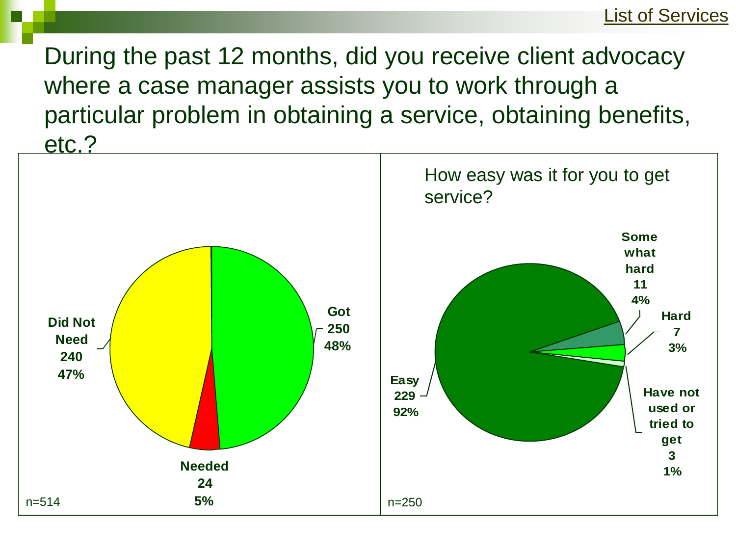List of Services

# During the past 12 months, did you receive client advocacy where a case manager assists you to work through a particular problem in obtaining a service, obtaining benefits, etc.?

| Response | Count | Percent |
|---|---|---|
| Got | 250 | 48% |
| Needed | 24 | 5% |
| Did Not Need | 240 | 47% |

n=514

## How easy was it for you to get service?

| Response | Count | Percent |
|---|---|---|
| Easy | 229 | 92% |
| Somewhat hard | 11 | 4% |
| Hard | 7 | 3% |
| Have not used or tried to get | 3 | 1% |

n=250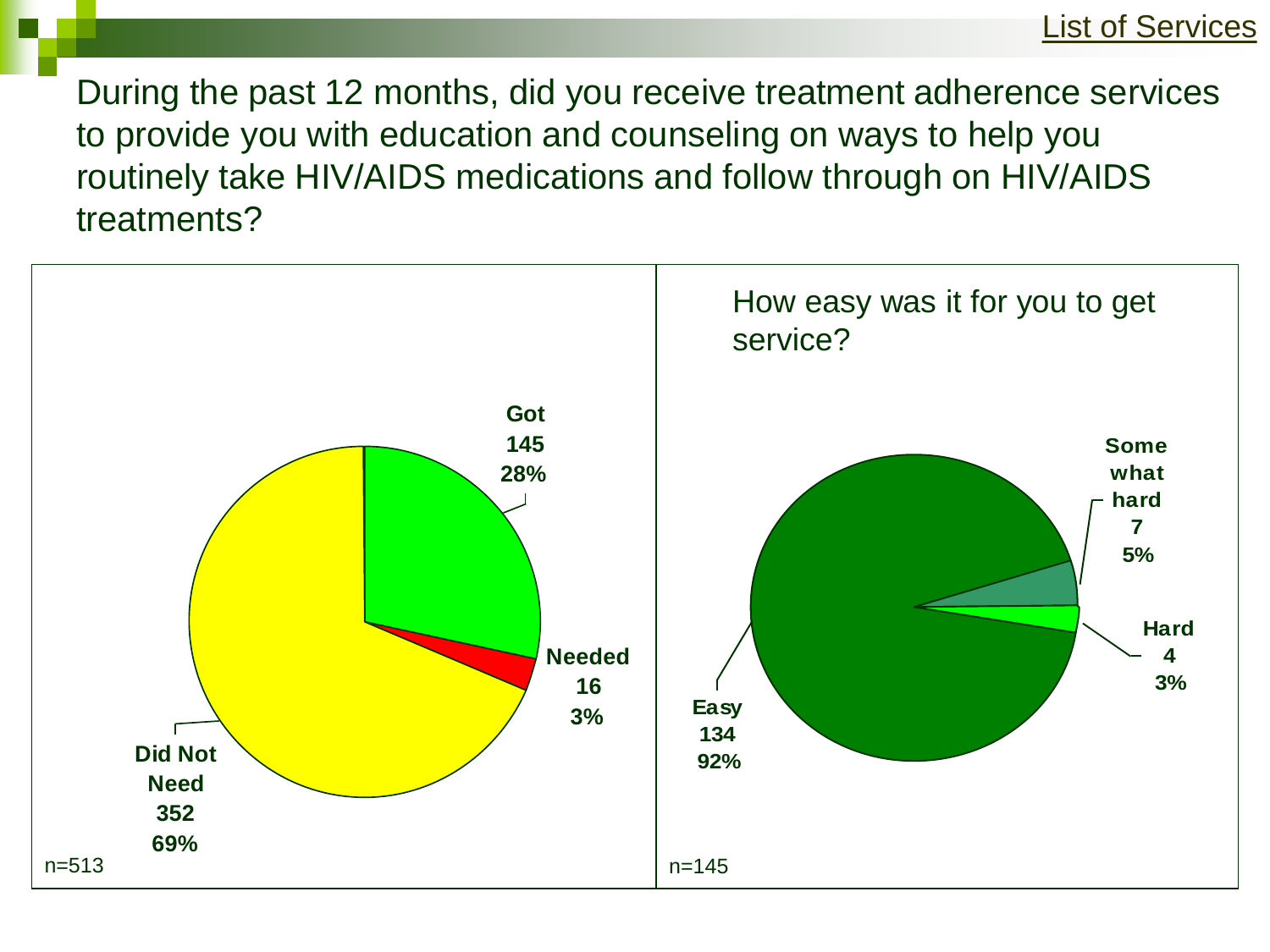List of Services

During the past 12 months, did you receive treatment adherence services to provide you with education and counseling on ways to help you routinely take HIV/AIDS medications and follow through on HIV/AIDS treatments?

| Response | Count | Percent |
|---|---|---|
| Got | 145 | 28% |
| Needed | 16 | 3% |
| Did Not Need | 352 | 69% |

n=513

How easy was it for you to get service?

| Response | Count | Percent |
|---|---|---|
| Easy | 134 | 92% |
| Somewhat hard | 7 | 5% |
| Hard | 4 | 3% |

n=145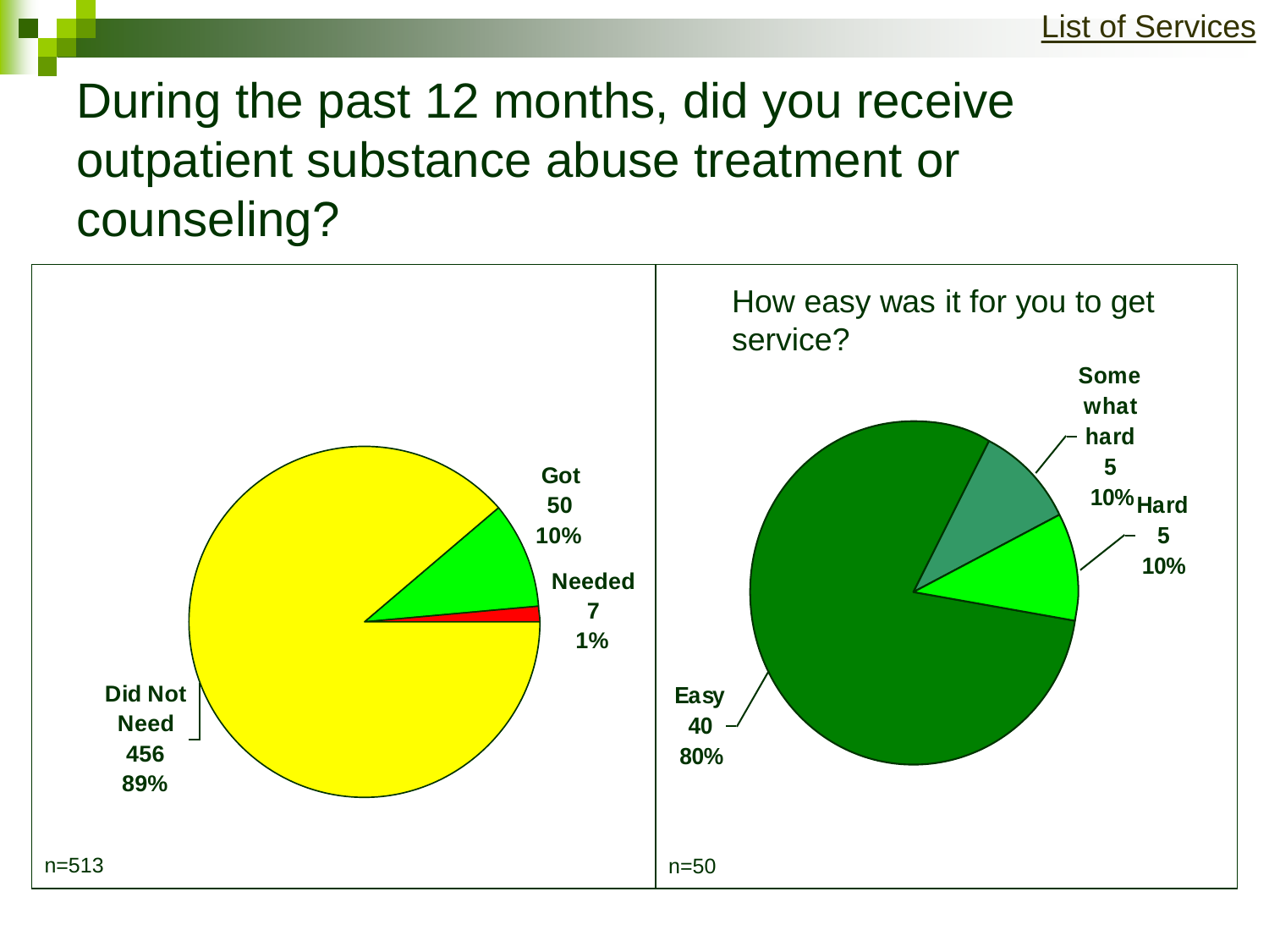List of Services

# During the past 12 months, did you receive outpatient substance abuse treatment or counseling?

| Response | Count | Percent |
|---|---|---|
| Got | 50 | 10% |
| Needed | 7 | 1% |
| Did Not Need | 456 | 89% |

n=513

How easy was it for you to get service?

| Response | Count | Percent |
|---|---|---|
| Easy | 40 | 80% |
| Somewhat hard | 5 | 10% |
| Hard | 5 | 10% |

n=50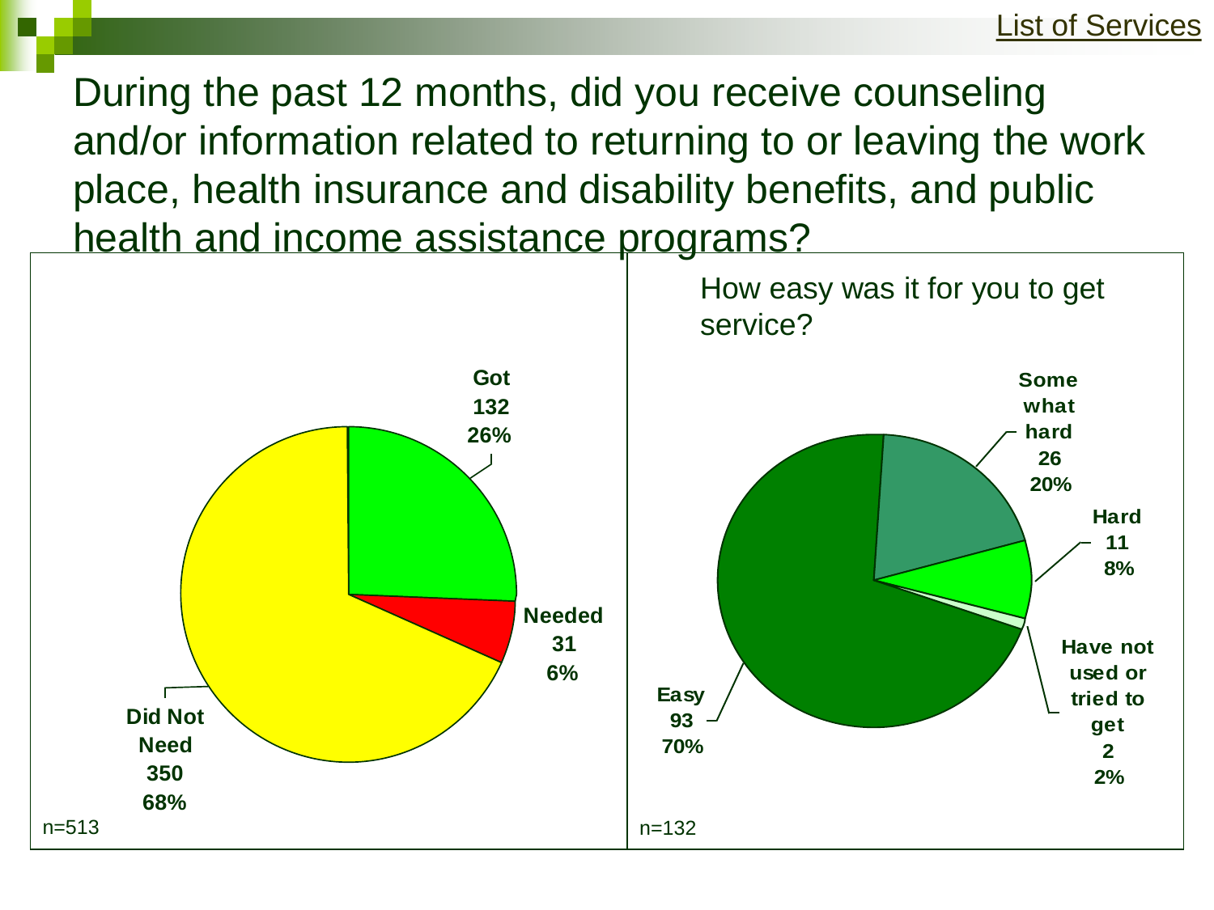List of Services

# During the past 12 months, did you receive counseling and/or information related to returning to or leaving the work place, health insurance and disability benefits, and public health and income assistance programs?

| Response | Count | Percent |
| --- | --- | --- |
| Got | 132 | 26% |
| Needed | 31 | 6% |
| Did Not Need | 350 | 68% |

n=513

How easy was it for you to get service?

| Response | Count | Percent |
| --- | --- | --- |
| Easy | 93 | 70% |
| Some what hard | 26 | 20% |
| Hard | 11 | 8% |
| Have not used or tried to get | 2 | 2% |

n=132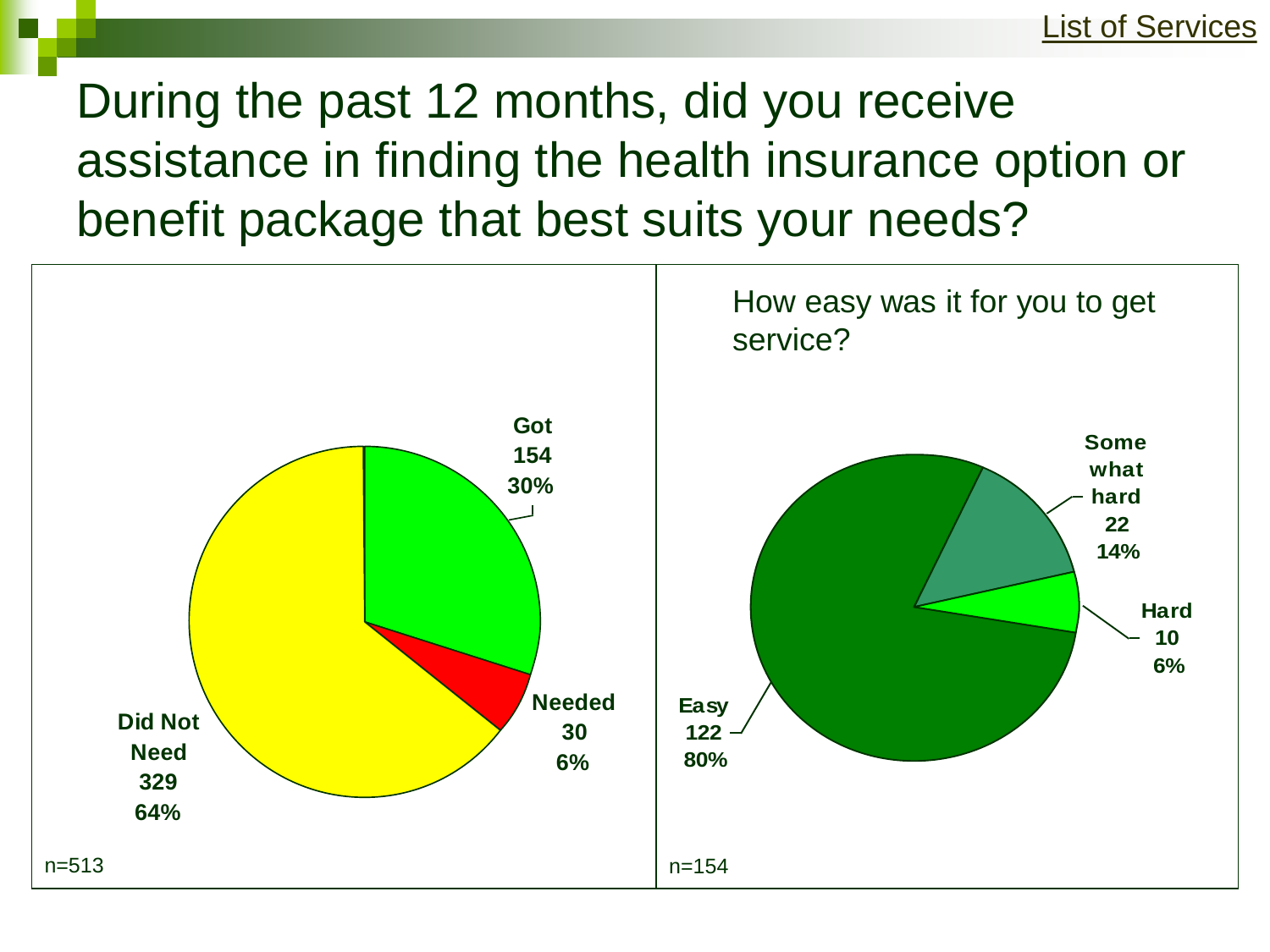List of Services

# During the past 12 months, did you receive assistance in finding the health insurance option or benefit package that best suits your needs?

| Response | Count | Percent |
|---|---|---|
| Got | 154 | 30% |
| Needed | 30 | 6% |
| Did Not Need | 329 | 64% |

n=513

How easy was it for you to get service?

| Response | Count | Percent |
|---|---|---|
| Easy | 122 | 80% |
| Somewhat hard | 22 | 14% |
| Hard | 10 | 6% |

n=154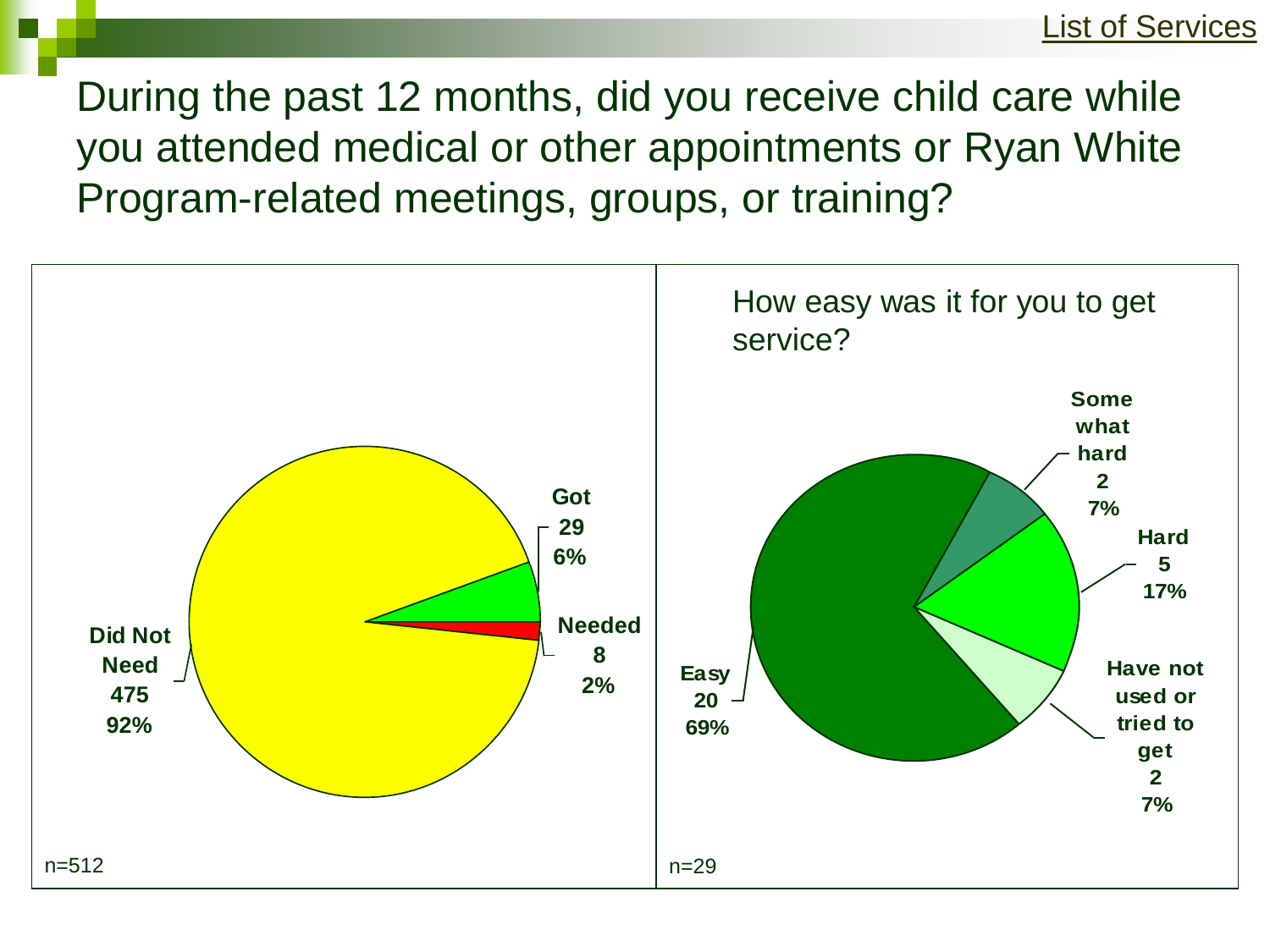List of Services

# During the past 12 months, did you receive child care while you attended medical or other appointments or Ryan White Program-related meetings, groups, or training?

| Response | Count | Percent |
|---|---|---|
| Did Not Need | 475 | 92% |
| Got | 29 | 6% |
| Needed | 8 | 2% |

n=512

## How easy was it for you to get service?

| Response | Count | Percent |
|---|---|---|
| Easy | 20 | 69% |
| Some what hard | 2 | 7% |
| Hard | 5 | 17% |
| Have not used or tried to get | 2 | 7% |

n=29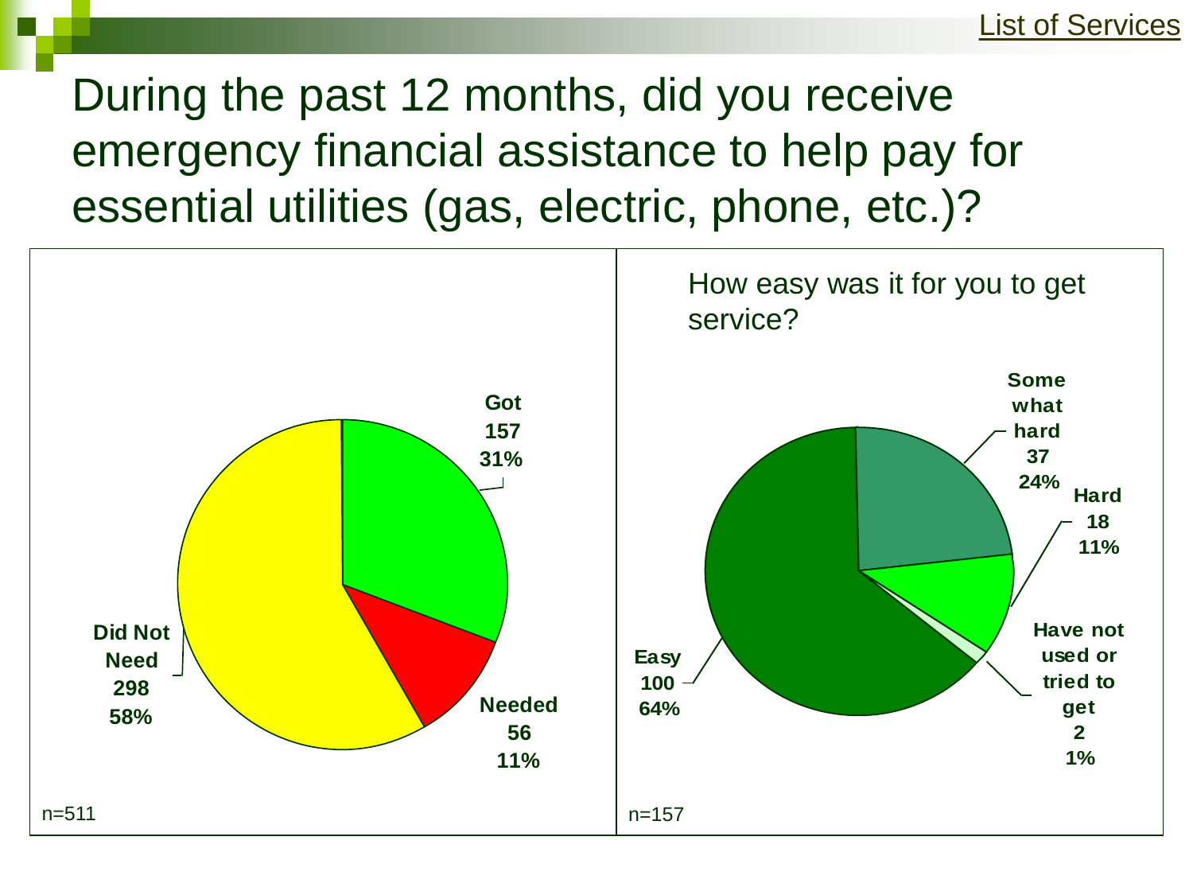List of Services

# During the past 12 months, did you receive emergency financial assistance to help pay for essential utilities (gas, electric, phone, etc.)?

| Response | Count | Percent |
| --- | --- | --- |
| Got | 157 | 31% |
| Needed | 56 | 11% |
| Did Not Need | 298 | 58% |

n=511

How easy was it for you to get service?

| Response | Count | Percent |
| --- | --- | --- |
| Easy | 100 | 64% |
| Some what hard | 37 | 24% |
| Hard | 18 | 11% |
| Have not used or tried to get | 2 | 1% |

n=157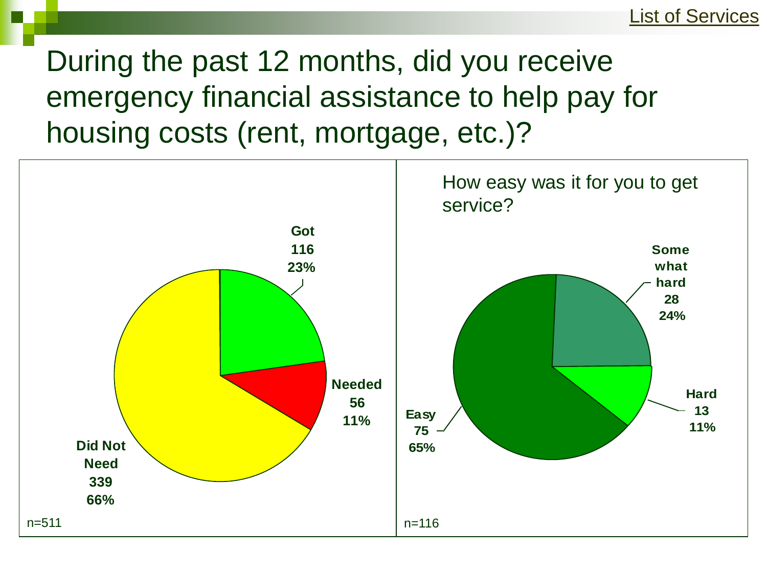[List of Services]

# During the past 12 months, did you receive emergency financial assistance to help pay for housing costs (rent, mortgage, etc.)?

| Response | Count | Percent |
| --- | --- | --- |
| Got | 116 | 23% |
| Needed | 56 | 11% |
| Did Not Need | 339 | 66% |

n=511

How easy was it for you to get service?

| Response | Count | Percent |
| --- | --- | --- |
| Easy | 75 | 65% |
| Some what hard | 28 | 24% |
| Hard | 13 | 11% |

n=116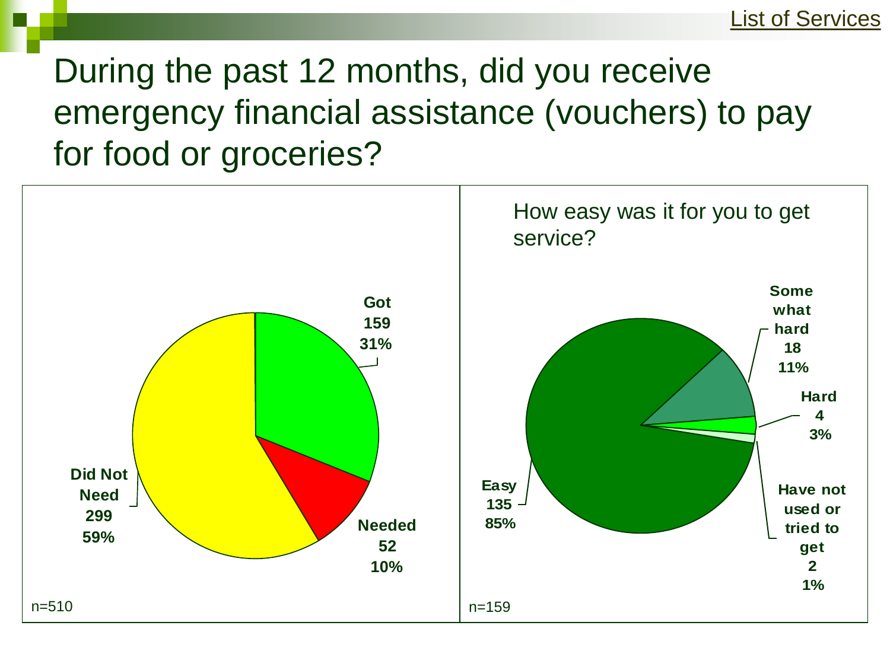List of Services

# During the past 12 months, did you receive emergency financial assistance (vouchers) to pay for food or groceries?

| Response | Count | Percent |
| --- | --- | --- |
| Got | 159 | 31% |
| Needed | 52 | 10% |
| Did Not Need | 299 | 59% |

n=510

How easy was it for you to get service?

| Response | Count | Percent |
| --- | --- | --- |
| Easy | 135 | 85% |
| Some what hard | 18 | 11% |
| Hard | 4 | 3% |
| Have not used or tried to get | 2 | 1% |

n=159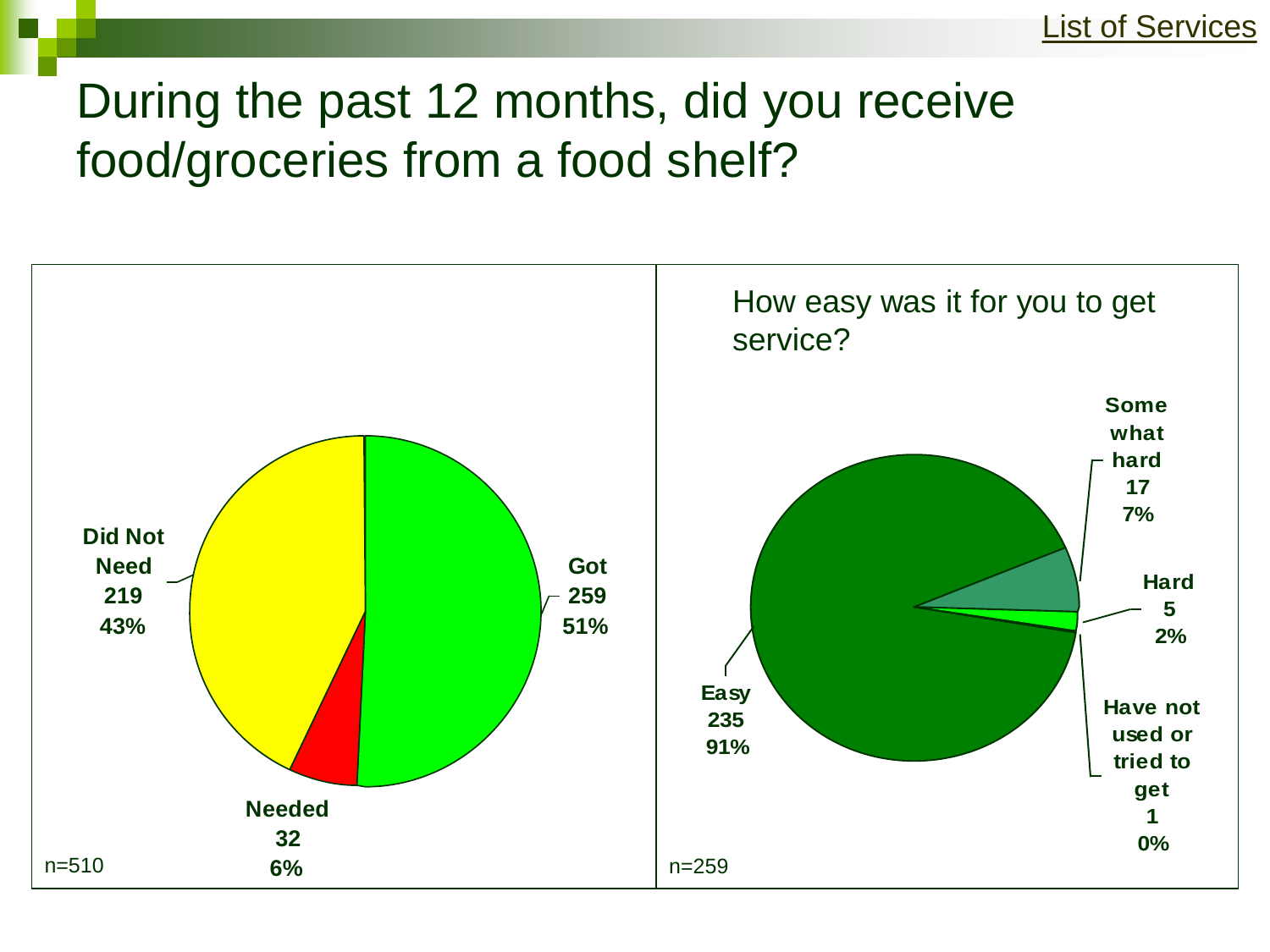List of Services

# During the past 12 months, did you receive food/groceries from a food shelf?

n=510

| Response | Count | Percent |
|---|---|---|
| Got | 259 | 51% |
| Did Not Need | 219 | 43% |
| Needed | 32 | 6% |

## How easy was it for you to get service?

n=259

| Response | Count | Percent |
|---|---|---|
| Easy | 235 | 91% |
| Some what hard | 17 | 7% |
| Hard | 5 | 2% |
| Have not used or tried to get | 1 | 0% |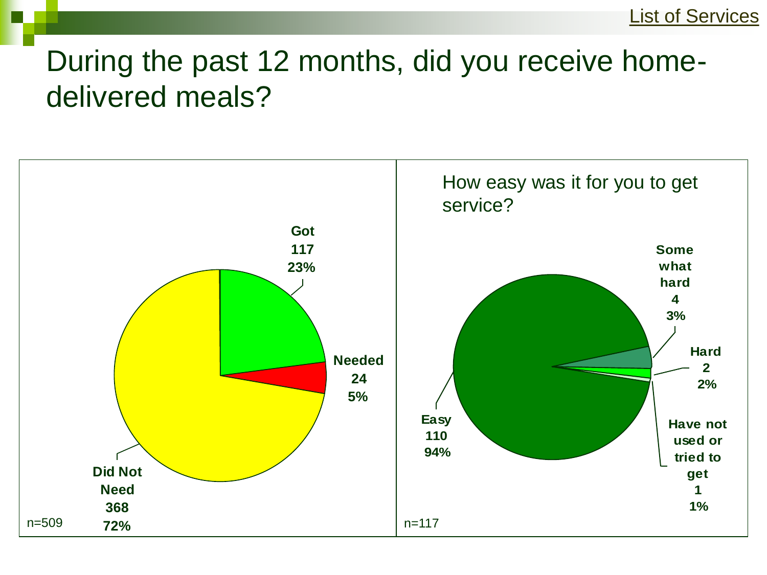List of Services

# During the past 12 months, did you receive home-delivered meals?

| Response | Count | Percent |
| --- | --- | --- |
| Got | 117 | 23% |
| Needed | 24 | 5% |
| Did Not Need | 368 | 72% |

n=509

## How easy was it for you to get service?

| Response | Count | Percent |
| --- | --- | --- |
| Easy | 110 | 94% |
| Some what hard | 4 | 3% |
| Hard | 2 | 2% |
| Have not used or tried to get | 1 | 1% |

n=117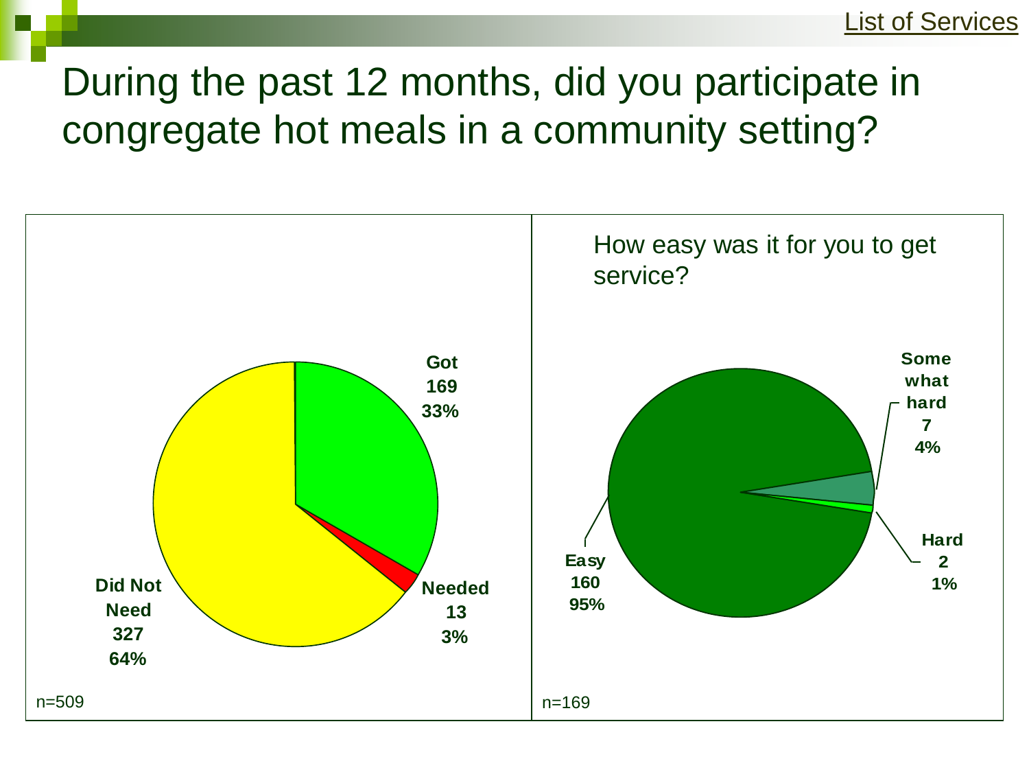List of Services

# During the past 12 months, did you participate in congregate hot meals in a community setting?

| Response | Count | Percent |
|---|---|---|
| Got | 169 | 33% |
| Needed | 13 | 3% |
| Did Not Need | 327 | 64% |

n=509

How easy was it for you to get service?

| Response | Count | Percent |
|---|---|---|
| Easy | 160 | 95% |
| Somewhat hard | 7 | 4% |
| Hard | 2 | 1% |

n=169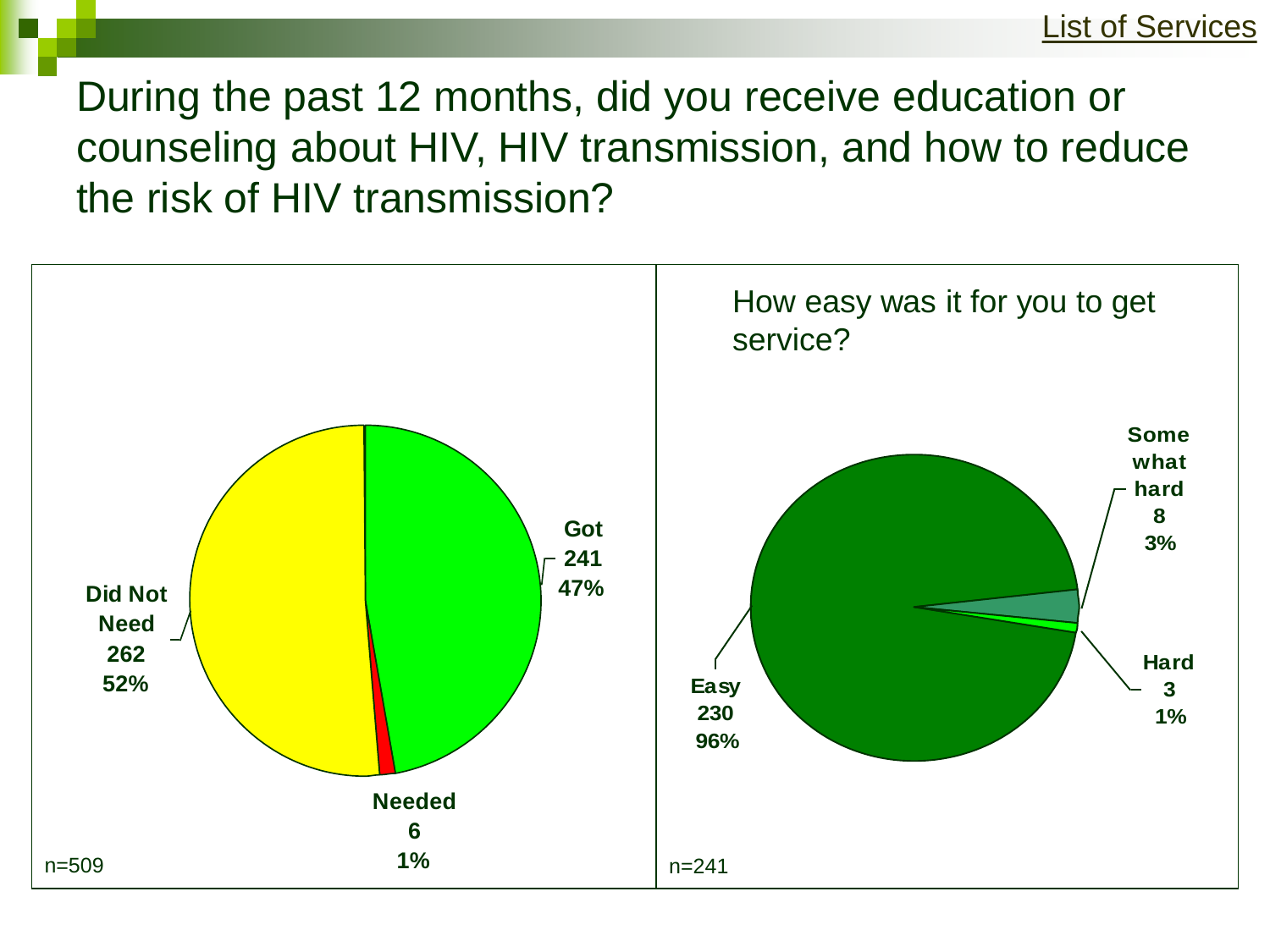List of Services

# During the past 12 months, did you receive education or counseling about HIV, HIV transmission, and how to reduce the risk of HIV transmission?

| Response | Count | Percent |
| --- | --- | --- |
| Got | 241 | 47% |
| Needed | 6 | 1% |
| Did Not Need | 262 | 52% |

n=509

How easy was it for you to get service?

| Response | Count | Percent |
| --- | --- | --- |
| Easy | 230 | 96% |
| Some what hard | 8 | 3% |
| Hard | 3 | 1% |

n=241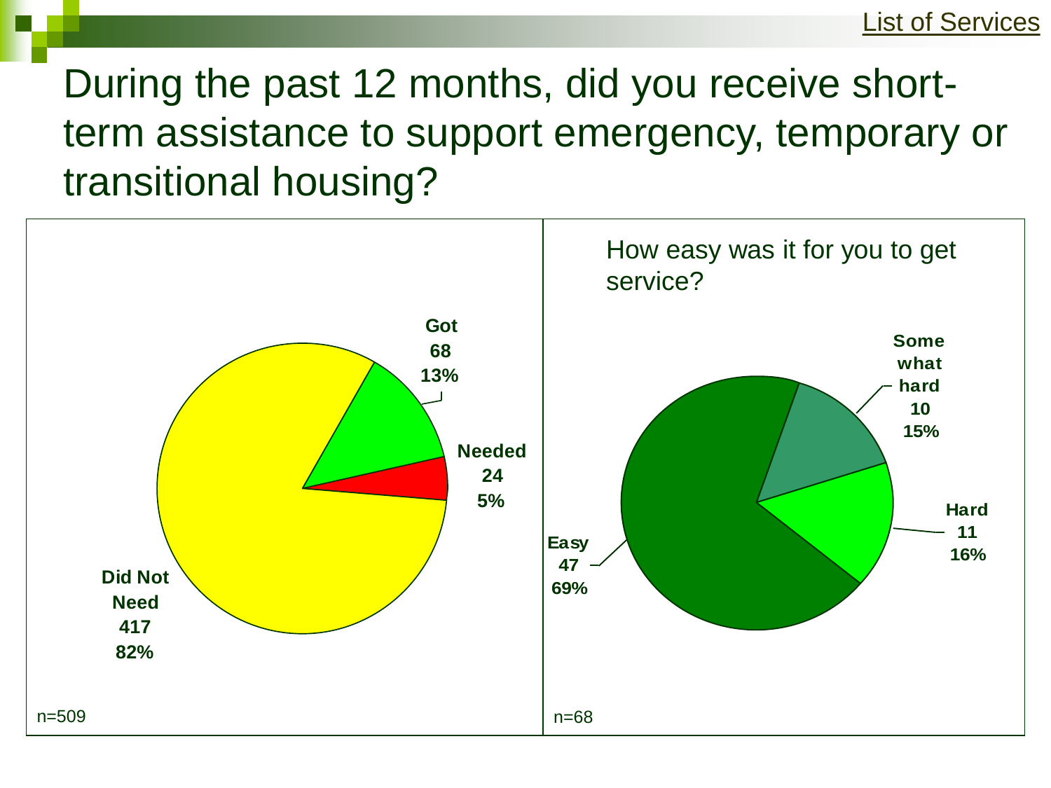List of Services

# During the past 12 months, did you receive short-term assistance to support emergency, temporary or transitional housing?

| Response | Count | Percent |
| --- | --- | --- |
| Got | 68 | 13% |
| Needed | 24 | 5% |
| Did Not Need | 417 | 82% |

n=509

How easy was it for you to get service?

| Response | Count | Percent |
| --- | --- | --- |
| Easy | 47 | 69% |
| Some what hard | 10 | 15% |
| Hard | 11 | 16% |

n=68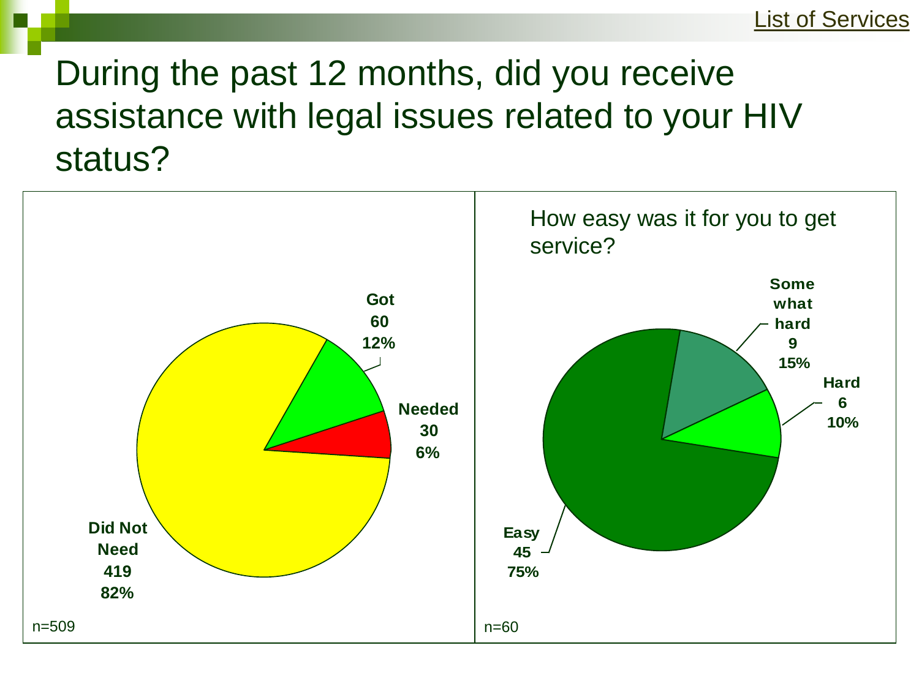List of Services

# During the past 12 months, did you receive assistance with legal issues related to your HIV status?

| Response | Count | Percent |
| --- | --- | --- |
| Got | 60 | 12% |
| Needed | 30 | 6% |
| Did Not Need | 419 | 82% |

n=509

How easy was it for you to get service?

| Response | Count | Percent |
| --- | --- | --- |
| Some what hard | 9 | 15% |
| Hard | 6 | 10% |
| Easy | 45 | 75% |

n=60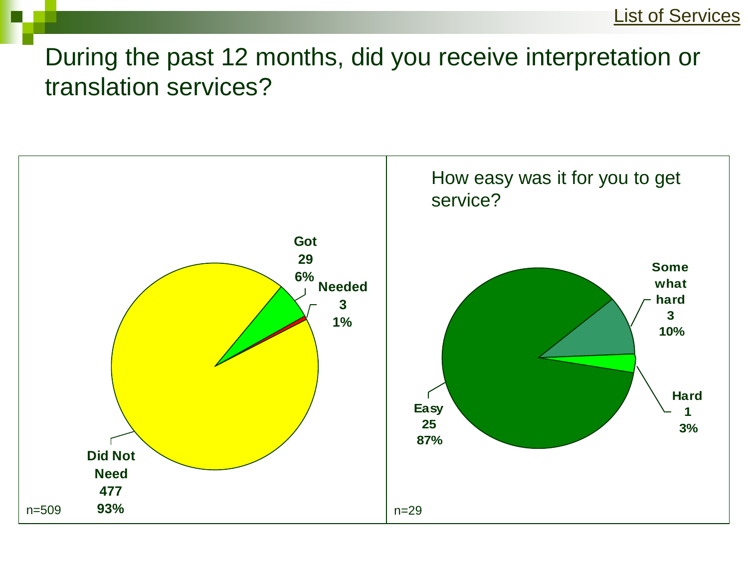List of Services

# During the past 12 months, did you receive interpretation or translation services?

n=509

| Response | Count | Percent |
|---|---|---|
| Did Not Need | 477 | 93% |
| Got | 29 | 6% |
| Needed | 3 | 1% |

How easy was it for you to get service?

n=29

| Response | Count | Percent |
|---|---|---|
| Easy | 25 | 87% |
| Somewhat hard | 3 | 10% |
| Hard | 1 | 3% |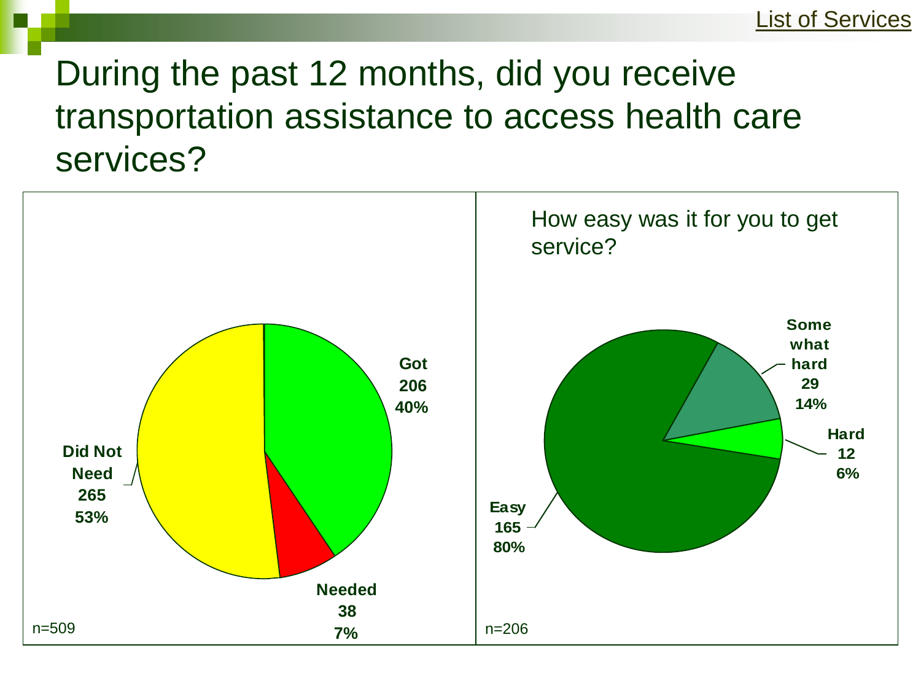List of Services

# During the past 12 months, did you receive transportation assistance to access health care services?

Got
206
40%

Needed
38
7%

Did Not Need
265
53%

n=509

How easy was it for you to get service?

Some what hard
29
14%

Hard
12
6%

Easy
165
80%

n=206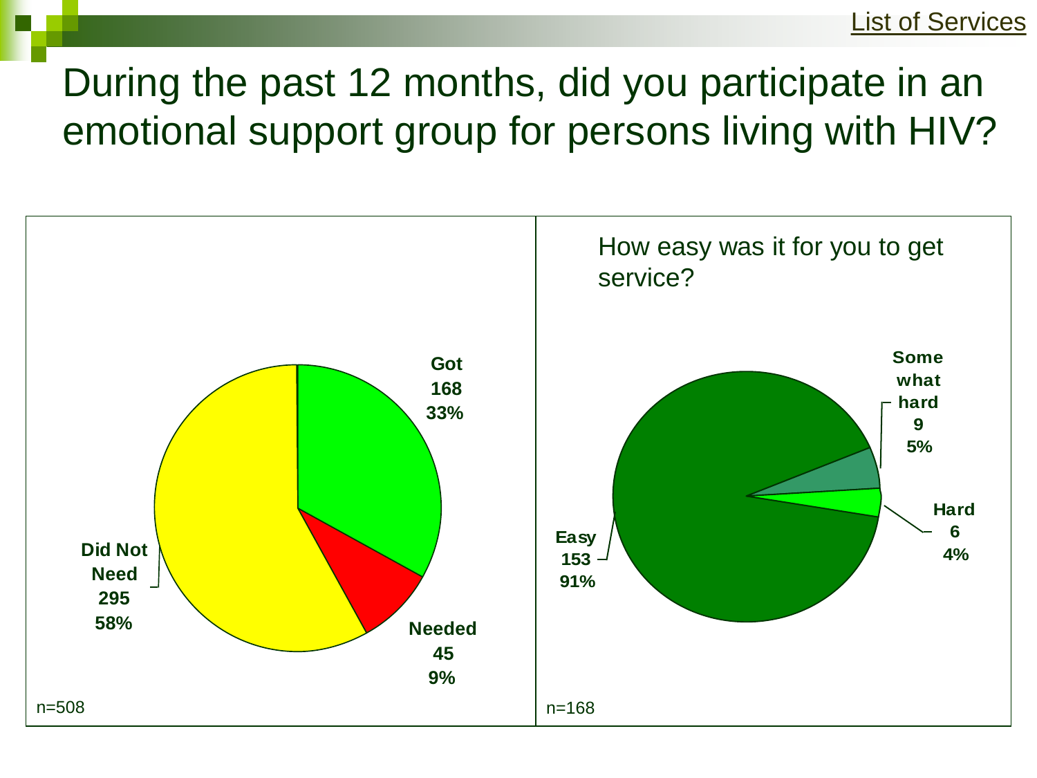List of Services

# During the past 12 months, did you participate in an emotional support group for persons living with HIV?

| Response | Count | Percent |
|---|---|---|
| Got | 168 | 33% |
| Needed | 45 | 9% |
| Did Not Need | 295 | 58% |

n=508

How easy was it for you to get service?

| Response | Count | Percent |
|---|---|---|
| Easy | 153 | 91% |
| Somewhat hard | 9 | 5% |
| Hard | 6 | 4% |

n=168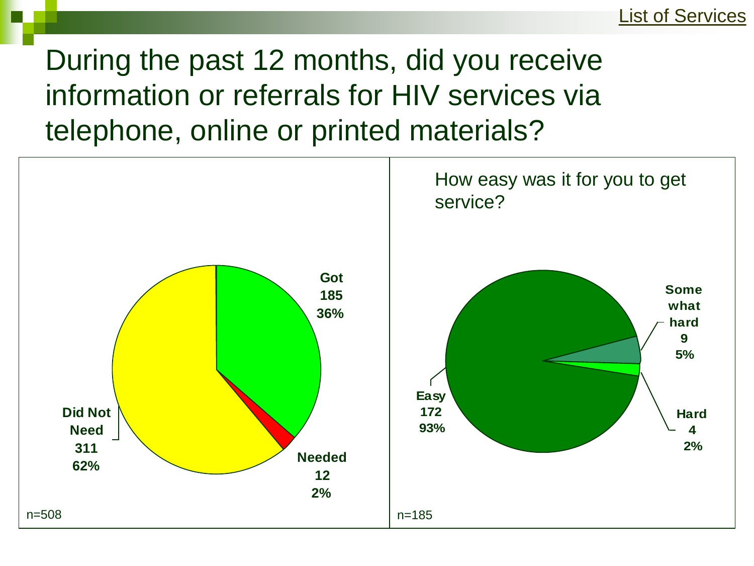List of Services

# During the past 12 months, did you receive information or referrals for HIV services via telephone, online or printed materials?

| Response | Count | Percent |
| --- | --- | --- |
| Got | 185 | 36% |
| Needed | 12 | 2% |
| Did Not Need | 311 | 62% |

n=508

How easy was it for you to get service?

| Response | Count | Percent |
| --- | --- | --- |
| Easy | 172 | 93% |
| Somewhat hard | 9 | 5% |
| Hard | 4 | 2% |

n=185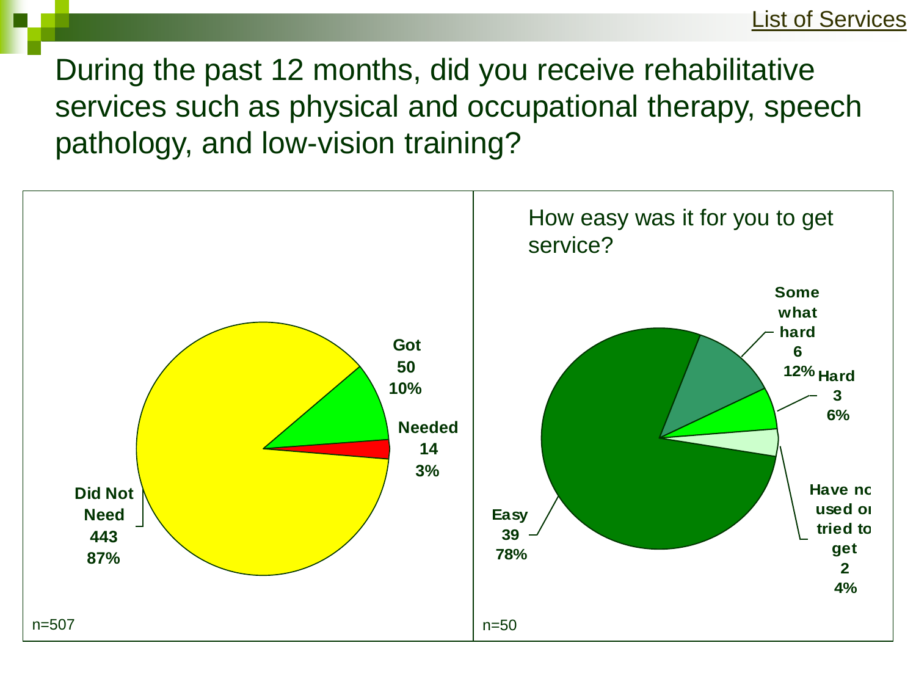List of Services

# During the past 12 months, did you receive rehabilitative services such as physical and occupational therapy, speech pathology, and low-vision training?

| Response | Count | Percent |
|---|---|---|
| Got | 50 | 10% |
| Needed | 14 | 3% |
| Did Not Need | 443 | 87% |

n=507

## How easy was it for you to get service?

| Response | Count | Percent |
|---|---|---|
| Easy | 39 | 78% |
| Somewhat hard | 6 | 12% |
| Hard | 3 | 6% |
| Have not used or tried to get | 2 | 4% |

n=50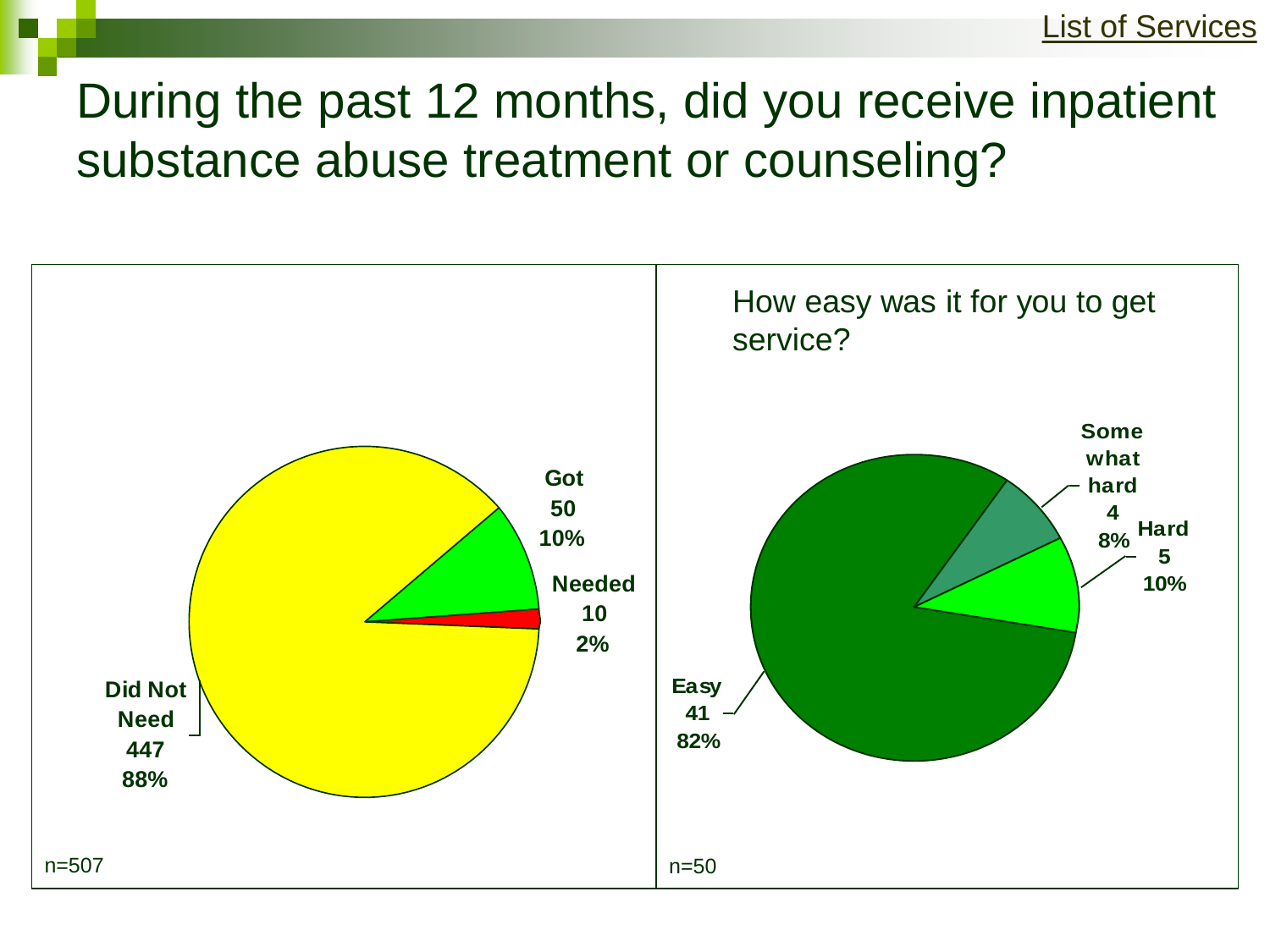List of Services

# During the past 12 months, did you receive inpatient substance abuse treatment or counseling?

| Response | Count | Percent |
|---|---|---|
| Got | 50 | 10% |
| Needed | 10 | 2% |
| Did Not Need | 447 | 88% |

n=507

How easy was it for you to get service?

| Response | Count | Percent |
|---|---|---|
| Easy | 41 | 82% |
| Somewhat hard | 4 | 8% |
| Hard | 5 | 10% |

n=50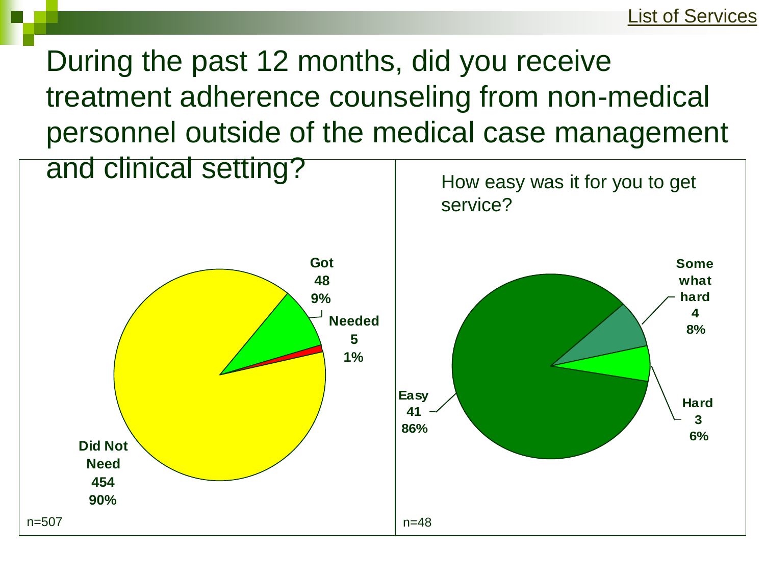List of Services

# During the past 12 months, did you receive treatment adherence counseling from non-medical personnel outside of the medical case management and clinical setting?

| Response | Count | Percent |
|---|---|---|
| Got | 48 | 9% |
| Needed | 5 | 1% |
| Did Not Need | 454 | 90% |

n=507

How easy was it for you to get service?

| Response | Count | Percent |
|---|---|---|
| Easy | 41 | 86% |
| Some what hard | 4 | 8% |
| Hard | 3 | 6% |

n=48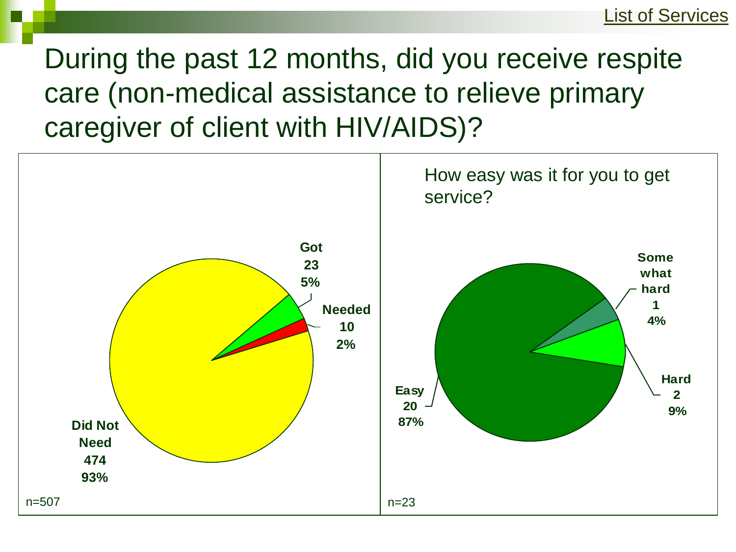List of Services

# During the past 12 months, did you receive respite care (non-medical assistance to relieve primary caregiver of client with HIV/AIDS)?

Got
23
5%

Needed
10
2%

Did Not
Need
474
93%

n=507

How easy was it for you to get service?

Some
what
hard
1
4%

Hard
2
9%

Easy
20
87%

n=23